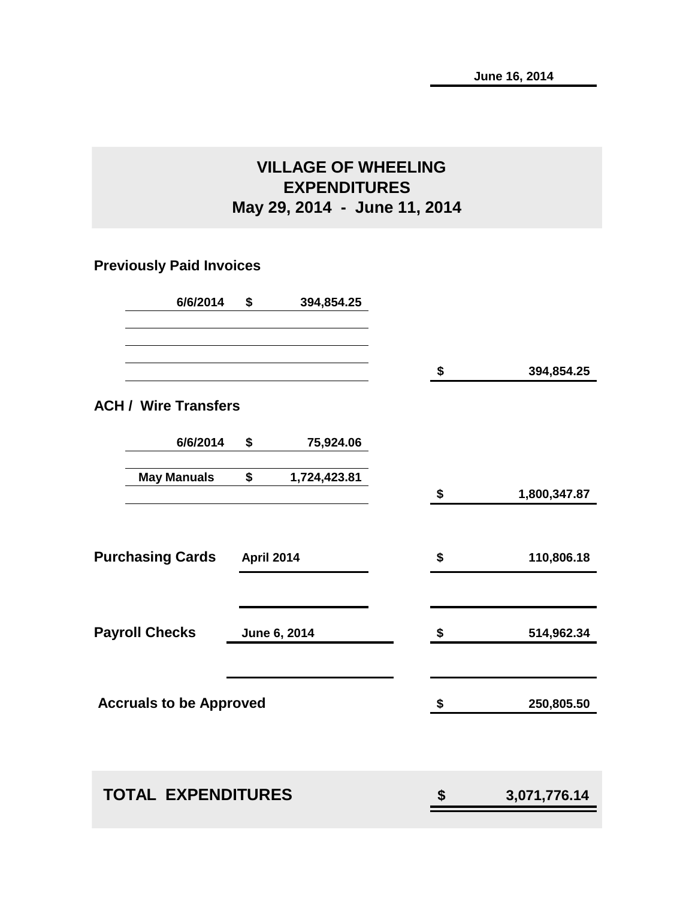June 16, 2014

# VILLAGE OF WHEELING
## EXPENDITURES
## May 29, 2014 - June 11, 2014

**Previously Paid Invoices**

| | | | |
|---|---|---|---|
| 6/6/2014 | $ 394,854.25 | | |
| | | $ | 394,854.25 |

**ACH / Wire Transfers**

| | | | |
|---|---|---|---|
| 6/6/2014 | $ 75,924.06 | | |
| May Manuals | $ 1,724,423.81 | | |
| | | $ | 1,800,347.87 |

| | | | |
|---|---|---|---|
| **Purchasing Cards** | April 2014 | $ | 110,806.18 |
| **Payroll Checks** | June 6, 2014 | $ | 514,962.34 |
| **Accruals to be Approved** | | $ | 250,805.50 |

| | | |
|---|---|---|
| **TOTAL EXPENDITURES** | **$** | **3,071,776.14** |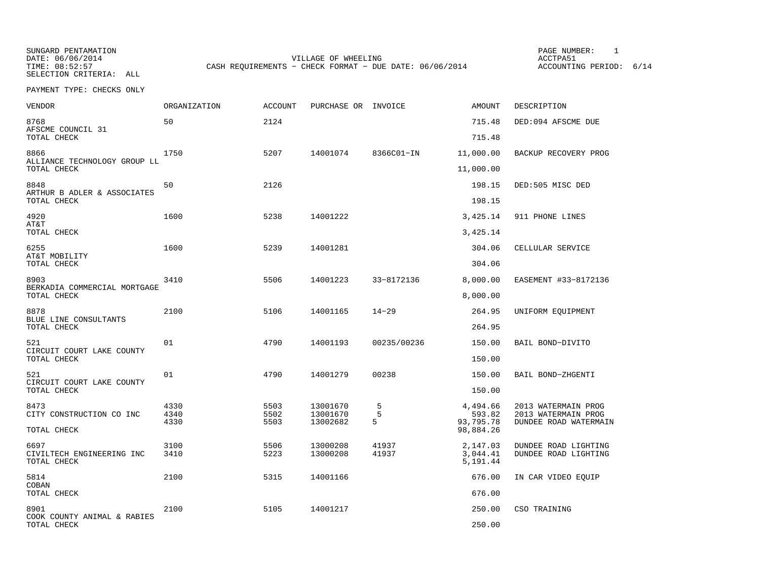SUNGARD PENTAMATION
DATE: 06/06/2014
TIME: 08:52:57
SELECTION CRITERIA: ALL

VILLAGE OF WHEELING
CASH REQUIREMENTS - CHECK FORMAT - DUE DATE: 06/06/2014

PAGE NUMBER: 1
ACCTPA51
ACCOUNTING PERIOD: 6/14

PAYMENT TYPE: CHECKS ONLY

| VENDOR | ORGANIZATION | ACCOUNT | PURCHASE OR | INVOICE | AMOUNT | DESCRIPTION |
|---|---|---|---|---|---|---|
| 8768 AFSCME COUNCIL 31 | 50 | 2124 | | | 715.48 | DED:094 AFSCME DUE |
| TOTAL CHECK | | | | | 715.48 | |
| 8866 ALLIANCE TECHNOLOGY GROUP LL | 1750 | 5207 | 14001074 | 8366C01-IN | 11,000.00 | BACKUP RECOVERY PROG |
| TOTAL CHECK | | | | | 11,000.00 | |
| 8848 ARTHUR B ADLER & ASSOCIATES | 50 | 2126 | | | 198.15 | DED:505 MISC DED |
| TOTAL CHECK | | | | | 198.15 | |
| 4920 AT&T | 1600 | 5238 | 14001222 | | 3,425.14 | 911 PHONE LINES |
| TOTAL CHECK | | | | | 3,425.14 | |
| 6255 AT&T MOBILITY | 1600 | 5239 | 14001281 | | 304.06 | CELLULAR SERVICE |
| TOTAL CHECK | | | | | 304.06 | |
| 8903 BERKADIA COMMERCIAL MORTGAGE | 3410 | 5506 | 14001223 | 33-8172136 | 8,000.00 | EASEMENT #33-8172136 |
| TOTAL CHECK | | | | | 8,000.00 | |
| 8878 BLUE LINE CONSULTANTS | 2100 | 5106 | 14001165 | 14-29 | 264.95 | UNIFORM EQUIPMENT |
| TOTAL CHECK | | | | | 264.95 | |
| 521 CIRCUIT COURT LAKE COUNTY | 01 | 4790 | 14001193 | 00235/00236 | 150.00 | BAIL BOND-DIVITO |
| TOTAL CHECK | | | | | 150.00 | |
| 521 CIRCUIT COURT LAKE COUNTY | 01 | 4790 | 14001279 | 00238 | 150.00 | BAIL BOND-ZHGENTI |
| TOTAL CHECK | | | | | 150.00 | |
| 8473 CITY CONSTRUCTION CO INC | 4330 | 5503 | 13001670 | 5 | 4,494.66 | 2013 WATERMAIN PROG |
| | 4340 | 5502 | 13001670 | 5 | 593.82 | 2013 WATERMAIN PROG |
| | 4330 | 5503 | 13002682 | 5 | 93,795.78 | DUNDEE ROAD WATERMAIN |
| TOTAL CHECK | | | | | 98,884.26 | |
| 6697 CIVILTECH ENGINEERING INC | 3100 | 5506 | 13000208 | 41937 | 2,147.03 | DUNDEE ROAD LIGHTING |
| | 3410 | 5223 | 13000208 | 41937 | 3,044.41 | DUNDEE ROAD LIGHTING |
| TOTAL CHECK | | | | | 5,191.44 | |
| 5814 COBAN | 2100 | 5315 | 14001166 | | 676.00 | IN CAR VIDEO EQUIP |
| TOTAL CHECK | | | | | 676.00 | |
| 8901 COOK COUNTY ANIMAL & RABIES | 2100 | 5105 | 14001217 | | 250.00 | CSO TRAINING |
| TOTAL CHECK | | | | | 250.00 | |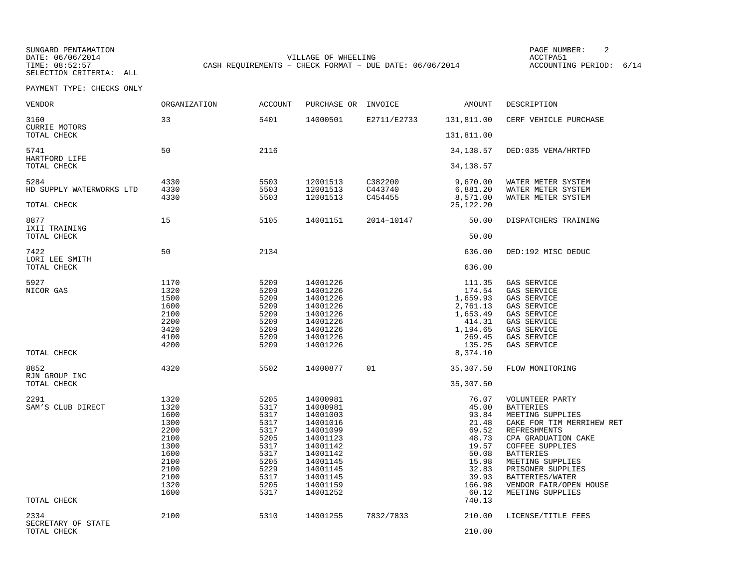SUNGARD PENTAMATION
DATE: 06/06/2014
TIME: 08:52:57
SELECTION CRITERIA: ALL

VILLAGE OF WHEELING
CASH REQUIREMENTS - CHECK FORMAT - DUE DATE: 06/06/2014

ACCTPA51
ACCOUNTING PERIOD: 6/14

PAYMENT TYPE: CHECKS ONLY

| VENDOR | ORGANIZATION | ACCOUNT | PURCHASE OR | INVOICE | AMOUNT | DESCRIPTION |
|---|---|---|---|---|---|---|
| 3160 | 33 | 5401 | 14000501 | E2711/E2733 | 131,811.00 | CERF VEHICLE PURCHASE |
| CURRIE MOTORS | | | | | | |
| TOTAL CHECK | | | | | 131,811.00 | |
| 5741 | 50 | 2116 | | | 34,138.57 | DED:035 VEMA/HRTFD |
| HARTFORD LIFE | | | | | | |
| TOTAL CHECK | | | | | 34,138.57 | |
| 5284 | 4330 | 5503 | 12001513 | C382200 | 9,670.00 | WATER METER SYSTEM |
| HD SUPPLY WATERWORKS LTD | 4330 | 5503 | 12001513 | C443740 | 6,881.20 | WATER METER SYSTEM |
| | 4330 | 5503 | 12001513 | C454455 | 8,571.00 | WATER METER SYSTEM |
| TOTAL CHECK | | | | | 25,122.20 | |
| 8877 | 15 | 5105 | 14001151 | 2014-10147 | 50.00 | DISPATCHERS TRAINING |
| IXII TRAINING | | | | | | |
| TOTAL CHECK | | | | | 50.00 | |
| 7422 | 50 | 2134 | | | 636.00 | DED:192 MISC DEDUC |
| LORI LEE SMITH | | | | | | |
| TOTAL CHECK | | | | | 636.00 | |
| 5927 | 1170 | 5209 | 14001226 | | 111.35 | GAS SERVICE |
| NICOR GAS | 1320 | 5209 | 14001226 | | 174.54 | GAS SERVICE |
| | 1500 | 5209 | 14001226 | | 1,659.93 | GAS SERVICE |
| | 1600 | 5209 | 14001226 | | 2,761.13 | GAS SERVICE |
| | 2100 | 5209 | 14001226 | | 1,653.49 | GAS SERVICE |
| | 2200 | 5209 | 14001226 | | 414.31 | GAS SERVICE |
| | 3420 | 5209 | 14001226 | | 1,194.65 | GAS SERVICE |
| | 4100 | 5209 | 14001226 | | 269.45 | GAS SERVICE |
| | 4200 | 5209 | 14001226 | | 135.25 | GAS SERVICE |
| TOTAL CHECK | | | | | 8,374.10 | |
| 8852 | 4320 | 5502 | 14000877 | 01 | 35,307.50 | FLOW MONITORING |
| RJN GROUP INC | | | | | | |
| TOTAL CHECK | | | | | 35,307.50 | |
| 2291 | 1320 | 5205 | 14000981 | | 76.07 | VOLUNTEER PARTY |
| SAM'S CLUB DIRECT | 1320 | 5317 | 14000981 | | 45.00 | BATTERIES |
| | 1600 | 5317 | 14001003 | | 93.84 | MEETING SUPPLIES |
| | 1300 | 5317 | 14001016 | | 21.48 | CAKE FOR TIM MERRIHEW RET |
| | 2200 | 5317 | 14001099 | | 69.52 | REFRESHMENTS |
| | 2100 | 5205 | 14001123 | | 48.73 | CPA GRADUATION CAKE |
| | 1300 | 5317 | 14001142 | | 19.57 | COFFEE SUPPLIES |
| | 1600 | 5317 | 14001142 | | 50.08 | BATTERIES |
| | 2100 | 5205 | 14001145 | | 15.98 | MEETING SUPPLIES |
| | 2100 | 5229 | 14001145 | | 32.83 | PRISONER SUPPLIES |
| | 2100 | 5317 | 14001145 | | 39.93 | BATTERIES/WATER |
| | 1320 | 5205 | 14001159 | | 166.98 | VENDOR FAIR/OPEN HOUSE |
| | 1600 | 5317 | 14001252 | | 60.12 | MEETING SUPPLIES |
| TOTAL CHECK | | | | | 740.13 | |
| 2334 | 2100 | 5310 | 14001255 | 7832/7833 | 210.00 | LICENSE/TITLE FEES |
| SECRETARY OF STATE | | | | | | |
| TOTAL CHECK | | | | | 210.00 | |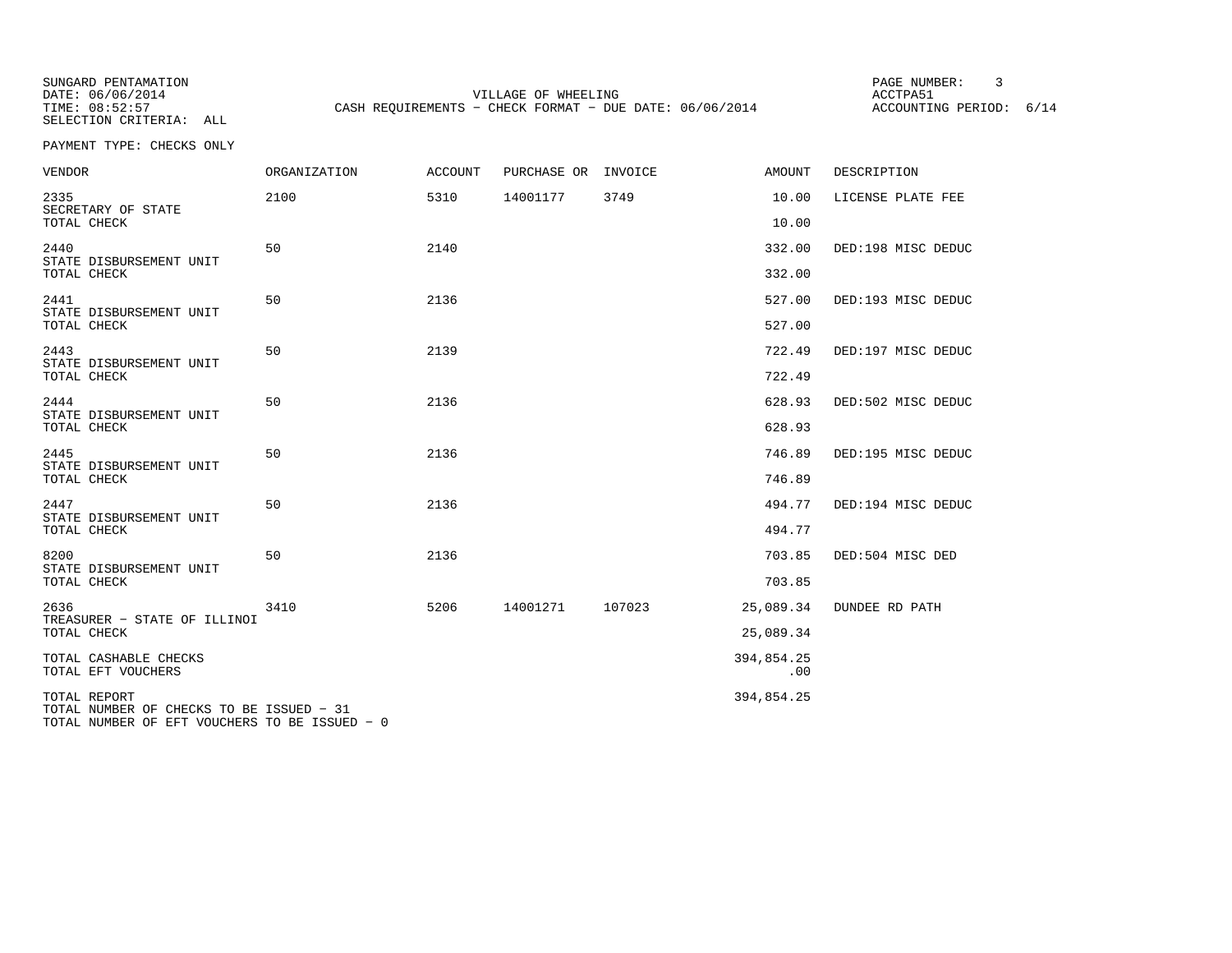SUNGARD PENTAMATION
DATE: 06/06/2014
TIME: 08:52:57
SELECTION CRITERIA: ALL

VILLAGE OF WHEELING
CASH REQUIREMENTS - CHECK FORMAT - DUE DATE: 06/06/2014

ACCTPA51
ACCOUNTING PERIOD: 6/14

PAYMENT TYPE: CHECKS ONLY

| VENDOR | ORGANIZATION | ACCOUNT | PURCHASE OR | INVOICE | AMOUNT | DESCRIPTION |
|---|---|---|---|---|---|---|
| 2335 SECRETARY OF STATE | 2100 | 5310 | 14001177 | 3749 | 10.00 | LICENSE PLATE FEE |
| TOTAL CHECK | | | | | 10.00 | |
| 2440 STATE DISBURSEMENT UNIT | 50 | 2140 | | | 332.00 | DED:198 MISC DEDUC |
| TOTAL CHECK | | | | | 332.00 | |
| 2441 STATE DISBURSEMENT UNIT | 50 | 2136 | | | 527.00 | DED:193 MISC DEDUC |
| TOTAL CHECK | | | | | 527.00 | |
| 2443 STATE DISBURSEMENT UNIT | 50 | 2139 | | | 722.49 | DED:197 MISC DEDUC |
| TOTAL CHECK | | | | | 722.49 | |
| 2444 STATE DISBURSEMENT UNIT | 50 | 2136 | | | 628.93 | DED:502 MISC DEDUC |
| TOTAL CHECK | | | | | 628.93 | |
| 2445 STATE DISBURSEMENT UNIT | 50 | 2136 | | | 746.89 | DED:195 MISC DEDUC |
| TOTAL CHECK | | | | | 746.89 | |
| 2447 STATE DISBURSEMENT UNIT | 50 | 2136 | | | 494.77 | DED:194 MISC DEDUC |
| TOTAL CHECK | | | | | 494.77 | |
| 8200 STATE DISBURSEMENT UNIT | 50 | 2136 | | | 703.85 | DED:504 MISC DED |
| TOTAL CHECK | | | | | 703.85 | |
| 2636 TREASURER - STATE OF ILLINOI | 3410 | 5206 | 14001271 | 107023 | 25,089.34 | DUNDEE RD PATH |
| TOTAL CHECK | | | | | 25,089.34 | |
| TOTAL CASHABLE CHECKS | | | | | 394,854.25 | |
| TOTAL EFT VOUCHERS | | | | | .00 | |
| TOTAL REPORT | | | | | 394,854.25 | |

TOTAL NUMBER OF CHECKS TO BE ISSUED - 31
TOTAL NUMBER OF EFT VOUCHERS TO BE ISSUED - 0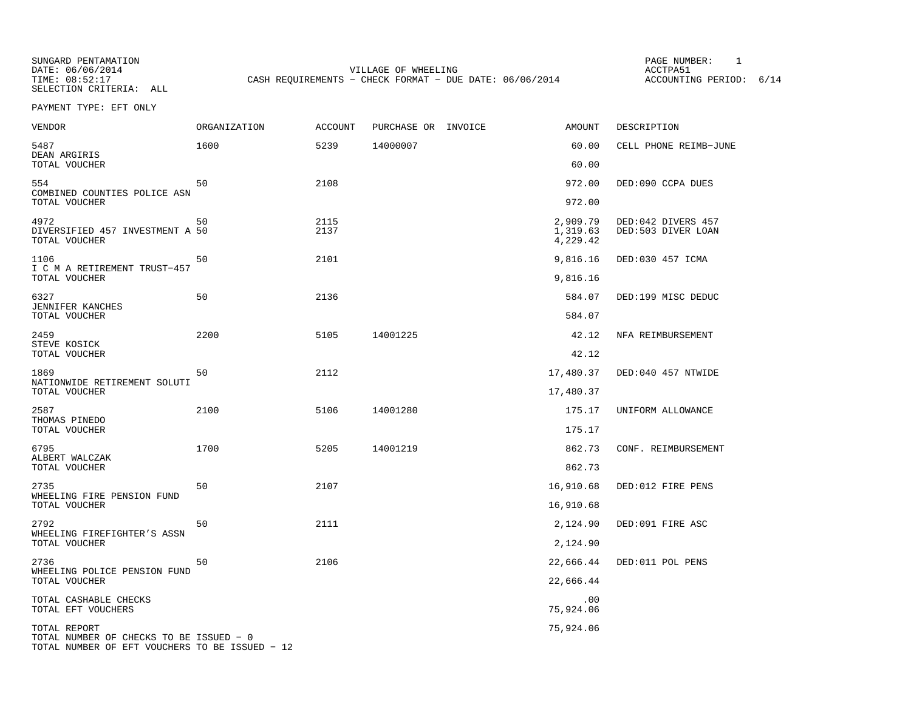SUNGARD PENTAMATION
DATE: 06/06/2014
TIME: 08:52:17
SELECTION CRITERIA: ALL

VILLAGE OF WHEELING
CASH REQUIREMENTS - CHECK FORMAT - DUE DATE: 06/06/2014

PAGE NUMBER: 1
ACCTPA51
ACCOUNTING PERIOD: 6/14

PAYMENT TYPE: EFT ONLY

| VENDOR | ORGANIZATION | ACCOUNT | PURCHASE OR | INVOICE | AMOUNT | DESCRIPTION |
|---|---|---|---|---|---|---|
| 5487 DEAN ARGIRIS | 1600 | 5239 | 14000007 | | 60.00 | CELL PHONE REIMB-JUNE |
| TOTAL VOUCHER | | | | | 60.00 | |
| 554 COMBINED COUNTIES POLICE ASN | 50 | 2108 | | | 972.00 | DED:090 CCPA DUES |
| TOTAL VOUCHER | | | | | 972.00 | |
| 4972 DIVERSIFIED 457 INVESTMENT A | 50 | 2115 | | | 2,909.79 | DED:042 DIVERS 457 |
| | 50 | 2137 | | | 1,319.63 | DED:503 DIVER LOAN |
| TOTAL VOUCHER | | | | | 4,229.42 | |
| 1106 I C M A RETIREMENT TRUST-457 | 50 | 2101 | | | 9,816.16 | DED:030 457 ICMA |
| TOTAL VOUCHER | | | | | 9,816.16 | |
| 6327 JENNIFER KANCHES | 50 | 2136 | | | 584.07 | DED:199 MISC DEDUC |
| TOTAL VOUCHER | | | | | 584.07 | |
| 2459 STEVE KOSICK | 2200 | 5105 | 14001225 | | 42.12 | NFA REIMBURSEMENT |
| TOTAL VOUCHER | | | | | 42.12 | |
| 1869 NATIONWIDE RETIREMENT SOLUTI | 50 | 2112 | | | 17,480.37 | DED:040 457 NTWIDE |
| TOTAL VOUCHER | | | | | 17,480.37 | |
| 2587 THOMAS PINEDO | 2100 | 5106 | 14001280 | | 175.17 | UNIFORM ALLOWANCE |
| TOTAL VOUCHER | | | | | 175.17 | |
| 6795 ALBERT WALCZAK | 1700 | 5205 | 14001219 | | 862.73 | CONF. REIMBURSEMENT |
| TOTAL VOUCHER | | | | | 862.73 | |
| 2735 WHEELING FIRE PENSION FUND | 50 | 2107 | | | 16,910.68 | DED:012 FIRE PENS |
| TOTAL VOUCHER | | | | | 16,910.68 | |
| 2792 WHEELING FIREFIGHTER'S ASSN | 50 | 2111 | | | 2,124.90 | DED:091 FIRE ASC |
| TOTAL VOUCHER | | | | | 2,124.90 | |
| 2736 WHEELING POLICE PENSION FUND | 50 | 2106 | | | 22,666.44 | DED:011 POL PENS |
| TOTAL VOUCHER | | | | | 22,666.44 | |
| TOTAL CASHABLE CHECKS | | | | | .00 | |
| TOTAL EFT VOUCHERS | | | | | 75,924.06 | |
| TOTAL REPORT | | | | | 75,924.06 | |

TOTAL NUMBER OF CHECKS TO BE ISSUED - 0
TOTAL NUMBER OF EFT VOUCHERS TO BE ISSUED - 12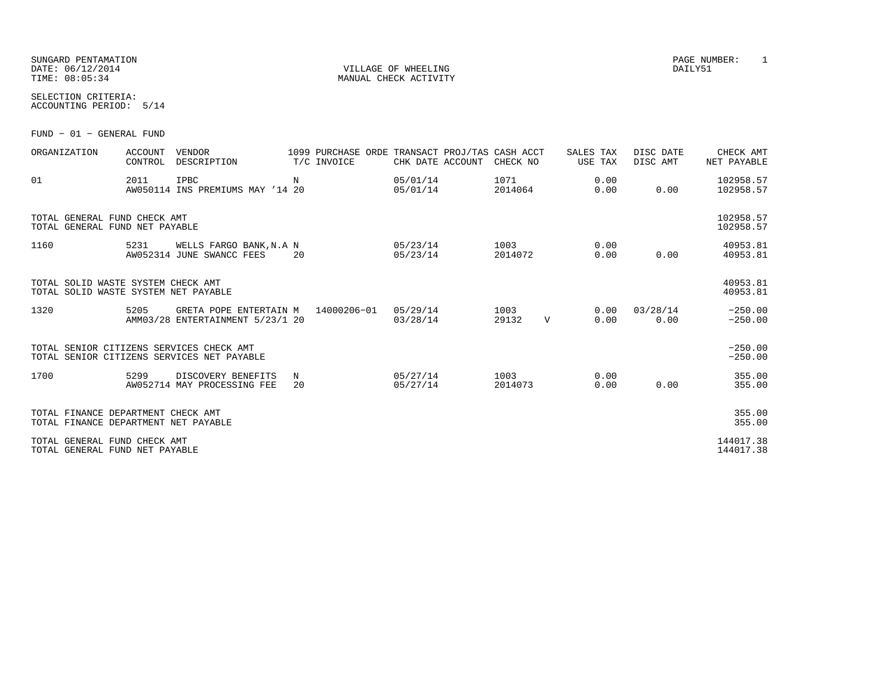SUNGARD PENTAMATION
DATE: 06/12/2014
TIME: 08:05:34

VILLAGE OF WHEELING
MANUAL CHECK ACTIVITY

PAGE NUMBER: 1
DAILY51

SELECTION CRITERIA:
ACCOUNTING PERIOD: 5/14

FUND - 01 - GENERAL FUND

| ORGANIZATION | ACCOUNT CONTROL | VENDOR DESCRIPTION | 1099 T/C | PURCHASE ORDE INVOICE | TRANSACT CHK DATE | PROJ/TAS ACCOUNT | CASH ACCT CHECK NO | | SALES TAX USE TAX | DISC DATE DISC AMT | CHECK AMT NET PAYABLE |
|---|---|---|---|---|---|---|---|---|---|---|---|
| 01 | 2011<br>AW050114 | IPBC<br>INS PREMIUMS MAY '14 | N<br>20 | | 05/01/14<br>05/01/14 | | 1071<br>2014064 | | 0.00<br>0.00 | <br>0.00 | 102958.57<br>102958.57 |
| TOTAL GENERAL FUND CHECK AMT<br>TOTAL GENERAL FUND NET PAYABLE | | | | | | | | | | | 102958.57<br>102958.57 |
| 1160 | 5231<br>AW052314 | WELLS FARGO BANK,N.A<br>JUNE SWANCC FEES | N<br>20 | | 05/23/14<br>05/23/14 | | 1003<br>2014072 | | 0.00<br>0.00 | <br>0.00 | 40953.81<br>40953.81 |
| TOTAL SOLID WASTE SYSTEM CHECK AMT<br>TOTAL SOLID WASTE SYSTEM NET PAYABLE | | | | | | | | | | | 40953.81<br>40953.81 |
| 1320 | 5205<br>AMM03/28 | GRETA POPE ENTERTAIN<br>ENTERTAINMENT 5/23/1 | M<br>20 | 14000206-01 | 05/29/14<br>03/28/14 | | 1003<br>29132 | V | 0.00<br>0.00 | 03/28/14<br>0.00 | -250.00<br>-250.00 |
| TOTAL SENIOR CITIZENS SERVICES CHECK AMT<br>TOTAL SENIOR CITIZENS SERVICES NET PAYABLE | | | | | | | | | | | -250.00<br>-250.00 |
| 1700 | 5299<br>AW052714 | DISCOVERY BENEFITS<br>MAY PROCESSING FEE | N<br>20 | | 05/27/14<br>05/27/14 | | 1003<br>2014073 | | 0.00<br>0.00 | <br>0.00 | 355.00<br>355.00 |
| TOTAL FINANCE DEPARTMENT CHECK AMT<br>TOTAL FINANCE DEPARTMENT NET PAYABLE | | | | | | | | | | | 355.00<br>355.00 |
| TOTAL GENERAL FUND CHECK AMT<br>TOTAL GENERAL FUND NET PAYABLE | | | | | | | | | | | 144017.38<br>144017.38 |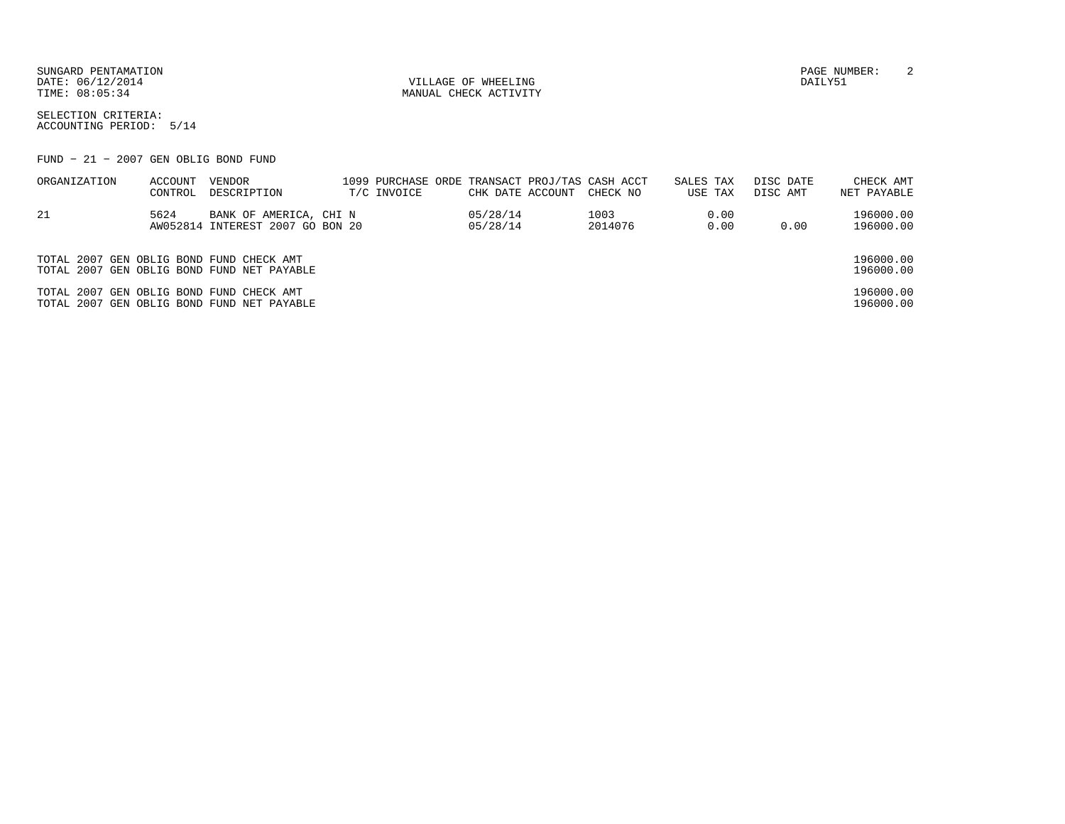SUNGARD PENTAMATION
DATE: 06/12/2014
TIME: 08:05:34

VILLAGE OF WHEELING
MANUAL CHECK ACTIVITY

PAGE NUMBER: 2
DAILY51

SELECTION CRITERIA:
ACCOUNTING PERIOD: 5/14

FUND - 21 - 2007 GEN OBLIG BOND FUND

| ORGANIZATION | ACCOUNT<br>CONTROL | VENDOR<br>DESCRIPTION | 1099<br>T/C | PURCHASE ORDE<br>INVOICE | TRANSACT<br>CHK DATE | PROJ/TAS<br>ACCOUNT | CASH ACCT<br>CHECK NO | SALES TAX<br>USE TAX | DISC DATE<br>DISC AMT | CHECK AMT<br>NET PAYABLE |
|---|---|---|---|---|---|---|---|---|---|---|
| 21 | 5624<br>AW052814 | BANK OF AMERICA, CHI N<br>INTEREST 2007 GO BON 20 | | | 05/28/14<br>05/28/14 | | 1003<br>2014076 | 0.00<br>0.00 | <br>0.00 | 196000.00<br>196000.00 |

TOTAL 2007 GEN OBLIG BOND FUND CHECK AMT 196000.00
TOTAL 2007 GEN OBLIG BOND FUND NET PAYABLE 196000.00

TOTAL 2007 GEN OBLIG BOND FUND CHECK AMT 196000.00
TOTAL 2007 GEN OBLIG BOND FUND NET PAYABLE 196000.00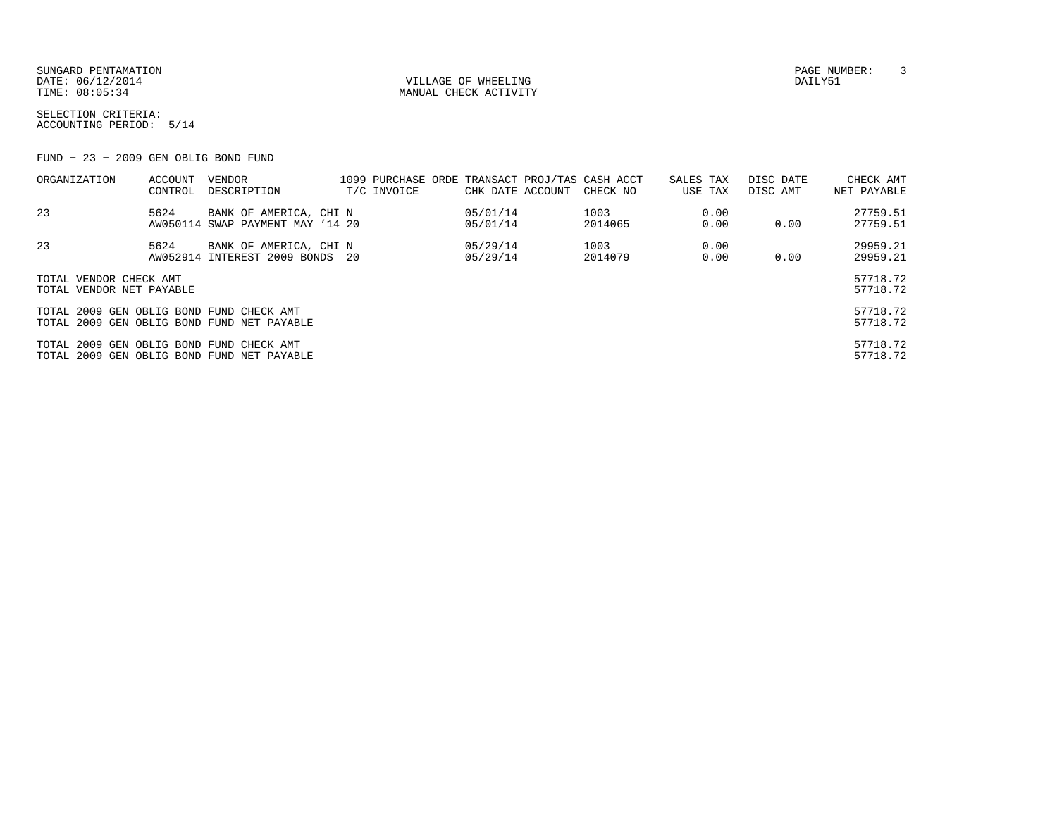SUNGARD PENTAMATION
DATE: 06/12/2014
TIME: 08:05:34

VILLAGE OF WHEELING
MANUAL CHECK ACTIVITY

DAILY51

SELECTION CRITERIA:
ACCOUNTING PERIOD: 5/14

FUND - 23 - 2009 GEN OBLIG BOND FUND

| ORGANIZATION | ACCOUNT CONTROL | VENDOR DESCRIPTION | 1099 T/C | PURCHASE ORDE INVOICE | TRANSACT CHK DATE | PROJ/TAS ACCOUNT | CASH ACCT CHECK NO | SALES TAX USE TAX | DISC DATE DISC AMT | CHECK AMT NET PAYABLE |
|---|---|---|---|---|---|---|---|---|---|---|
| 23 | 5624 | BANK OF AMERICA, CHI | N | | 05/01/14 | | 1003 | 0.00 | | 27759.51 |
| | AW050114 | SWAP PAYMENT MAY '14 | 20 | | 05/01/14 | | 2014065 | 0.00 | 0.00 | 27759.51 |
| 23 | 5624 | BANK OF AMERICA, CHI | N | | 05/29/14 | | 1003 | 0.00 | | 29959.21 |
| | AW052914 | INTEREST 2009 BONDS | 20 | | 05/29/14 | | 2014079 | 0.00 | 0.00 | 29959.21 |

| | |
|---|---|
| TOTAL VENDOR CHECK AMT | 57718.72 |
| TOTAL VENDOR NET PAYABLE | 57718.72 |
| TOTAL 2009 GEN OBLIG BOND FUND CHECK AMT | 57718.72 |
| TOTAL 2009 GEN OBLIG BOND FUND NET PAYABLE | 57718.72 |
| TOTAL 2009 GEN OBLIG BOND FUND CHECK AMT | 57718.72 |
| TOTAL 2009 GEN OBLIG BOND FUND NET PAYABLE | 57718.72 |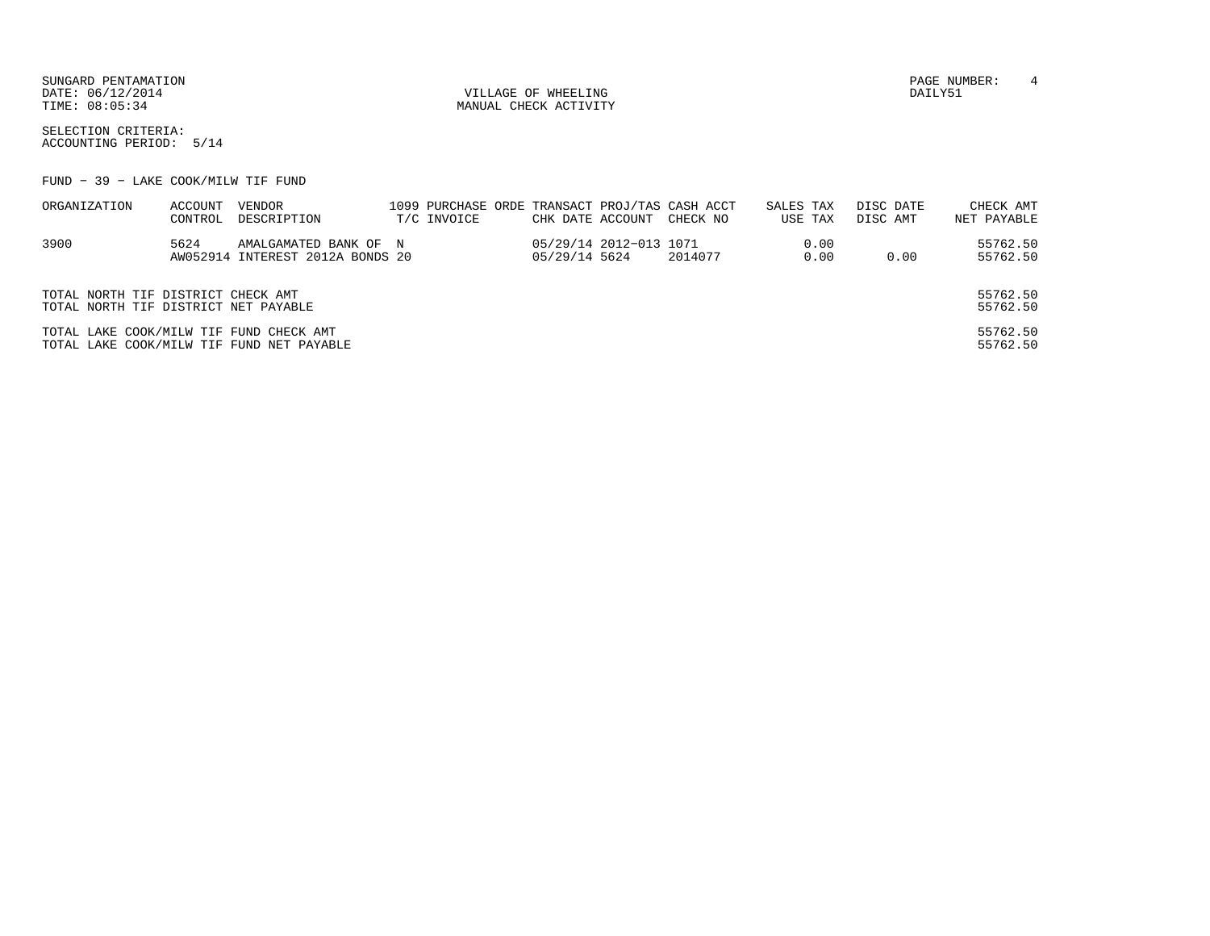SUNGARD PENTAMATION
DATE: 06/12/2014
TIME: 08:05:34

VILLAGE OF WHEELING
MANUAL CHECK ACTIVITY

DAILY51

SELECTION CRITERIA:
ACCOUNTING PERIOD: 5/14

FUND - 39 - LAKE COOK/MILW TIF FUND

| ORGANIZATION | ACCOUNT CONTROL | VENDOR DESCRIPTION | 1099 T/C | PURCHASE ORDE INVOICE | TRANSACT CHK DATE | PROJ/TAS ACCOUNT | CASH ACCT CHECK NO | SALES TAX USE TAX | DISC DATE DISC AMT | CHECK AMT NET PAYABLE |
|---|---|---|---|---|---|---|---|---|---|---|
| 3900 | 5624 | AMALGAMATED BANK OF | N | | 05/29/14 | 2012-013 | 1071 | 0.00 | | 55762.50 |
| | AW052914 | INTEREST 2012A BONDS 20 | | | 05/29/14 | 5624 | 2014077 | 0.00 | 0.00 | 55762.50 |

TOTAL NORTH TIF DISTRICT CHECK AMT 55762.50
TOTAL NORTH TIF DISTRICT NET PAYABLE 55762.50

TOTAL LAKE COOK/MILW TIF FUND CHECK AMT 55762.50
TOTAL LAKE COOK/MILW TIF FUND NET PAYABLE 55762.50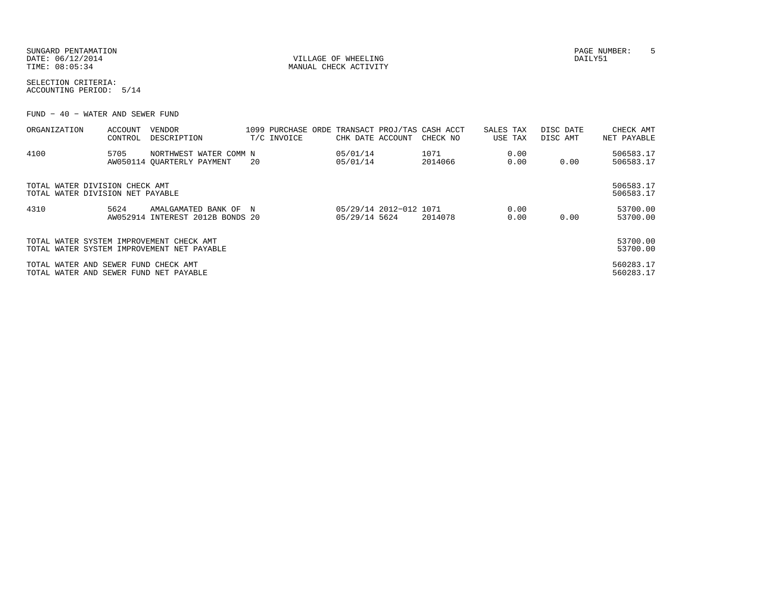SUNGARD PENTAMATION
DATE: 06/12/2014
TIME: 08:05:34

VILLAGE OF WHEELING
MANUAL CHECK ACTIVITY

PAGE NUMBER: 5
DAILY51

SELECTION CRITERIA:
ACCOUNTING PERIOD: 5/14

FUND - 40 - WATER AND SEWER FUND

| ORGANIZATION | ACCOUNT CONTROL | VENDOR DESCRIPTION | 1099 T/C | PURCHASE ORDE INVOICE | TRANSACT CHK DATE | PROJ/TAS ACCOUNT | CASH ACCT CHECK NO | SALES TAX USE TAX | DISC DATE DISC AMT | CHECK AMT NET PAYABLE |
|---|---|---|---|---|---|---|---|---|---|---|
| 4100 | 5705 AW050114 | NORTHWEST WATER COMM QUARTERLY PAYMENT | N 20 | | 05/01/14 05/01/14 | | 1071 2014066 | 0.00 0.00 | 0.00 | 506583.17 506583.17 |
| TOTAL WATER DIVISION CHECK AMT | | | | | | | | | | 506583.17 |
| TOTAL WATER DIVISION NET PAYABLE | | | | | | | | | | 506583.17 |
| 4310 | 5624 AW052914 | AMALGAMATED BANK OF INTEREST 2012B BONDS | N 20 | | 05/29/14 05/29/14 | 2012-012 5624 | 1071 2014078 | 0.00 0.00 | 0.00 | 53700.00 53700.00 |
| TOTAL WATER SYSTEM IMPROVEMENT CHECK AMT | | | | | | | | | | 53700.00 |
| TOTAL WATER SYSTEM IMPROVEMENT NET PAYABLE | | | | | | | | | | 53700.00 |
| TOTAL WATER AND SEWER FUND CHECK AMT | | | | | | | | | | 560283.17 |
| TOTAL WATER AND SEWER FUND NET PAYABLE | | | | | | | | | | 560283.17 |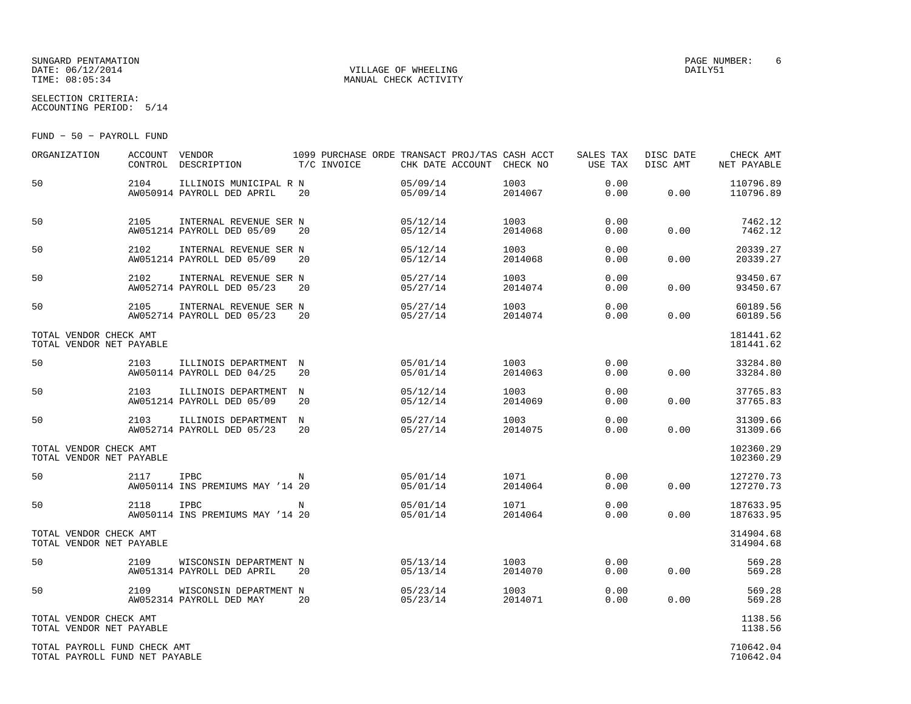SUNGARD PENTAMATION
DATE: 06/12/2014
TIME: 08:05:34

VILLAGE OF WHEELING
MANUAL CHECK ACTIVITY

PAGE NUMBER: 6
DAILY51

SELECTION CRITERIA:
ACCOUNTING PERIOD: 5/14

FUND - 50 - PAYROLL FUND

| ORGANIZATION | ACCOUNT CONTROL | VENDOR DESCRIPTION | 1099 T/C | PURCHASE ORDE INVOICE | TRANSACT CHK DATE | PROJ/TAS ACCOUNT | CASH ACCT CHECK NO | SALES TAX USE TAX | DISC DATE DISC AMT | CHECK AMT NET PAYABLE |
|---|---|---|---|---|---|---|---|---|---|---|
| 50 | 2104 AW050914 | ILLINOIS MUNICIPAL R PAYROLL DED APRIL | N 20 | | 05/09/14 05/09/14 | | 1003 2014067 | 0.00 0.00 | 0.00 | 110796.89 110796.89 |
| 50 | 2105 AW051214 | INTERNAL REVENUE SER PAYROLL DED 05/09 | N 20 | | 05/12/14 05/12/14 | | 1003 2014068 | 0.00 0.00 | 0.00 | 7462.12 7462.12 |
| 50 | 2102 AW051214 | INTERNAL REVENUE SER PAYROLL DED 05/09 | N 20 | | 05/12/14 05/12/14 | | 1003 2014068 | 0.00 0.00 | 0.00 | 20339.27 20339.27 |
| 50 | 2102 AW052714 | INTERNAL REVENUE SER PAYROLL DED 05/23 | N 20 | | 05/27/14 05/27/14 | | 1003 2014074 | 0.00 0.00 | 0.00 | 93450.67 93450.67 |
| 50 | 2105 AW052714 | INTERNAL REVENUE SER PAYROLL DED 05/23 | N 20 | | 05/27/14 05/27/14 | | 1003 2014074 | 0.00 0.00 | 0.00 | 60189.56 60189.56 |
| TOTAL VENDOR CHECK AMT TOTAL VENDOR NET PAYABLE | | | | | | | | | | 181441.62 181441.62 |
| 50 | 2103 AW050114 | ILLINOIS DEPARTMENT PAYROLL DED 04/25 | N 20 | | 05/01/14 05/01/14 | | 1003 2014063 | 0.00 0.00 | 0.00 | 33284.80 33284.80 |
| 50 | 2103 AW051214 | ILLINOIS DEPARTMENT PAYROLL DED 05/09 | N 20 | | 05/12/14 05/12/14 | | 1003 2014069 | 0.00 0.00 | 0.00 | 37765.83 37765.83 |
| 50 | 2103 AW052714 | ILLINOIS DEPARTMENT PAYROLL DED 05/23 | N 20 | | 05/27/14 05/27/14 | | 1003 2014075 | 0.00 0.00 | 0.00 | 31309.66 31309.66 |
| TOTAL VENDOR CHECK AMT TOTAL VENDOR NET PAYABLE | | | | | | | | | | 102360.29 102360.29 |
| 50 | 2117 AW050114 | IPBC INS PREMIUMS MAY '14 | N 20 | | 05/01/14 05/01/14 | | 1071 2014064 | 0.00 0.00 | 0.00 | 127270.73 127270.73 |
| 50 | 2118 AW050114 | IPBC INS PREMIUMS MAY '14 | N 20 | | 05/01/14 05/01/14 | | 1071 2014064 | 0.00 0.00 | 0.00 | 187633.95 187633.95 |
| TOTAL VENDOR CHECK AMT TOTAL VENDOR NET PAYABLE | | | | | | | | | | 314904.68 314904.68 |
| 50 | 2109 AW051314 | WISCONSIN DEPARTMENT PAYROLL DED APRIL | N 20 | | 05/13/14 05/13/14 | | 1003 2014070 | 0.00 0.00 | 0.00 | 569.28 569.28 |
| 50 | 2109 AW052314 | WISCONSIN DEPARTMENT PAYROLL DED MAY | N 20 | | 05/23/14 05/23/14 | | 1003 2014071 | 0.00 0.00 | 0.00 | 569.28 569.28 |
| TOTAL VENDOR CHECK AMT TOTAL VENDOR NET PAYABLE | | | | | | | | | | 1138.56 1138.56 |
| TOTAL PAYROLL FUND CHECK AMT TOTAL PAYROLL FUND NET PAYABLE | | | | | | | | | | 710642.04 710642.04 |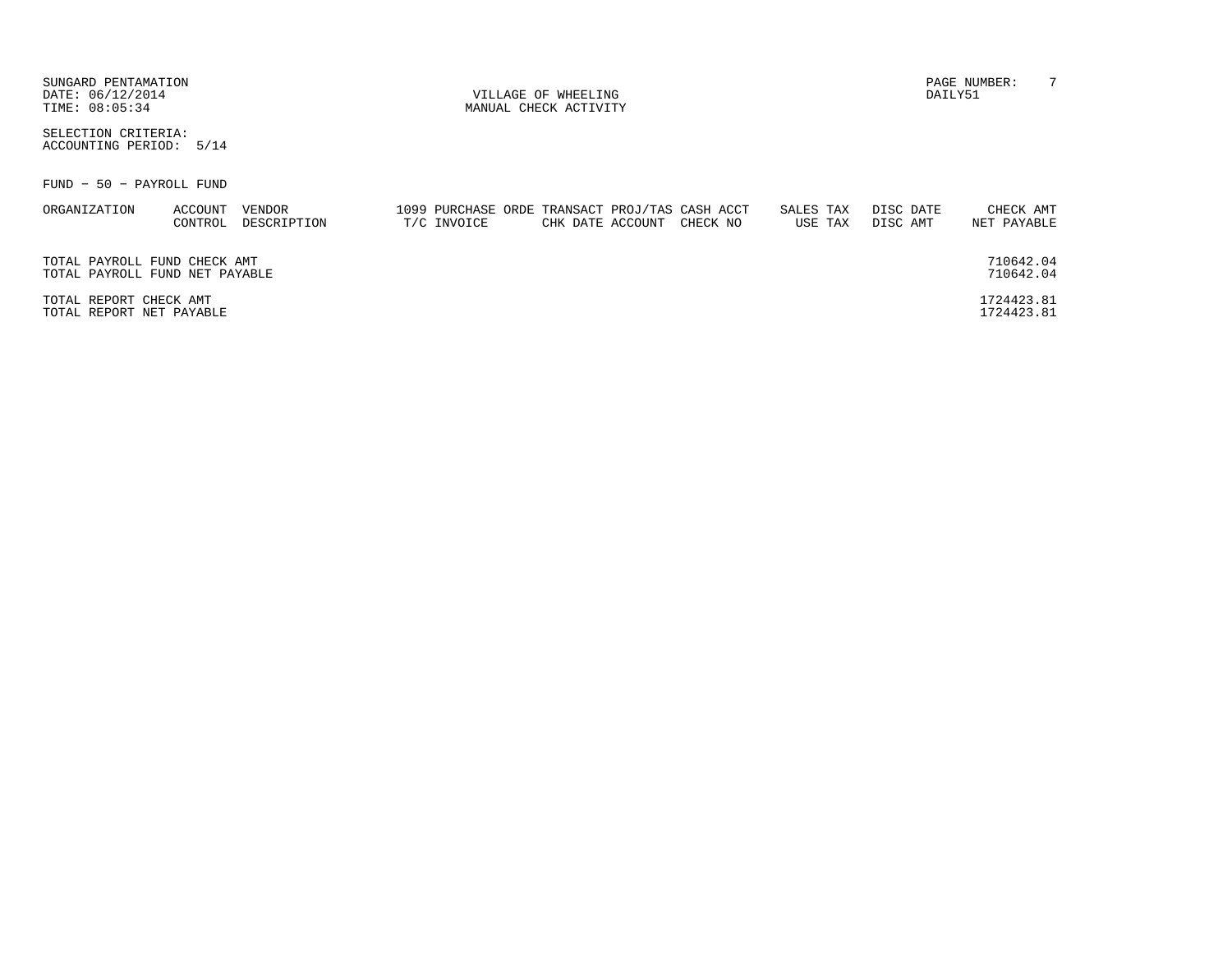VILLAGE OF WHEELING
MANUAL CHECK ACTIVITY

SELECTION CRITERIA:
ACCOUNTING PERIOD: 5/14

FUND - 50 - PAYROLL FUND

| ORGANIZATION | ACCOUNT CONTROL | VENDOR DESCRIPTION | 1099 T/C | PURCHASE ORDE INVOICE | TRANSACT CHK DATE | PROJ/TAS ACCOUNT | CASH ACCT CHECK NO | SALES TAX USE TAX | DISC DATE DISC AMT | CHECK AMT NET PAYABLE |
|---|---|---|---|---|---|---|---|---|---|---|
| TOTAL PAYROLL FUND CHECK AMT | | | | | | | | | | 710642.04 |
| TOTAL PAYROLL FUND NET PAYABLE | | | | | | | | | | 710642.04 |
| TOTAL REPORT CHECK AMT | | | | | | | | | | 1724423.81 |
| TOTAL REPORT NET PAYABLE | | | | | | | | | | 1724423.81 |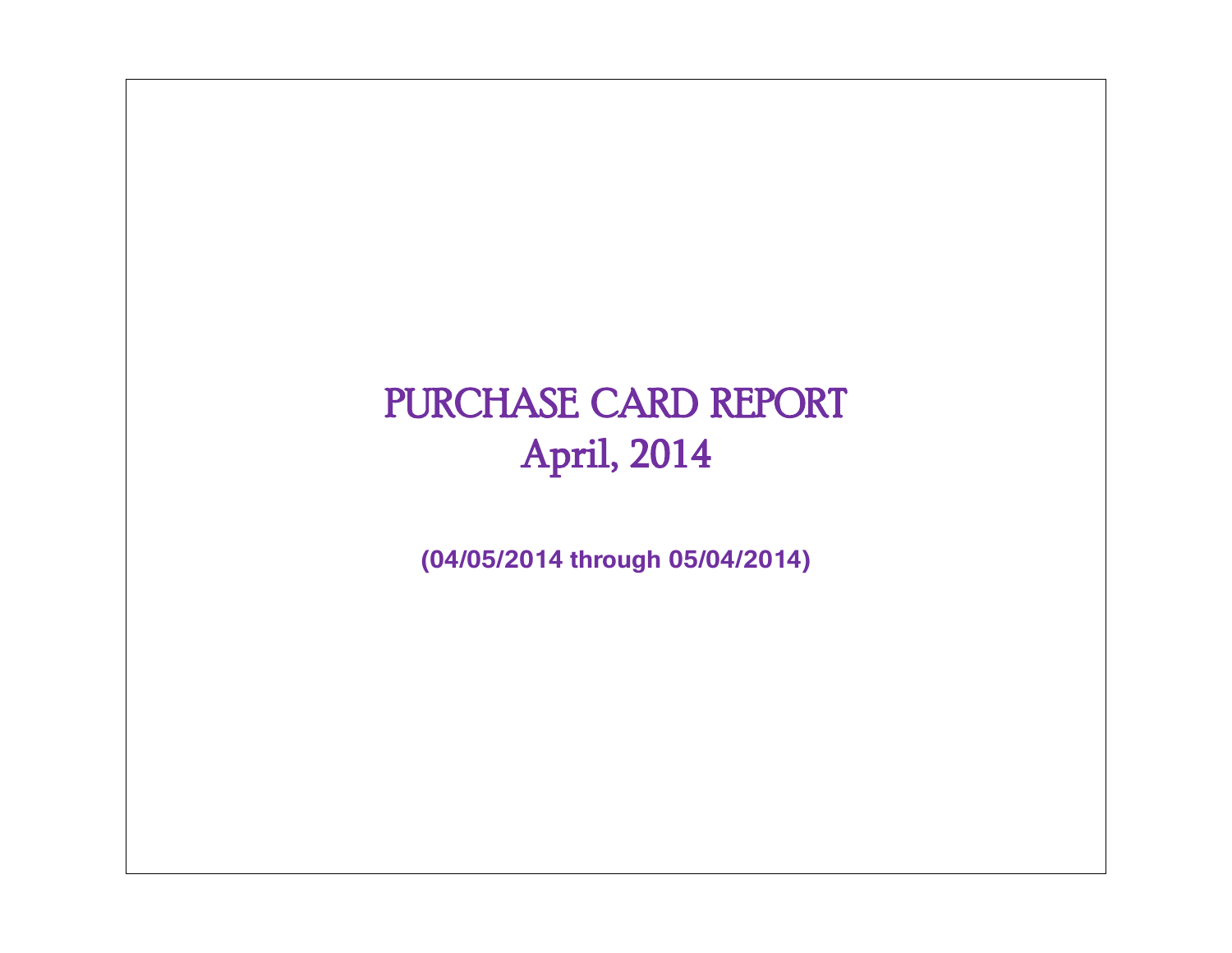# PURCHASE CARD REPORT
# April, 2014

**(04/05/2014 through 05/04/2014)**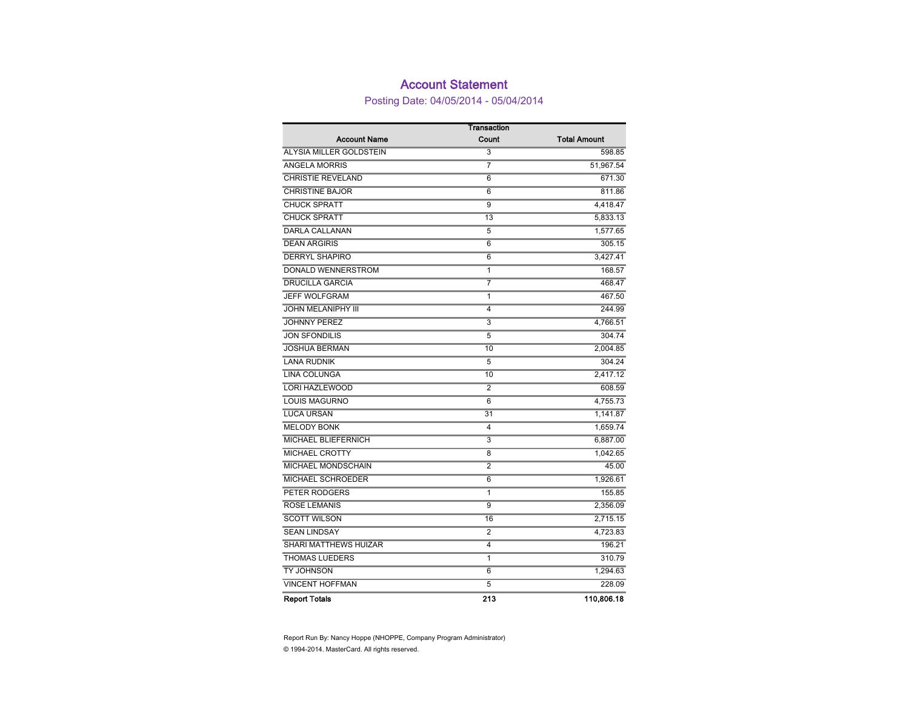# Account Statement

Posting Date: 04/05/2014 - 05/04/2014

| Account Name | Transaction Count | Total Amount |
|---|---|---|
| ALYSIA MILLER GOLDSTEIN | 3 | 598.85 |
| ANGELA MORRIS | 7 | 51,967.54 |
| CHRISTIE REVELAND | 6 | 671.30 |
| CHRISTINE BAJOR | 6 | 811.86 |
| CHUCK SPRATT | 9 | 4,418.47 |
| CHUCK SPRATT | 13 | 5,833.13 |
| DARLA CALLANAN | 5 | 1,577.65 |
| DEAN ARGIRIS | 6 | 305.15 |
| DERRYL SHAPIRO | 6 | 3,427.41 |
| DONALD WENNERSTROM | 1 | 168.57 |
| DRUCILLA GARCIA | 7 | 468.47 |
| JEFF WOLFGRAM | 1 | 467.50 |
| JOHN MELANIPHY III | 4 | 244.99 |
| JOHNNY PEREZ | 3 | 4,766.51 |
| JON SFONDILIS | 5 | 304.74 |
| JOSHUA BERMAN | 10 | 2,004.85 |
| LANA RUDNIK | 5 | 304.24 |
| LINA COLUNGA | 10 | 2,417.12 |
| LORI HAZLEWOOD | 2 | 608.59 |
| LOUIS MAGURNO | 6 | 4,755.73 |
| LUCA URSAN | 31 | 1,141.87 |
| MELODY BONK | 4 | 1,659.74 |
| MICHAEL BLIEFERNICH | 3 | 6,887.00 |
| MICHAEL CROTTY | 8 | 1,042.65 |
| MICHAEL MONDSCHAIN | 2 | 45.00 |
| MICHAEL SCHROEDER | 6 | 1,926.61 |
| PETER RODGERS | 1 | 155.85 |
| ROSE LEMANIS | 9 | 2,356.09 |
| SCOTT WILSON | 16 | 2,715.15 |
| SEAN LINDSAY | 2 | 4,723.83 |
| SHARI MATTHEWS HUIZAR | 4 | 196.21 |
| THOMAS LUEDERS | 1 | 310.79 |
| TY JOHNSON | 6 | 1,294.63 |
| VINCENT HOFFMAN | 5 | 228.09 |
| **Report Totals** | **213** | **110,806.18** |

Report Run By: Nancy Hoppe (NHOPPE, Company Program Administrator)

© 1994-2014. MasterCard. All rights reserved.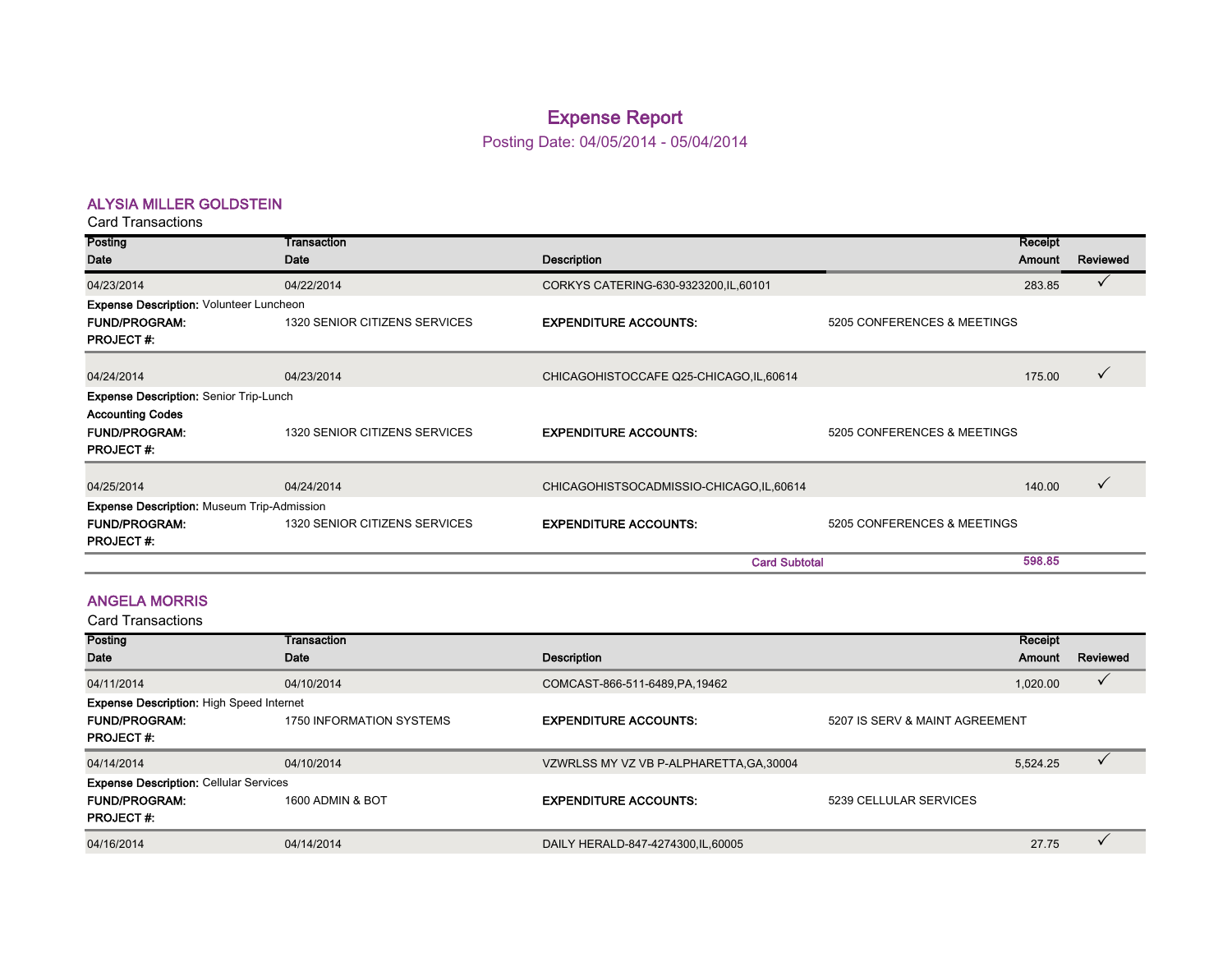# Expense Report

Posting Date: 04/05/2014 - 05/04/2014

## ALYSIA MILLER GOLDSTEIN

Card Transactions

| Posting Date | Transaction Date | Description | Receipt Amount | Reviewed |
|---|---|---|---|---|
| 04/23/2014 | 04/22/2014 | CORKYS CATERING-630-9323200,IL,60101 | 283.85 | ✓ |

**Expense Description:** Volunteer Luncheon
**FUND/PROGRAM:** 1320 SENIOR CITIZENS SERVICES **EXPENDITURE ACCOUNTS:** 5205 CONFERENCES & MEETINGS
**PROJECT #:**

| Posting Date | Transaction Date | Description | Receipt Amount | Reviewed |
|---|---|---|---|---|
| 04/24/2014 | 04/23/2014 | CHICAGOHISTOCCAFE Q25-CHICAGO,IL,60614 | 175.00 | ✓ |

**Expense Description:** Senior Trip-Lunch
**Accounting Codes**
**FUND/PROGRAM:** 1320 SENIOR CITIZENS SERVICES **EXPENDITURE ACCOUNTS:** 5205 CONFERENCES & MEETINGS
**PROJECT #:**

| Posting Date | Transaction Date | Description | Receipt Amount | Reviewed |
|---|---|---|---|---|
| 04/25/2014 | 04/24/2014 | CHICAGOHISTSOCADMISSIO-CHICAGO,IL,60614 | 140.00 | ✓ |

**Expense Description:** Museum Trip-Admission
**FUND/PROGRAM:** 1320 SENIOR CITIZENS SERVICES **EXPENDITURE ACCOUNTS:** 5205 CONFERENCES & MEETINGS
**PROJECT #:**

**Card Subtotal** **598.85**

## ANGELA MORRIS

Card Transactions

| Posting Date | Transaction Date | Description | Receipt Amount | Reviewed |
|---|---|---|---|---|
| 04/11/2014 | 04/10/2014 | COMCAST-866-511-6489,PA,19462 | 1,020.00 | ✓ |

**Expense Description:** High Speed Internet
**FUND/PROGRAM:** 1750 INFORMATION SYSTEMS **EXPENDITURE ACCOUNTS:** 5207 IS SERV & MAINT AGREEMENT
**PROJECT #:**

| Posting Date | Transaction Date | Description | Receipt Amount | Reviewed |
|---|---|---|---|---|
| 04/14/2014 | 04/10/2014 | VZWRLSS MY VZ VB P-ALPHARETTA,GA,30004 | 5,524.25 | ✓ |

**Expense Description:** Cellular Services
**FUND/PROGRAM:** 1600 ADMIN & BOT **EXPENDITURE ACCOUNTS:** 5239 CELLULAR SERVICES
**PROJECT #:**

| Posting Date | Transaction Date | Description | Receipt Amount | Reviewed |
|---|---|---|---|---|
| 04/16/2014 | 04/14/2014 | DAILY HERALD-847-4274300,IL,60005 | 27.75 | ✓ |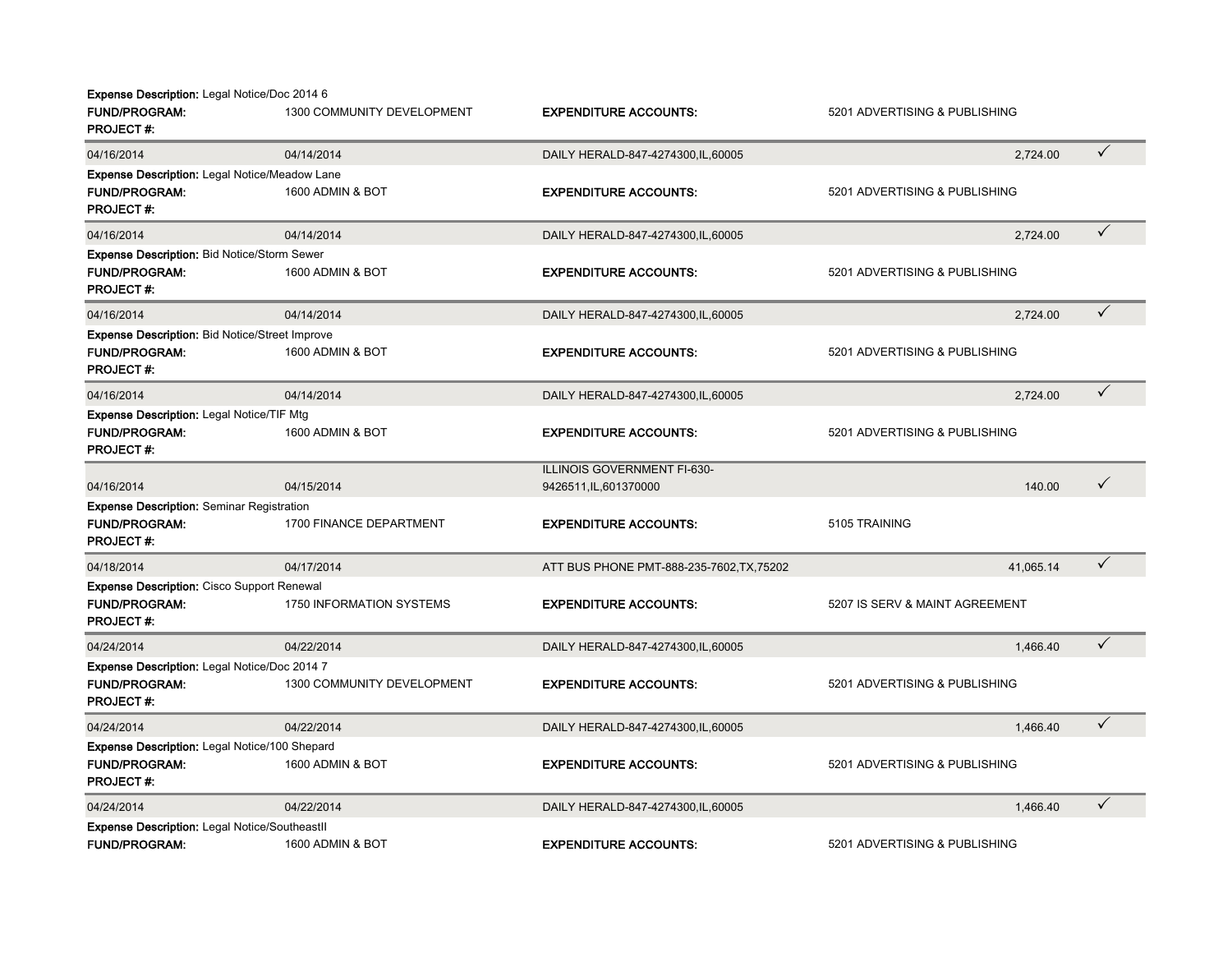**Expense Description:** Legal Notice/Doc 2014 6

| | | | | |
|---|---|---|---|---|
| **FUND/PROGRAM:** | 1300 COMMUNITY DEVELOPMENT | **EXPENDITURE ACCOUNTS:** | 5201 ADVERTISING & PUBLISHING | |
| **PROJECT #:** | | | | |

| | | | | |
|---|---|---|---|---|
| 04/16/2014 | 04/14/2014 | DAILY HERALD-847-4274300,IL,60005 | 2,724.00 | ✓ |

**Expense Description:** Legal Notice/Meadow Lane

| | | | |
|---|---|---|---|
| **FUND/PROGRAM:** | 1600 ADMIN & BOT | **EXPENDITURE ACCOUNTS:** | 5201 ADVERTISING & PUBLISHING |
| **PROJECT #:** | | | |

| | | | | |
|---|---|---|---|---|
| 04/16/2014 | 04/14/2014 | DAILY HERALD-847-4274300,IL,60005 | 2,724.00 | ✓ |

**Expense Description:** Bid Notice/Storm Sewer

| | | | |
|---|---|---|---|
| **FUND/PROGRAM:** | 1600 ADMIN & BOT | **EXPENDITURE ACCOUNTS:** | 5201 ADVERTISING & PUBLISHING |
| **PROJECT #:** | | | |

| | | | | |
|---|---|---|---|---|
| 04/16/2014 | 04/14/2014 | DAILY HERALD-847-4274300,IL,60005 | 2,724.00 | ✓ |

**Expense Description:** Bid Notice/Street Improve

| | | | |
|---|---|---|---|
| **FUND/PROGRAM:** | 1600 ADMIN & BOT | **EXPENDITURE ACCOUNTS:** | 5201 ADVERTISING & PUBLISHING |
| **PROJECT #:** | | | |

| | | | | |
|---|---|---|---|---|
| 04/16/2014 | 04/14/2014 | DAILY HERALD-847-4274300,IL,60005 | 2,724.00 | ✓ |

**Expense Description:** Legal Notice/TIF Mtg

| | | | |
|---|---|---|---|
| **FUND/PROGRAM:** | 1600 ADMIN & BOT | **EXPENDITURE ACCOUNTS:** | 5201 ADVERTISING & PUBLISHING |
| **PROJECT #:** | | | |

| | | | | |
|---|---|---|---|---|
| 04/16/2014 | 04/15/2014 | ILLINOIS GOVERNMENT FI-630-9426511,IL,601370000 | 140.00 | ✓ |

**Expense Description:** Seminar Registration

| | | | |
|---|---|---|---|
| **FUND/PROGRAM:** | 1700 FINANCE DEPARTMENT | **EXPENDITURE ACCOUNTS:** | 5105 TRAINING |
| **PROJECT #:** | | | |

| | | | | |
|---|---|---|---|---|
| 04/18/2014 | 04/17/2014 | ATT BUS PHONE PMT-888-235-7602,TX,75202 | 41,065.14 | ✓ |

**Expense Description:** Cisco Support Renewal

| | | | |
|---|---|---|---|
| **FUND/PROGRAM:** | 1750 INFORMATION SYSTEMS | **EXPENDITURE ACCOUNTS:** | 5207 IS SERV & MAINT AGREEMENT |
| **PROJECT #:** | | | |

| | | | | |
|---|---|---|---|---|
| 04/24/2014 | 04/22/2014 | DAILY HERALD-847-4274300,IL,60005 | 1,466.40 | ✓ |

**Expense Description:** Legal Notice/Doc 2014 7

| | | | |
|---|---|---|---|
| **FUND/PROGRAM:** | 1300 COMMUNITY DEVELOPMENT | **EXPENDITURE ACCOUNTS:** | 5201 ADVERTISING & PUBLISHING |
| **PROJECT #:** | | | |

| | | | | |
|---|---|---|---|---|
| 04/24/2014 | 04/22/2014 | DAILY HERALD-847-4274300,IL,60005 | 1,466.40 | ✓ |

**Expense Description:** Legal Notice/100 Shepard

| | | | |
|---|---|---|---|
| **FUND/PROGRAM:** | 1600 ADMIN & BOT | **EXPENDITURE ACCOUNTS:** | 5201 ADVERTISING & PUBLISHING |
| **PROJECT #:** | | | |

| | | | | |
|---|---|---|---|---|
| 04/24/2014 | 04/22/2014 | DAILY HERALD-847-4274300,IL,60005 | 1,466.40 | ✓ |

**Expense Description:** Legal Notice/SoutheastII

| | | | |
|---|---|---|---|
| **FUND/PROGRAM:** | 1600 ADMIN & BOT | **EXPENDITURE ACCOUNTS:** | 5201 ADVERTISING & PUBLISHING |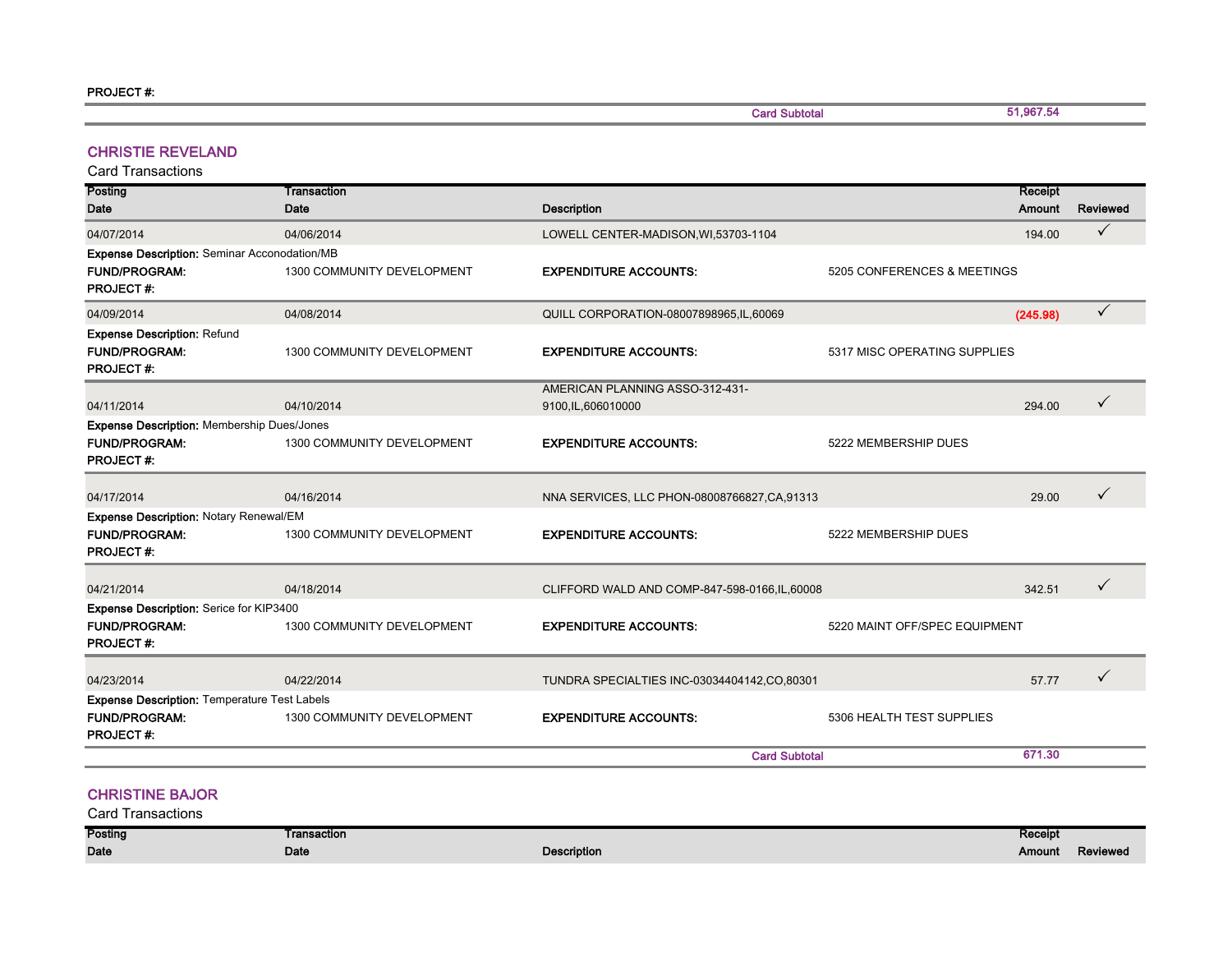**PROJECT #:**

| | | Card Subtotal | 51,967.54 |
|---|---|---|---|

## CHRISTIE REVELAND

Card Transactions

| Posting Date | Transaction Date | Description | | Receipt Amount | Reviewed |
|---|---|---|---|---|---|
| 04/07/2014 | 04/06/2014 | LOWELL CENTER-MADISON,WI,53703-1104 | | 194.00 | ✓ |
| **Expense Description:** Seminar Acconodation/MB | | | | | |
| **FUND/PROGRAM:** | 1300 COMMUNITY DEVELOPMENT | **EXPENDITURE ACCOUNTS:** | 5205 CONFERENCES & MEETINGS | | |
| **PROJECT #:** | | | | | |
| 04/09/2014 | 04/08/2014 | QUILL CORPORATION-08007898965,IL,60069 | | (245.98) | ✓ |
| **Expense Description:** Refund | | | | | |
| **FUND/PROGRAM:** | 1300 COMMUNITY DEVELOPMENT | **EXPENDITURE ACCOUNTS:** | 5317 MISC OPERATING SUPPLIES | | |
| **PROJECT #:** | | | | | |
| 04/11/2014 | 04/10/2014 | AMERICAN PLANNING ASSO-312-431-9100,IL,606010000 | | 294.00 | ✓ |
| **Expense Description:** Membership Dues/Jones | | | | | |
| **FUND/PROGRAM:** | 1300 COMMUNITY DEVELOPMENT | **EXPENDITURE ACCOUNTS:** | 5222 MEMBERSHIP DUES | | |
| **PROJECT #:** | | | | | |
| 04/17/2014 | 04/16/2014 | NNA SERVICES, LLC PHON-08008766827,CA,91313 | | 29.00 | ✓ |
| **Expense Description:** Notary Renewal/EM | | | | | |
| **FUND/PROGRAM:** | 1300 COMMUNITY DEVELOPMENT | **EXPENDITURE ACCOUNTS:** | 5222 MEMBERSHIP DUES | | |
| **PROJECT #:** | | | | | |
| 04/21/2014 | 04/18/2014 | CLIFFORD WALD AND COMP-847-598-0166,IL,60008 | | 342.51 | ✓ |
| **Expense Description:** Serice for KIP3400 | | | | | |
| **FUND/PROGRAM:** | 1300 COMMUNITY DEVELOPMENT | **EXPENDITURE ACCOUNTS:** | 5220 MAINT OFF/SPEC EQUIPMENT | | |
| **PROJECT #:** | | | | | |
| 04/23/2014 | 04/22/2014 | TUNDRA SPECIALTIES INC-03034404142,CO,80301 | | 57.77 | ✓ |
| **Expense Description:** Temperature Test Labels | | | | | |
| **FUND/PROGRAM:** | 1300 COMMUNITY DEVELOPMENT | **EXPENDITURE ACCOUNTS:** | 5306 HEALTH TEST SUPPLIES | | |
| **PROJECT #:** | | | | | |
| | | | Card Subtotal | 671.30 | |

## CHRISTINE BAJOR

Card Transactions

| Posting Date | Transaction Date | Description | Receipt Amount | Reviewed |
|---|---|---|---|---|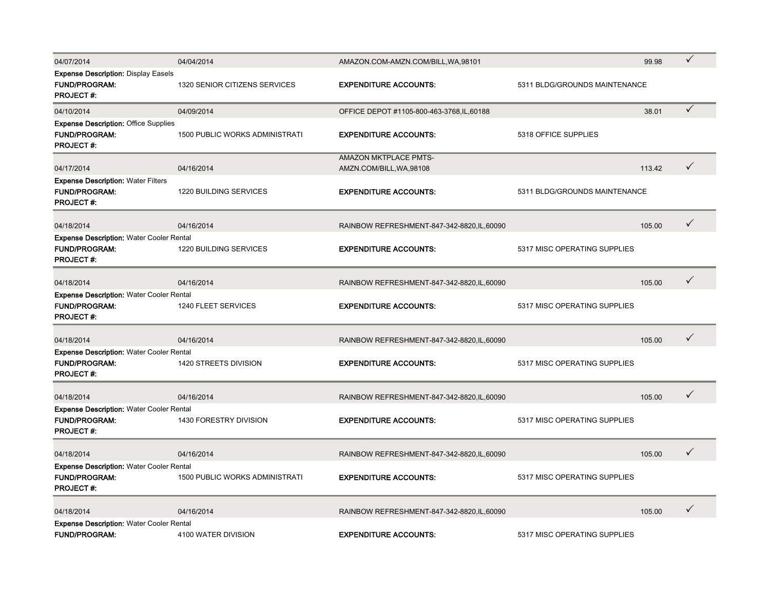| 04/07/2014 | 04/04/2014 | AMAZON.COM-AMZN.COM/BILL,WA,98101 | | 99.98 | ✓ |
|---|---|---|---|---|---|
| **Expense Description:** Display Easels | | | | | |
| **FUND/PROGRAM:** | 1320 SENIOR CITIZENS SERVICES | **EXPENDITURE ACCOUNTS:** | 5311 BLDG/GROUNDS MAINTENANCE | | |
| **PROJECT #:** | | | | | |
| 04/10/2014 | 04/09/2014 | OFFICE DEPOT #1105-800-463-3768,IL,60188 | | 38.01 | ✓ |
| **Expense Description:** Office Supplies | | | | | |
| **FUND/PROGRAM:** | 1500 PUBLIC WORKS ADMINISTRATI | **EXPENDITURE ACCOUNTS:** | 5318 OFFICE SUPPLIES | | |
| **PROJECT #:** | | | | | |
| 04/17/2014 | 04/16/2014 | AMAZON MKTPLACE PMTS-AMZN.COM/BILL,WA,98108 | | 113.42 | ✓ |
| **Expense Description:** Water Filters | | | | | |
| **FUND/PROGRAM:** | 1220 BUILDING SERVICES | **EXPENDITURE ACCOUNTS:** | 5311 BLDG/GROUNDS MAINTENANCE | | |
| **PROJECT #:** | | | | | |
| 04/18/2014 | 04/16/2014 | RAINBOW REFRESHMENT-847-342-8820,IL,60090 | | 105.00 | ✓ |
| **Expense Description:** Water Cooler Rental | | | | | |
| **FUND/PROGRAM:** | 1220 BUILDING SERVICES | **EXPENDITURE ACCOUNTS:** | 5317 MISC OPERATING SUPPLIES | | |
| **PROJECT #:** | | | | | |
| 04/18/2014 | 04/16/2014 | RAINBOW REFRESHMENT-847-342-8820,IL,60090 | | 105.00 | ✓ |
| **Expense Description:** Water Cooler Rental | | | | | |
| **FUND/PROGRAM:** | 1240 FLEET SERVICES | **EXPENDITURE ACCOUNTS:** | 5317 MISC OPERATING SUPPLIES | | |
| **PROJECT #:** | | | | | |
| 04/18/2014 | 04/16/2014 | RAINBOW REFRESHMENT-847-342-8820,IL,60090 | | 105.00 | ✓ |
| **Expense Description:** Water Cooler Rental | | | | | |
| **FUND/PROGRAM:** | 1420 STREETS DIVISION | **EXPENDITURE ACCOUNTS:** | 5317 MISC OPERATING SUPPLIES | | |
| **PROJECT #:** | | | | | |
| 04/18/2014 | 04/16/2014 | RAINBOW REFRESHMENT-847-342-8820,IL,60090 | | 105.00 | ✓ |
| **Expense Description:** Water Cooler Rental | | | | | |
| **FUND/PROGRAM:** | 1430 FORESTRY DIVISION | **EXPENDITURE ACCOUNTS:** | 5317 MISC OPERATING SUPPLIES | | |
| **PROJECT #:** | | | | | |
| 04/18/2014 | 04/16/2014 | RAINBOW REFRESHMENT-847-342-8820,IL,60090 | | 105.00 | ✓ |
| **Expense Description:** Water Cooler Rental | | | | | |
| **FUND/PROGRAM:** | 1500 PUBLIC WORKS ADMINISTRATI | **EXPENDITURE ACCOUNTS:** | 5317 MISC OPERATING SUPPLIES | | |
| **PROJECT #:** | | | | | |
| 04/18/2014 | 04/16/2014 | RAINBOW REFRESHMENT-847-342-8820,IL,60090 | | 105.00 | ✓ |
| **Expense Description:** Water Cooler Rental | | | | | |
| **FUND/PROGRAM:** | 4100 WATER DIVISION | **EXPENDITURE ACCOUNTS:** | 5317 MISC OPERATING SUPPLIES | | |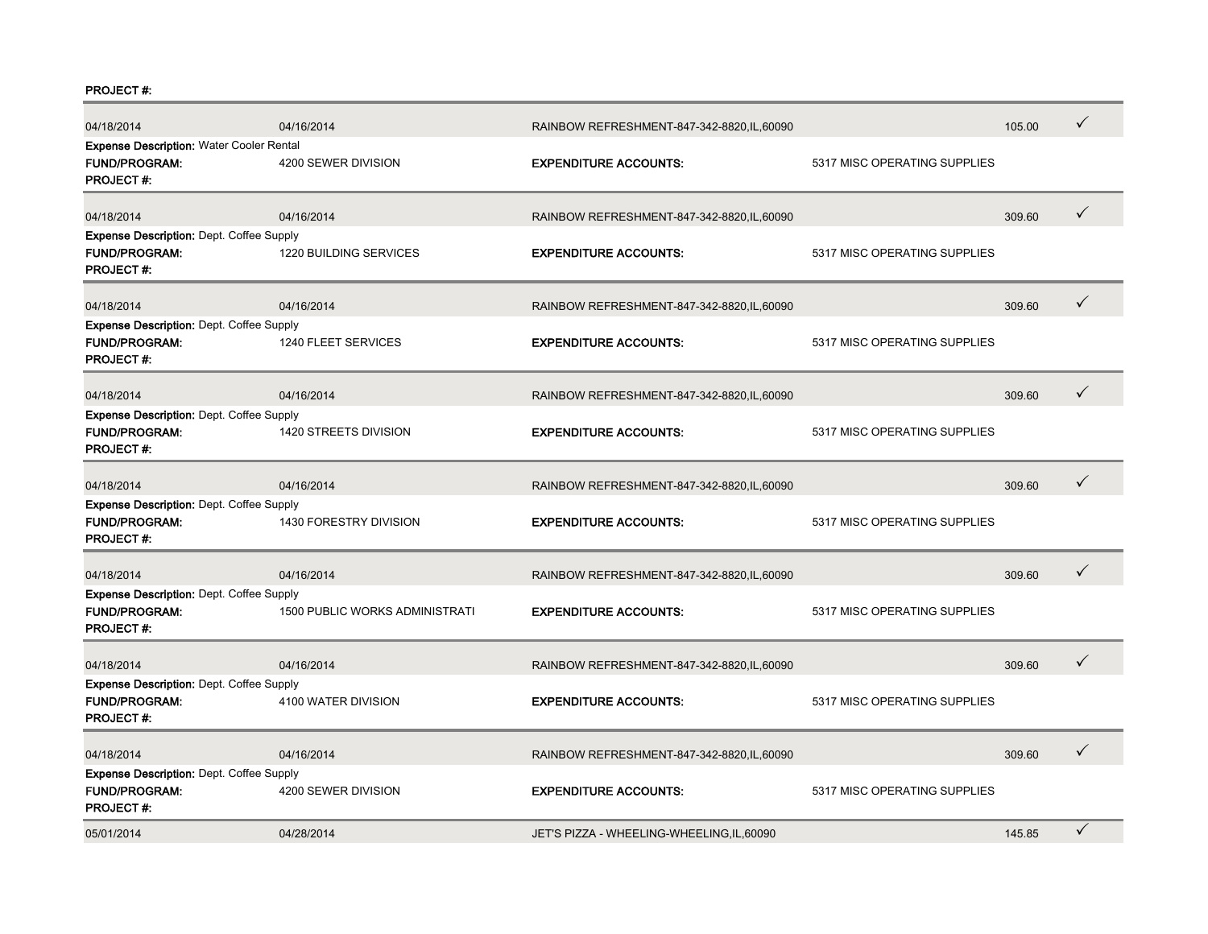**PROJECT #:**

| | | | | | |
|---|---|---|---|---|---|
| 04/18/2014 | 04/16/2014 | RAINBOW REFRESHMENT-847-342-8820,IL,60090 | | 105.00 | ✓ |

**Expense Description:** Water Cooler Rental
**FUND/PROGRAM:** 4200 SEWER DIVISION **EXPENDITURE ACCOUNTS:** 5317 MISC OPERATING SUPPLIES
**PROJECT #:**

| | | | | | |
|---|---|---|---|---|---|
| 04/18/2014 | 04/16/2014 | RAINBOW REFRESHMENT-847-342-8820,IL,60090 | | 309.60 | ✓ |

**Expense Description:** Dept. Coffee Supply
**FUND/PROGRAM:** 1220 BUILDING SERVICES **EXPENDITURE ACCOUNTS:** 5317 MISC OPERATING SUPPLIES
**PROJECT #:**

| | | | | | |
|---|---|---|---|---|---|
| 04/18/2014 | 04/16/2014 | RAINBOW REFRESHMENT-847-342-8820,IL,60090 | | 309.60 | ✓ |

**Expense Description:** Dept. Coffee Supply
**FUND/PROGRAM:** 1240 FLEET SERVICES **EXPENDITURE ACCOUNTS:** 5317 MISC OPERATING SUPPLIES
**PROJECT #:**

| | | | | | |
|---|---|---|---|---|---|
| 04/18/2014 | 04/16/2014 | RAINBOW REFRESHMENT-847-342-8820,IL,60090 | | 309.60 | ✓ |

**Expense Description:** Dept. Coffee Supply
**FUND/PROGRAM:** 1420 STREETS DIVISION **EXPENDITURE ACCOUNTS:** 5317 MISC OPERATING SUPPLIES
**PROJECT #:**

| | | | | | |
|---|---|---|---|---|---|
| 04/18/2014 | 04/16/2014 | RAINBOW REFRESHMENT-847-342-8820,IL,60090 | | 309.60 | ✓ |

**Expense Description:** Dept. Coffee Supply
**FUND/PROGRAM:** 1430 FORESTRY DIVISION **EXPENDITURE ACCOUNTS:** 5317 MISC OPERATING SUPPLIES
**PROJECT #:**

| | | | | | |
|---|---|---|---|---|---|
| 04/18/2014 | 04/16/2014 | RAINBOW REFRESHMENT-847-342-8820,IL,60090 | | 309.60 | ✓ |

**Expense Description:** Dept. Coffee Supply
**FUND/PROGRAM:** 1500 PUBLIC WORKS ADMINISTRATI **EXPENDITURE ACCOUNTS:** 5317 MISC OPERATING SUPPLIES
**PROJECT #:**

| | | | | | |
|---|---|---|---|---|---|
| 04/18/2014 | 04/16/2014 | RAINBOW REFRESHMENT-847-342-8820,IL,60090 | | 309.60 | ✓ |

**Expense Description:** Dept. Coffee Supply
**FUND/PROGRAM:** 4100 WATER DIVISION **EXPENDITURE ACCOUNTS:** 5317 MISC OPERATING SUPPLIES
**PROJECT #:**

| | | | | | |
|---|---|---|---|---|---|
| 04/18/2014 | 04/16/2014 | RAINBOW REFRESHMENT-847-342-8820,IL,60090 | | 309.60 | ✓ |

**Expense Description:** Dept. Coffee Supply
**FUND/PROGRAM:** 4200 SEWER DIVISION **EXPENDITURE ACCOUNTS:** 5317 MISC OPERATING SUPPLIES
**PROJECT #:**

| | | | | | |
|---|---|---|---|---|---|
| 05/01/2014 | 04/28/2014 | JET'S PIZZA - WHEELING-WHEELING,IL,60090 | | 145.85 | ✓ |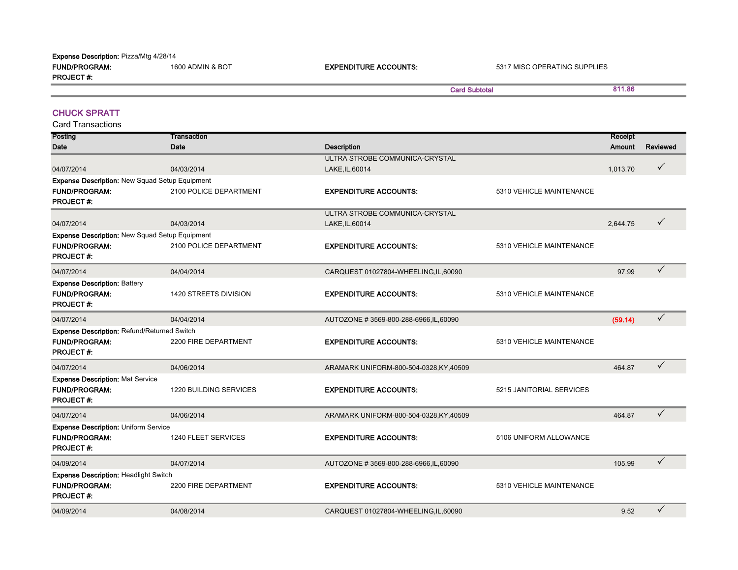**Expense Description:** Pizza/Mtg 4/28/14

| | | | |
|---|---|---|---|
| **FUND/PROGRAM:** | 1600 ADMIN & BOT | **EXPENDITURE ACCOUNTS:** | 5317 MISC OPERATING SUPPLIES |
| **PROJECT #:** | | | |

**Card Subtotal** 811.86

## CHUCK SPRATT

Card Transactions

| Posting Date | Transaction Date | Description | Receipt Amount | Reviewed |
|---|---|---|---|---|
| 04/07/2014 | 04/03/2014 | ULTRA STROBE COMMUNICA-CRYSTAL LAKE,IL,60014 | 1,013.70 | ✓ |
| **Expense Description:** New Squad Setup Equipment | | | | |
| **FUND/PROGRAM:** 2100 POLICE DEPARTMENT | | **EXPENDITURE ACCOUNTS:** 5310 VEHICLE MAINTENANCE | | |
| **PROJECT #:** | | | | |
| 04/07/2014 | 04/03/2014 | ULTRA STROBE COMMUNICA-CRYSTAL LAKE,IL,60014 | 2,644.75 | ✓ |
| **Expense Description:** New Squad Setup Equipment | | | | |
| **FUND/PROGRAM:** 2100 POLICE DEPARTMENT | | **EXPENDITURE ACCOUNTS:** 5310 VEHICLE MAINTENANCE | | |
| **PROJECT #:** | | | | |
| 04/07/2014 | 04/04/2014 | CARQUEST 01027804-WHEELING,IL,60090 | 97.99 | ✓ |
| **Expense Description:** Battery | | | | |
| **FUND/PROGRAM:** 1420 STREETS DIVISION | | **EXPENDITURE ACCOUNTS:** 5310 VEHICLE MAINTENANCE | | |
| **PROJECT #:** | | | | |
| 04/07/2014 | 04/04/2014 | AUTOZONE # 3569-800-288-6966,IL,60090 | (59.14) | ✓ |
| **Expense Description:** Refund/Returned Switch | | | | |
| **FUND/PROGRAM:** 2200 FIRE DEPARTMENT | | **EXPENDITURE ACCOUNTS:** 5310 VEHICLE MAINTENANCE | | |
| **PROJECT #:** | | | | |
| 04/07/2014 | 04/06/2014 | ARAMARK UNIFORM-800-504-0328,KY,40509 | 464.87 | ✓ |
| **Expense Description:** Mat Service | | | | |
| **FUND/PROGRAM:** 1220 BUILDING SERVICES | | **EXPENDITURE ACCOUNTS:** 5215 JANITORIAL SERVICES | | |
| **PROJECT #:** | | | | |
| 04/07/2014 | 04/06/2014 | ARAMARK UNIFORM-800-504-0328,KY,40509 | 464.87 | ✓ |
| **Expense Description:** Uniform Service | | | | |
| **FUND/PROGRAM:** 1240 FLEET SERVICES | | **EXPENDITURE ACCOUNTS:** 5106 UNIFORM ALLOWANCE | | |
| **PROJECT #:** | | | | |
| 04/09/2014 | 04/07/2014 | AUTOZONE # 3569-800-288-6966,IL,60090 | 105.99 | ✓ |
| **Expense Description:** Headlight Switch | | | | |
| **FUND/PROGRAM:** 2200 FIRE DEPARTMENT | | **EXPENDITURE ACCOUNTS:** 5310 VEHICLE MAINTENANCE | | |
| **PROJECT #:** | | | | |
| 04/09/2014 | 04/08/2014 | CARQUEST 01027804-WHEELING,IL,60090 | 9.52 | ✓ |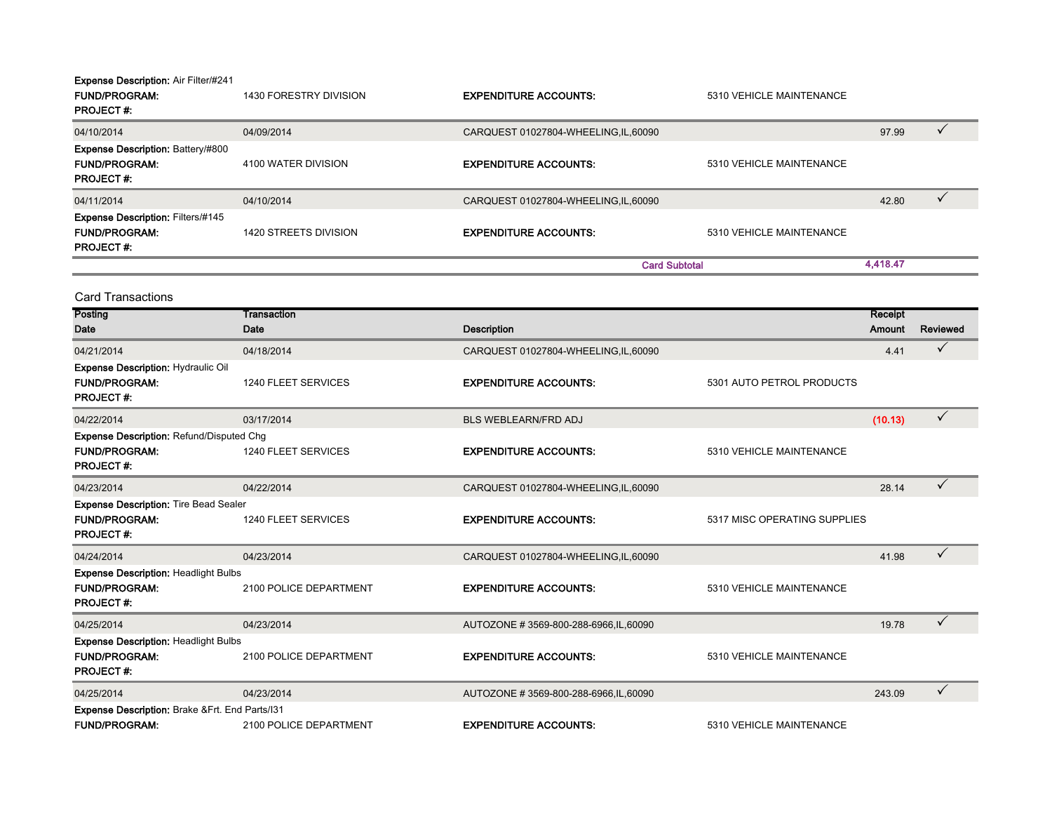**Expense Description:** Air Filter/#241

| | | | |
|---|---|---|---|
| **FUND/PROGRAM:** | 1430 FORESTRY DIVISION | **EXPENDITURE ACCOUNTS:** | 5310 VEHICLE MAINTENANCE |
| **PROJECT #:** | | | |

| 04/10/2014 | 04/09/2014 | CARQUEST 01027804-WHEELING,IL,60090 | 97.99 | ✓ |
|---|---|---|---|---|

**Expense Description:** Battery/#800

| | | | |
|---|---|---|---|
| **FUND/PROGRAM:** | 4100 WATER DIVISION | **EXPENDITURE ACCOUNTS:** | 5310 VEHICLE MAINTENANCE |
| **PROJECT #:** | | | |

| 04/11/2014 | 04/10/2014 | CARQUEST 01027804-WHEELING,IL,60090 | 42.80 | ✓ |
|---|---|---|---|---|

**Expense Description:** Filters/#145

| | | | |
|---|---|---|---|
| **FUND/PROGRAM:** | 1420 STREETS DIVISION | **EXPENDITURE ACCOUNTS:** | 5310 VEHICLE MAINTENANCE |
| **PROJECT #:** | | | |

**Card Subtotal** 4,418.47

## Card Transactions

| Posting Date | Transaction Date | Description | Receipt Amount | Reviewed |
|---|---|---|---|---|
| 04/21/2014 | 04/18/2014 | CARQUEST 01027804-WHEELING,IL,60090 | 4.41 | ✓ |
| **Expense Description:** Hydraulic Oil | | | | |
| **FUND/PROGRAM:** | 1240 FLEET SERVICES | **EXPENDITURE ACCOUNTS:** | 5301 AUTO PETROL PRODUCTS | |
| **PROJECT #:** | | | | |
| 04/22/2014 | 03/17/2014 | BLS WEBLEARN/FRD ADJ | (10.13) | ✓ |
| **Expense Description:** Refund/Disputed Chg | | | | |
| **FUND/PROGRAM:** | 1240 FLEET SERVICES | **EXPENDITURE ACCOUNTS:** | 5310 VEHICLE MAINTENANCE | |
| **PROJECT #:** | | | | |
| 04/23/2014 | 04/22/2014 | CARQUEST 01027804-WHEELING,IL,60090 | 28.14 | ✓ |
| **Expense Description:** Tire Bead Sealer | | | | |
| **FUND/PROGRAM:** | 1240 FLEET SERVICES | **EXPENDITURE ACCOUNTS:** | 5317 MISC OPERATING SUPPLIES | |
| **PROJECT #:** | | | | |
| 04/24/2014 | 04/23/2014 | CARQUEST 01027804-WHEELING,IL,60090 | 41.98 | ✓ |
| **Expense Description:** Headlight Bulbs | | | | |
| **FUND/PROGRAM:** | 2100 POLICE DEPARTMENT | **EXPENDITURE ACCOUNTS:** | 5310 VEHICLE MAINTENANCE | |
| **PROJECT #:** | | | | |
| 04/25/2014 | 04/23/2014 | AUTOZONE # 3569-800-288-6966,IL,60090 | 19.78 | ✓ |
| **Expense Description:** Headlight Bulbs | | | | |
| **FUND/PROGRAM:** | 2100 POLICE DEPARTMENT | **EXPENDITURE ACCOUNTS:** | 5310 VEHICLE MAINTENANCE | |
| **PROJECT #:** | | | | |
| 04/25/2014 | 04/23/2014 | AUTOZONE # 3569-800-288-6966,IL,60090 | 243.09 | ✓ |
| **Expense Description:** Brake &Frt. End Parts/I31 | | | | |
| **FUND/PROGRAM:** | 2100 POLICE DEPARTMENT | **EXPENDITURE ACCOUNTS:** | 5310 VEHICLE MAINTENANCE | |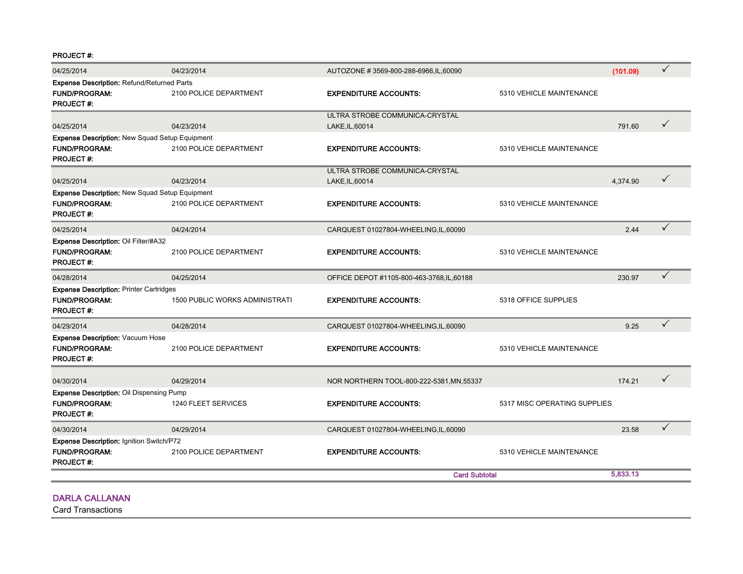PROJECT #:

| Posting Date | Transaction Date | Merchant | Amount | |
|---|---|---|---|---|
| 04/25/2014 | 04/23/2014 | AUTOZONE # 3569-800-288-6966,IL,60090 | (101.09) | ✓ |

**Expense Description:** Refund/Returned Parts
**FUND/PROGRAM:** 2100 POLICE DEPARTMENT **EXPENDITURE ACCOUNTS:** 5310 VEHICLE MAINTENANCE
**PROJECT #:**

| | | | | |
|---|---|---|---|---|
| 04/25/2014 | 04/23/2014 | ULTRA STROBE COMMUNICA-CRYSTAL LAKE,IL,60014 | 791.60 | ✓ |

**Expense Description:** New Squad Setup Equipment
**FUND/PROGRAM:** 2100 POLICE DEPARTMENT **EXPENDITURE ACCOUNTS:** 5310 VEHICLE MAINTENANCE
**PROJECT #:**

| | | | | |
|---|---|---|---|---|
| 04/25/2014 | 04/23/2014 | ULTRA STROBE COMMUNICA-CRYSTAL LAKE,IL,60014 | 4,374.90 | ✓ |

**Expense Description:** New Squad Setup Equipment
**FUND/PROGRAM:** 2100 POLICE DEPARTMENT **EXPENDITURE ACCOUNTS:** 5310 VEHICLE MAINTENANCE
**PROJECT #:**

| | | | | |
|---|---|---|---|---|
| 04/25/2014 | 04/24/2014 | CARQUEST 01027804-WHEELING,IL,60090 | 2.44 | ✓ |

**Expense Description:** Oil Filter/#A32
**FUND/PROGRAM:** 2100 POLICE DEPARTMENT **EXPENDITURE ACCOUNTS:** 5310 VEHICLE MAINTENANCE
**PROJECT #:**

| | | | | |
|---|---|---|---|---|
| 04/28/2014 | 04/25/2014 | OFFICE DEPOT #1105-800-463-3768,IL,60188 | 230.97 | ✓ |

**Expense Description:** Printer Cartridges
**FUND/PROGRAM:** 1500 PUBLIC WORKS ADMINISTRATI **EXPENDITURE ACCOUNTS:** 5318 OFFICE SUPPLIES
**PROJECT #:**

| | | | | |
|---|---|---|---|---|
| 04/29/2014 | 04/28/2014 | CARQUEST 01027804-WHEELING,IL,60090 | 9.25 | ✓ |

**Expense Description:** Vacuum Hose
**FUND/PROGRAM:** 2100 POLICE DEPARTMENT **EXPENDITURE ACCOUNTS:** 5310 VEHICLE MAINTENANCE
**PROJECT #:**

| | | | | |
|---|---|---|---|---|
| 04/30/2014 | 04/29/2014 | NOR NORTHERN TOOL-800-222-5381,MN,55337 | 174.21 | ✓ |

**Expense Description:** Oil Dispensing Pump
**FUND/PROGRAM:** 1240 FLEET SERVICES **EXPENDITURE ACCOUNTS:** 5317 MISC OPERATING SUPPLIES
**PROJECT #:**

| | | | | |
|---|---|---|---|---|
| 04/30/2014 | 04/29/2014 | CARQUEST 01027804-WHEELING,IL,60090 | 23.58 | ✓ |

**Expense Description:** Ignition Switch/P72
**FUND/PROGRAM:** 2100 POLICE DEPARTMENT **EXPENDITURE ACCOUNTS:** 5310 VEHICLE MAINTENANCE
**PROJECT #:**

**Card Subtotal** 5,833.13

## DARLA CALLANAN

Card Transactions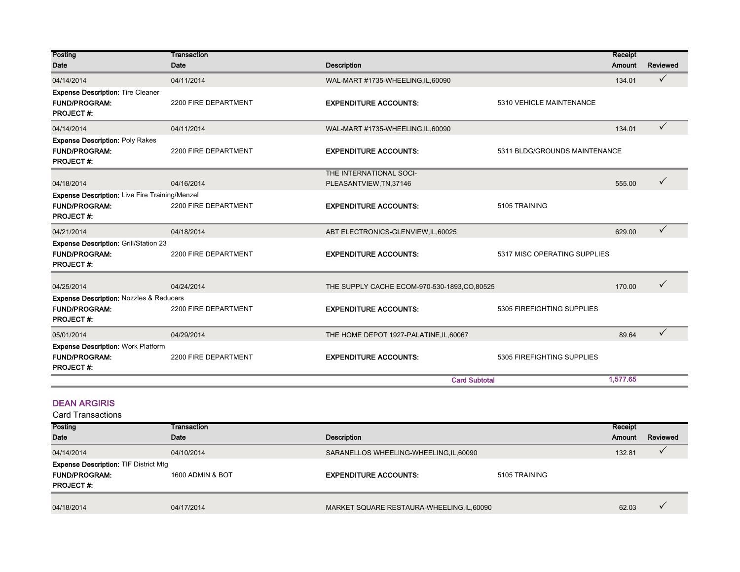| Posting Date | Transaction Date | Description | | Receipt Amount | Reviewed |
|---|---|---|---|---|---|
| 04/14/2014 | 04/11/2014 | WAL-MART #1735-WHEELING,IL,60090 | | 134.01 | ✓ |
| **Expense Description:** Tire Cleaner | | | | | |
| **FUND/PROGRAM:** | 2200 FIRE DEPARTMENT | **EXPENDITURE ACCOUNTS:** | 5310 VEHICLE MAINTENANCE | | |
| **PROJECT #:** | | | | | |
| 04/14/2014 | 04/11/2014 | WAL-MART #1735-WHEELING,IL,60090 | | 134.01 | ✓ |
| **Expense Description:** Poly Rakes | | | | | |
| **FUND/PROGRAM:** | 2200 FIRE DEPARTMENT | **EXPENDITURE ACCOUNTS:** | 5311 BLDG/GROUNDS MAINTENANCE | | |
| **PROJECT #:** | | | | | |
| 04/18/2014 | 04/16/2014 | THE INTERNATIONAL SOCI-PLEASANTVIEW,TN,37146 | | 555.00 | ✓ |
| **Expense Description:** Live Fire Training/Menzel | | | | | |
| **FUND/PROGRAM:** | 2200 FIRE DEPARTMENT | **EXPENDITURE ACCOUNTS:** | 5105 TRAINING | | |
| **PROJECT #:** | | | | | |
| 04/21/2014 | 04/18/2014 | ABT ELECTRONICS-GLENVIEW,IL,60025 | | 629.00 | ✓ |
| **Expense Description:** Grill/Station 23 | | | | | |
| **FUND/PROGRAM:** | 2200 FIRE DEPARTMENT | **EXPENDITURE ACCOUNTS:** | 5317 MISC OPERATING SUPPLIES | | |
| **PROJECT #:** | | | | | |
| 04/25/2014 | 04/24/2014 | THE SUPPLY CACHE ECOM-970-530-1893,CO,80525 | | 170.00 | ✓ |
| **Expense Description:** Nozzles & Reducers | | | | | |
| **FUND/PROGRAM:** | 2200 FIRE DEPARTMENT | **EXPENDITURE ACCOUNTS:** | 5305 FIREFIGHTING SUPPLIES | | |
| **PROJECT #:** | | | | | |
| 05/01/2014 | 04/29/2014 | THE HOME DEPOT 1927-PALATINE,IL,60067 | | 89.64 | ✓ |
| **Expense Description:** Work Platform | | | | | |
| **FUND/PROGRAM:** | 2200 FIRE DEPARTMENT | **EXPENDITURE ACCOUNTS:** | 5305 FIREFIGHTING SUPPLIES | | |
| **PROJECT #:** | | | | | |
| | | | **Card Subtotal** | **1,577.65** | |

## DEAN ARGIRIS

Card Transactions

| Posting Date | Transaction Date | Description | | Receipt Amount | Reviewed |
|---|---|---|---|---|---|
| 04/14/2014 | 04/10/2014 | SARANELLOS WHEELING-WHEELING,IL,60090 | | 132.81 | ✓ |
| **Expense Description:** TIF District Mtg | | | | | |
| **FUND/PROGRAM:** | 1600 ADMIN & BOT | **EXPENDITURE ACCOUNTS:** | 5105 TRAINING | | |
| **PROJECT #:** | | | | | |
| 04/18/2014 | 04/17/2014 | MARKET SQUARE RESTAURA-WHEELING,IL,60090 | | 62.03 | ✓ |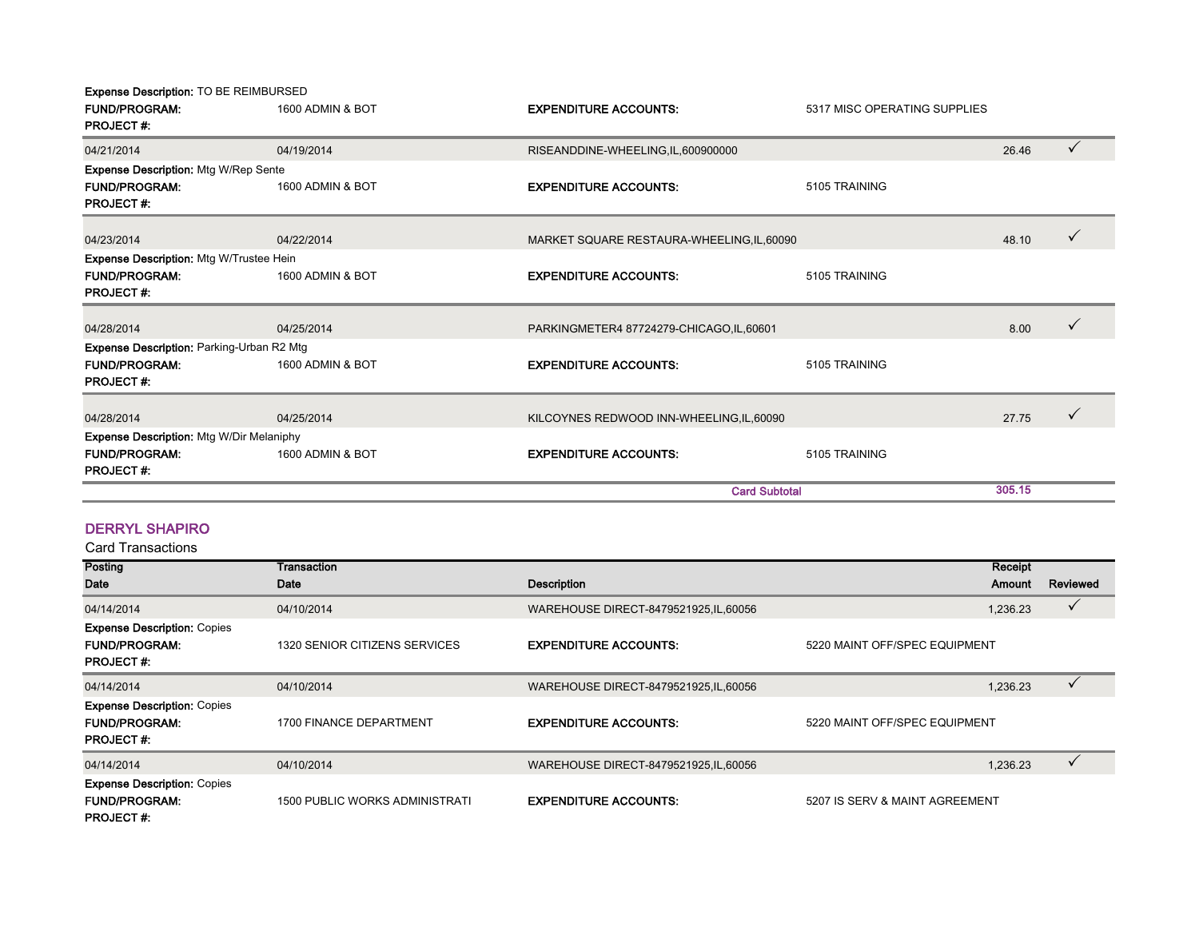**Expense Description:** TO BE REIMBURSED

**FUND/PROGRAM:** 1600 ADMIN & BOT **EXPENDITURE ACCOUNTS:** 5317 MISC OPERATING SUPPLIES

**PROJECT #:**

| Posting Date | Transaction Date | Description | Receipt Amount | Reviewed |
|---|---|---|---|---|
| 04/21/2014 | 04/19/2014 | RISEANDDINE-WHEELING,IL,600900000 | 26.46 | ✓ |

**Expense Description:** Mtg W/Rep Sente

**FUND/PROGRAM:** 1600 ADMIN & BOT **EXPENDITURE ACCOUNTS:** 5105 TRAINING

**PROJECT #:**

| Posting Date | Transaction Date | Description | Receipt Amount | Reviewed |
|---|---|---|---|---|
| 04/23/2014 | 04/22/2014 | MARKET SQUARE RESTAURA-WHEELING,IL,60090 | 48.10 | ✓ |

**Expense Description:** Mtg W/Trustee Hein

**FUND/PROGRAM:** 1600 ADMIN & BOT **EXPENDITURE ACCOUNTS:** 5105 TRAINING

**PROJECT #:**

| Posting Date | Transaction Date | Description | Receipt Amount | Reviewed |
|---|---|---|---|---|
| 04/28/2014 | 04/25/2014 | PARKINGMETER4 87724279-CHICAGO,IL,60601 | 8.00 | ✓ |

**Expense Description:** Parking-Urban R2 Mtg

**FUND/PROGRAM:** 1600 ADMIN & BOT **EXPENDITURE ACCOUNTS:** 5105 TRAINING

**PROJECT #:**

| Posting Date | Transaction Date | Description | Receipt Amount | Reviewed |
|---|---|---|---|---|
| 04/28/2014 | 04/25/2014 | KILCOYNES REDWOOD INN-WHEELING,IL,60090 | 27.75 | ✓ |

**Expense Description:** Mtg W/Dir Melaniphy

**FUND/PROGRAM:** 1600 ADMIN & BOT **EXPENDITURE ACCOUNTS:** 5105 TRAINING

**PROJECT #:**

**Card Subtotal** 305.15

## DERRYL SHAPIRO

Card Transactions

| Posting Date | Transaction Date | Description | Receipt Amount | Reviewed |
|---|---|---|---|---|
| 04/14/2014 | 04/10/2014 | WAREHOUSE DIRECT-8479521925,IL,60056 | 1,236.23 | ✓ |

**Expense Description:** Copies

**FUND/PROGRAM:** 1320 SENIOR CITIZENS SERVICES **EXPENDITURE ACCOUNTS:** 5220 MAINT OFF/SPEC EQUIPMENT

**PROJECT #:**

| Posting Date | Transaction Date | Description | Receipt Amount | Reviewed |
|---|---|---|---|---|
| 04/14/2014 | 04/10/2014 | WAREHOUSE DIRECT-8479521925,IL,60056 | 1,236.23 | ✓ |

**Expense Description:** Copies

**FUND/PROGRAM:** 1700 FINANCE DEPARTMENT **EXPENDITURE ACCOUNTS:** 5220 MAINT OFF/SPEC EQUIPMENT

**PROJECT #:**

| Posting Date | Transaction Date | Description | Receipt Amount | Reviewed |
|---|---|---|---|---|
| 04/14/2014 | 04/10/2014 | WAREHOUSE DIRECT-8479521925,IL,60056 | 1,236.23 | ✓ |

**Expense Description:** Copies

**FUND/PROGRAM:** 1500 PUBLIC WORKS ADMINISTRATI **EXPENDITURE ACCOUNTS:** 5207 IS SERV & MAINT AGREEMENT

**PROJECT #:**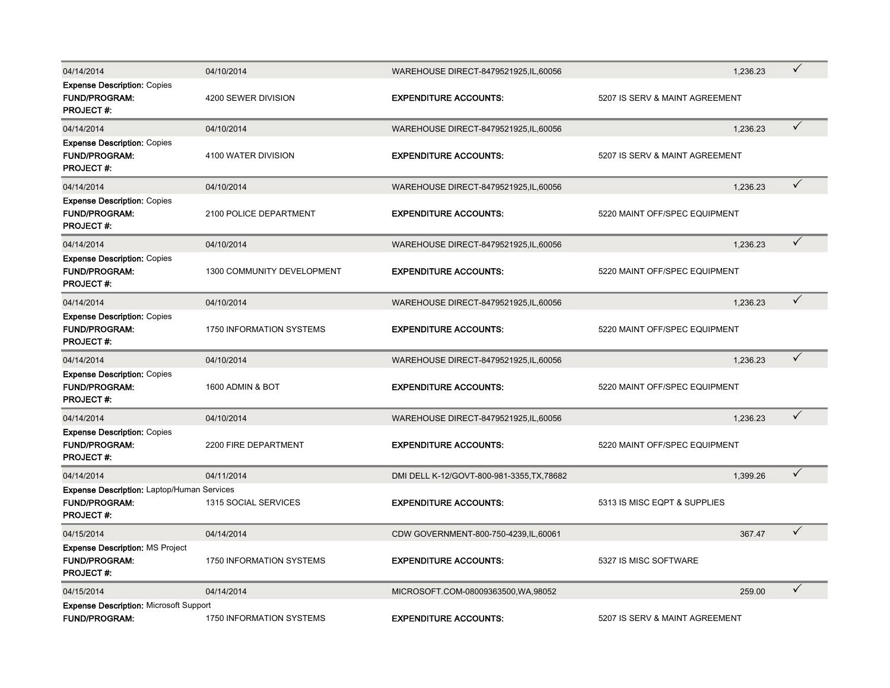| | | | | |
|---|---|---|---|---|
| 04/14/2014 | 04/10/2014 | WAREHOUSE DIRECT-8479521925,IL,60056 | 1,236.23 | ✓ |
| **Expense Description:** Copies | | | | |
| **FUND/PROGRAM:** | 4200 SEWER DIVISION | **EXPENDITURE ACCOUNTS:** | 5207 IS SERV & MAINT AGREEMENT | |
| **PROJECT #:** | | | | |
| 04/14/2014 | 04/10/2014 | WAREHOUSE DIRECT-8479521925,IL,60056 | 1,236.23 | ✓ |
| **Expense Description:** Copies | | | | |
| **FUND/PROGRAM:** | 4100 WATER DIVISION | **EXPENDITURE ACCOUNTS:** | 5207 IS SERV & MAINT AGREEMENT | |
| **PROJECT #:** | | | | |
| 04/14/2014 | 04/10/2014 | WAREHOUSE DIRECT-8479521925,IL,60056 | 1,236.23 | ✓ |
| **Expense Description:** Copies | | | | |
| **FUND/PROGRAM:** | 2100 POLICE DEPARTMENT | **EXPENDITURE ACCOUNTS:** | 5220 MAINT OFF/SPEC EQUIPMENT | |
| **PROJECT #:** | | | | |
| 04/14/2014 | 04/10/2014 | WAREHOUSE DIRECT-8479521925,IL,60056 | 1,236.23 | ✓ |
| **Expense Description:** Copies | | | | |
| **FUND/PROGRAM:** | 1300 COMMUNITY DEVELOPMENT | **EXPENDITURE ACCOUNTS:** | 5220 MAINT OFF/SPEC EQUIPMENT | |
| **PROJECT #:** | | | | |
| 04/14/2014 | 04/10/2014 | WAREHOUSE DIRECT-8479521925,IL,60056 | 1,236.23 | ✓ |
| **Expense Description:** Copies | | | | |
| **FUND/PROGRAM:** | 1750 INFORMATION SYSTEMS | **EXPENDITURE ACCOUNTS:** | 5220 MAINT OFF/SPEC EQUIPMENT | |
| **PROJECT #:** | | | | |
| 04/14/2014 | 04/10/2014 | WAREHOUSE DIRECT-8479521925,IL,60056 | 1,236.23 | ✓ |
| **Expense Description:** Copies | | | | |
| **FUND/PROGRAM:** | 1600 ADMIN & BOT | **EXPENDITURE ACCOUNTS:** | 5220 MAINT OFF/SPEC EQUIPMENT | |
| **PROJECT #:** | | | | |
| 04/14/2014 | 04/10/2014 | WAREHOUSE DIRECT-8479521925,IL,60056 | 1,236.23 | ✓ |
| **Expense Description:** Copies | | | | |
| **FUND/PROGRAM:** | 2200 FIRE DEPARTMENT | **EXPENDITURE ACCOUNTS:** | 5220 MAINT OFF/SPEC EQUIPMENT | |
| **PROJECT #:** | | | | |
| 04/14/2014 | 04/11/2014 | DMI DELL K-12/GOVT-800-981-3355,TX,78682 | 1,399.26 | ✓ |
| **Expense Description:** Laptop/Human Services | | | | |
| **FUND/PROGRAM:** | 1315 SOCIAL SERVICES | **EXPENDITURE ACCOUNTS:** | 5313 IS MISC EQPT & SUPPLIES | |
| **PROJECT #:** | | | | |
| 04/15/2014 | 04/14/2014 | CDW GOVERNMENT-800-750-4239,IL,60061 | 367.47 | ✓ |
| **Expense Description:** MS Project | | | | |
| **FUND/PROGRAM:** | 1750 INFORMATION SYSTEMS | **EXPENDITURE ACCOUNTS:** | 5327 IS MISC SOFTWARE | |
| **PROJECT #:** | | | | |
| 04/15/2014 | 04/14/2014 | MICROSOFT.COM-08009363500,WA,98052 | 259.00 | ✓ |
| **Expense Description:** Microsoft Support | | | | |
| **FUND/PROGRAM:** | 1750 INFORMATION SYSTEMS | **EXPENDITURE ACCOUNTS:** | 5207 IS SERV & MAINT AGREEMENT | |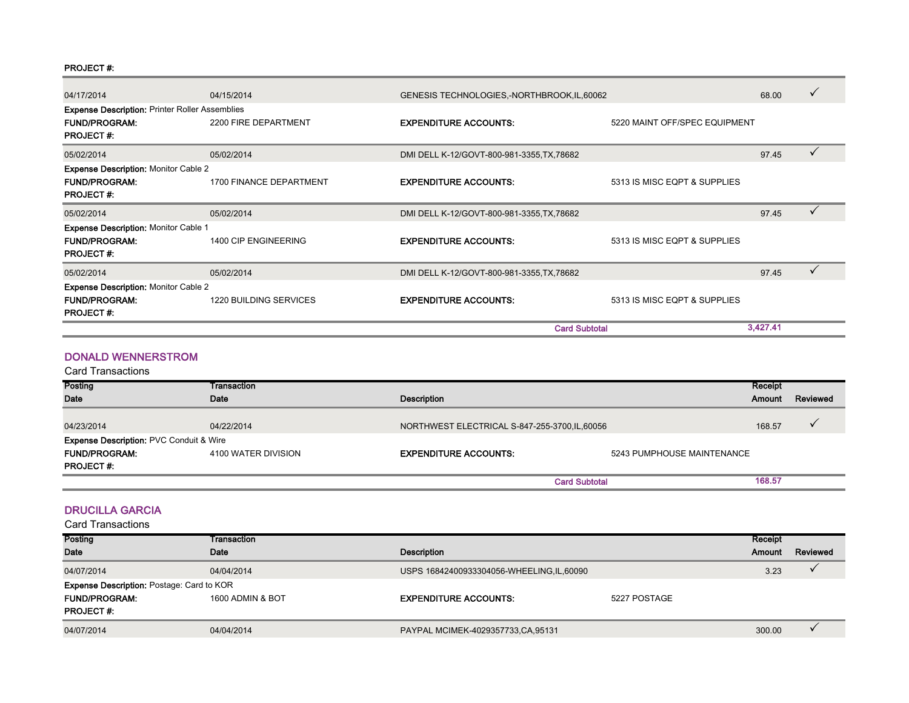PROJECT #:

| Posting Date | Transaction Date | Description | Receipt Amount | Reviewed |
|---|---|---|---|---|
| 04/17/2014 | 04/15/2014 | GENESIS TECHNOLOGIES,-NORTHBROOK,IL,60062 | 68.00 | ✓ |

**Expense Description:** Printer Roller Assemblies
**FUND/PROGRAM:** 2200 FIRE DEPARTMENT **EXPENDITURE ACCOUNTS:** 5220 MAINT OFF/SPEC EQUIPMENT
**PROJECT #:**

| Posting Date | Transaction Date | Description | Receipt Amount | Reviewed |
|---|---|---|---|---|
| 05/02/2014 | 05/02/2014 | DMI DELL K-12/GOVT-800-981-3355,TX,78682 | 97.45 | ✓ |

**Expense Description:** Monitor Cable 2
**FUND/PROGRAM:** 1700 FINANCE DEPARTMENT **EXPENDITURE ACCOUNTS:** 5313 IS MISC EQPT & SUPPLIES
**PROJECT #:**

| Posting Date | Transaction Date | Description | Receipt Amount | Reviewed |
|---|---|---|---|---|
| 05/02/2014 | 05/02/2014 | DMI DELL K-12/GOVT-800-981-3355,TX,78682 | 97.45 | ✓ |

**Expense Description:** Monitor Cable 1
**FUND/PROGRAM:** 1400 CIP ENGINEERING **EXPENDITURE ACCOUNTS:** 5313 IS MISC EQPT & SUPPLIES
**PROJECT #:**

| Posting Date | Transaction Date | Description | Receipt Amount | Reviewed |
|---|---|---|---|---|
| 05/02/2014 | 05/02/2014 | DMI DELL K-12/GOVT-800-981-3355,TX,78682 | 97.45 | ✓ |

**Expense Description:** Monitor Cable 2
**FUND/PROGRAM:** 1220 BUILDING SERVICES **EXPENDITURE ACCOUNTS:** 5313 IS MISC EQPT & SUPPLIES
**PROJECT #:**

**Card Subtotal** 3,427.41

## DONALD WENNERSTROM

Card Transactions

| Posting Date | Transaction Date | Description | Receipt Amount | Reviewed |
|---|---|---|---|---|
| 04/23/2014 | 04/22/2014 | NORTHWEST ELECTRICAL S-847-255-3700,IL,60056 | 168.57 | ✓ |

**Expense Description:** PVC Conduit & Wire
**FUND/PROGRAM:** 4100 WATER DIVISION **EXPENDITURE ACCOUNTS:** 5243 PUMPHOUSE MAINTENANCE
**PROJECT #:**

**Card Subtotal** 168.57

## DRUCILLA GARCIA

Card Transactions

| Posting Date | Transaction Date | Description | Receipt Amount | Reviewed |
|---|---|---|---|---|
| 04/07/2014 | 04/04/2014 | USPS 16842400933304056-WHEELING,IL,60090 | 3.23 | ✓ |

**Expense Description:** Postage: Card to KOR
**FUND/PROGRAM:** 1600 ADMIN & BOT **EXPENDITURE ACCOUNTS:** 5227 POSTAGE
**PROJECT #:**

| Posting Date | Transaction Date | Description | Receipt Amount | Reviewed |
|---|---|---|---|---|
| 04/07/2014 | 04/04/2014 | PAYPAL MCIMEK-4029357733,CA,95131 | 300.00 | ✓ |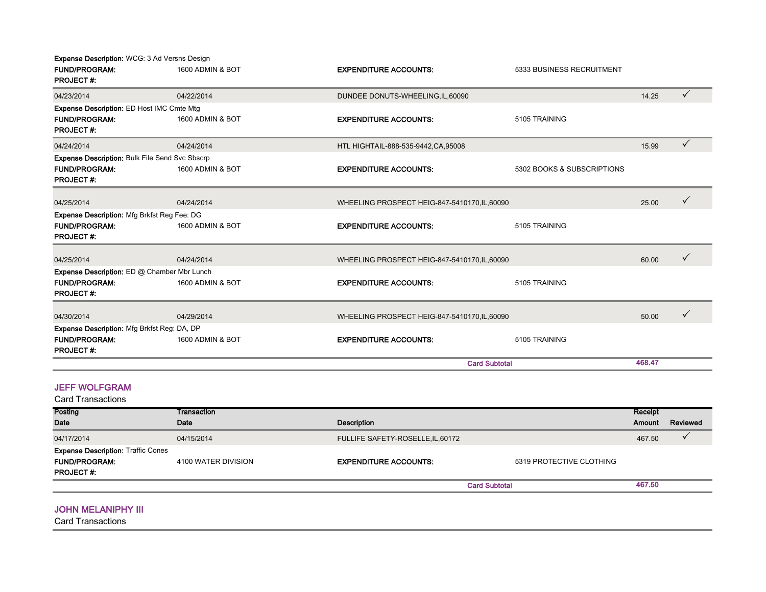Expense Description: WCG: 3 Ad Versns Design

| | | | | |
|---|---|---|---|---|
| **FUND/PROGRAM:** | 1600 ADMIN & BOT | **EXPENDITURE ACCOUNTS:** | 5333 BUSINESS RECRUITMENT | |
| **PROJECT #:** | | | | |

| 04/23/2014 | 04/22/2014 | DUNDEE DONUTS-WHEELING,IL,60090 | 14.25 | ✓ |
|---|---|---|---|---|

**Expense Description:** ED Host IMC Cmte Mtg
**FUND/PROGRAM:** 1600 ADMIN & BOT **EXPENDITURE ACCOUNTS:** 5105 TRAINING
**PROJECT #:**

| 04/24/2014 | 04/24/2014 | HTL HIGHTAIL-888-535-9442,CA,95008 | 15.99 | ✓ |
|---|---|---|---|---|

**Expense Description:** Bulk File Send Svc Sbscrp
**FUND/PROGRAM:** 1600 ADMIN & BOT **EXPENDITURE ACCOUNTS:** 5302 BOOKS & SUBSCRIPTIONS
**PROJECT #:**

| 04/25/2014 | 04/24/2014 | WHEELING PROSPECT HEIG-847-5410170,IL,60090 | 25.00 | ✓ |
|---|---|---|---|---|

**Expense Description:** Mfg Brkfst Reg Fee: DG
**FUND/PROGRAM:** 1600 ADMIN & BOT **EXPENDITURE ACCOUNTS:** 5105 TRAINING
**PROJECT #:**

| 04/25/2014 | 04/24/2014 | WHEELING PROSPECT HEIG-847-5410170,IL,60090 | 60.00 | ✓ |
|---|---|---|---|---|

**Expense Description:** ED @ Chamber Mbr Lunch
**FUND/PROGRAM:** 1600 ADMIN & BOT **EXPENDITURE ACCOUNTS:** 5105 TRAINING
**PROJECT #:**

| 04/30/2014 | 04/29/2014 | WHEELING PROSPECT HEIG-847-5410170,IL,60090 | 50.00 | ✓ |
|---|---|---|---|---|

**Expense Description:** Mfg Brkfst Reg: DA, DP
**FUND/PROGRAM:** 1600 ADMIN & BOT **EXPENDITURE ACCOUNTS:** 5105 TRAINING
**PROJECT #:**

**Card Subtotal** 468.47

## JEFF WOLFGRAM

Card Transactions

| Posting Date | Transaction Date | Description | Receipt Amount | Reviewed |
|---|---|---|---|---|
| 04/17/2014 | 04/15/2014 | FULLIFE SAFETY-ROSELLE,IL,60172 | 467.50 | ✓ |

**Expense Description:** Traffic Cones
**FUND/PROGRAM:** 4100 WATER DIVISION **EXPENDITURE ACCOUNTS:** 5319 PROTECTIVE CLOTHING
**PROJECT #:**

**Card Subtotal** 467.50

## JOHN MELANIPHY III

Card Transactions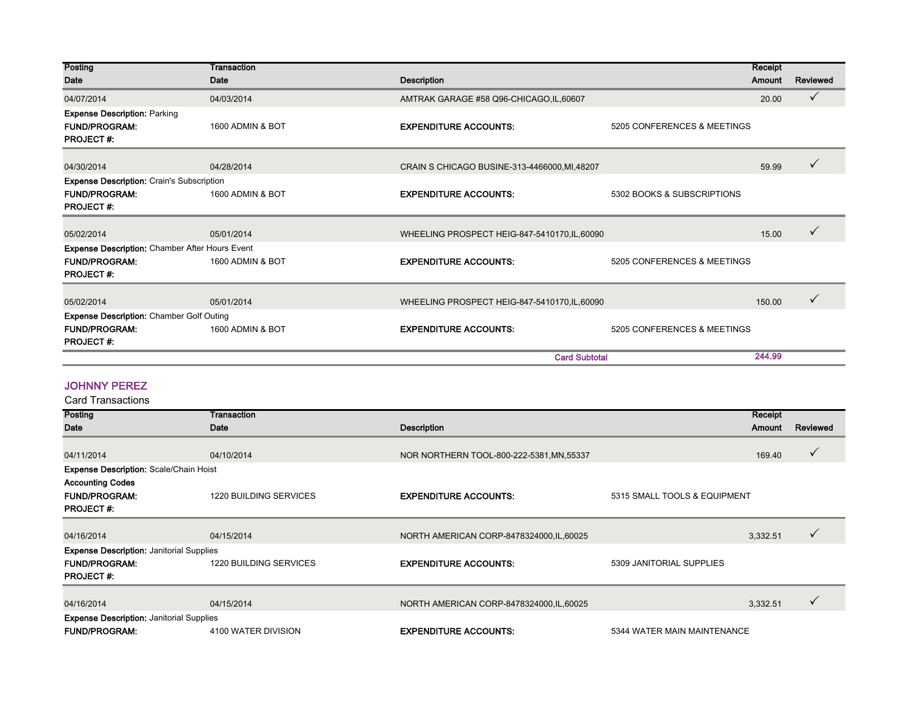| Posting Date | Transaction Date | Description | | Receipt Amount | Reviewed |
|---|---|---|---|---|---|
| 04/07/2014 | 04/03/2014 | AMTRAK GARAGE #58 Q96-CHICAGO,IL,60607 | | 20.00 | ✓ |
| **Expense Description:** Parking | | | | | |
| **FUND/PROGRAM:** | 1600 ADMIN & BOT | **EXPENDITURE ACCOUNTS:** | 5205 CONFERENCES & MEETINGS | | |
| **PROJECT #:** | | | | | |
| 04/30/2014 | 04/28/2014 | CRAIN S CHICAGO BUSINE-313-4466000,MI,48207 | | 59.99 | ✓ |
| **Expense Description:** Crain's Subscription | | | | | |
| **FUND/PROGRAM:** | 1600 ADMIN & BOT | **EXPENDITURE ACCOUNTS:** | 5302 BOOKS & SUBSCRIPTIONS | | |
| **PROJECT #:** | | | | | |
| 05/02/2014 | 05/01/2014 | WHEELING PROSPECT HEIG-847-5410170,IL,60090 | | 15.00 | ✓ |
| **Expense Description:** Chamber After Hours Event | | | | | |
| **FUND/PROGRAM:** | 1600 ADMIN & BOT | **EXPENDITURE ACCOUNTS:** | 5205 CONFERENCES & MEETINGS | | |
| **PROJECT #:** | | | | | |
| 05/02/2014 | 05/01/2014 | WHEELING PROSPECT HEIG-847-5410170,IL,60090 | | 150.00 | ✓ |
| **Expense Description:** Chamber Golf Outing | | | | | |
| **FUND/PROGRAM:** | 1600 ADMIN & BOT | **EXPENDITURE ACCOUNTS:** | 5205 CONFERENCES & MEETINGS | | |
| **PROJECT #:** | | | | | |
| | | | **Card Subtotal** | **244.99** | |

## JOHNNY PEREZ

Card Transactions

| Posting Date | Transaction Date | Description | | Receipt Amount | Reviewed |
|---|---|---|---|---|---|
| 04/11/2014 | 04/10/2014 | NOR NORTHERN TOOL-800-222-5381,MN,55337 | | 169.40 | ✓ |
| **Expense Description:** Scale/Chain Hoist | | | | | |
| **Accounting Codes** | | | | | |
| **FUND/PROGRAM:** | 1220 BUILDING SERVICES | **EXPENDITURE ACCOUNTS:** | 5315 SMALL TOOLS & EQUIPMENT | | |
| **PROJECT #:** | | | | | |
| 04/16/2014 | 04/15/2014 | NORTH AMERICAN CORP-8478324000,IL,60025 | | 3,332.51 | ✓ |
| **Expense Description:** Janitorial Supplies | | | | | |
| **FUND/PROGRAM:** | 1220 BUILDING SERVICES | **EXPENDITURE ACCOUNTS:** | 5309 JANITORIAL SUPPLIES | | |
| **PROJECT #:** | | | | | |
| 04/16/2014 | 04/15/2014 | NORTH AMERICAN CORP-8478324000,IL,60025 | | 3,332.51 | ✓ |
| **Expense Description:** Janitorial Supplies | | | | | |
| **FUND/PROGRAM:** | 4100 WATER DIVISION | **EXPENDITURE ACCOUNTS:** | 5344 WATER MAIN MAINTENANCE | | |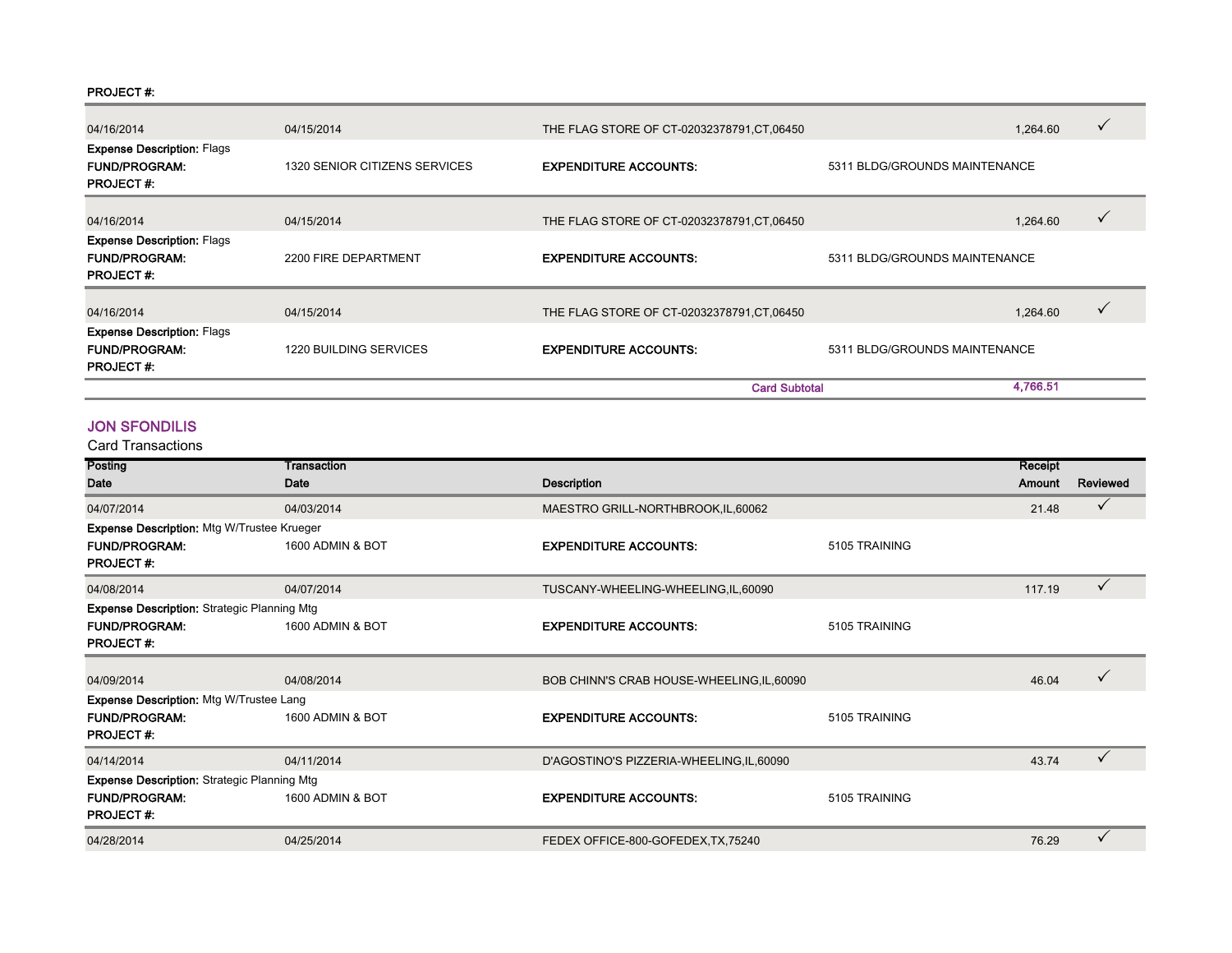PROJECT #:

| | | | | |
|---|---|---|---|---|
| 04/16/2014 | 04/15/2014 | THE FLAG STORE OF CT-02032378791,CT,06450 | 1,264.60 | ✓ |

**Expense Description:** Flags
**FUND/PROGRAM:** 1320 SENIOR CITIZENS SERVICES **EXPENDITURE ACCOUNTS:** 5311 BLDG/GROUNDS MAINTENANCE
**PROJECT #:**

| | | | | |
|---|---|---|---|---|
| 04/16/2014 | 04/15/2014 | THE FLAG STORE OF CT-02032378791,CT,06450 | 1,264.60 | ✓ |

**Expense Description:** Flags
**FUND/PROGRAM:** 2200 FIRE DEPARTMENT **EXPENDITURE ACCOUNTS:** 5311 BLDG/GROUNDS MAINTENANCE
**PROJECT #:**

| | | | | |
|---|---|---|---|---|
| 04/16/2014 | 04/15/2014 | THE FLAG STORE OF CT-02032378791,CT,06450 | 1,264.60 | ✓ |

**Expense Description:** Flags
**FUND/PROGRAM:** 1220 BUILDING SERVICES **EXPENDITURE ACCOUNTS:** 5311 BLDG/GROUNDS MAINTENANCE
**PROJECT #:**

**Card Subtotal** 4,766.51

## JON SFONDILIS

Card Transactions

| Posting Date | Transaction Date | Description | Receipt Amount | Reviewed |
|---|---|---|---|---|
| 04/07/2014 | 04/03/2014 | MAESTRO GRILL-NORTHBROOK,IL,60062 | 21.48 | ✓ |

**Expense Description:** Mtg W/Trustee Krueger
**FUND/PROGRAM:** 1600 ADMIN & BOT **EXPENDITURE ACCOUNTS:** 5105 TRAINING
**PROJECT #:**

| | | | | |
|---|---|---|---|---|
| 04/08/2014 | 04/07/2014 | TUSCANY-WHEELING-WHEELING,IL,60090 | 117.19 | ✓ |

**Expense Description:** Strategic Planning Mtg
**FUND/PROGRAM:** 1600 ADMIN & BOT **EXPENDITURE ACCOUNTS:** 5105 TRAINING
**PROJECT #:**

| | | | | |
|---|---|---|---|---|
| 04/09/2014 | 04/08/2014 | BOB CHINN'S CRAB HOUSE-WHEELING,IL,60090 | 46.04 | ✓ |

**Expense Description:** Mtg W/Trustee Lang
**FUND/PROGRAM:** 1600 ADMIN & BOT **EXPENDITURE ACCOUNTS:** 5105 TRAINING
**PROJECT #:**

| | | | | |
|---|---|---|---|---|
| 04/14/2014 | 04/11/2014 | D'AGOSTINO'S PIZZERIA-WHEELING,IL,60090 | 43.74 | ✓ |

**Expense Description:** Strategic Planning Mtg
**FUND/PROGRAM:** 1600 ADMIN & BOT **EXPENDITURE ACCOUNTS:** 5105 TRAINING
**PROJECT #:**

| | | | | |
|---|---|---|---|---|
| 04/28/2014 | 04/25/2014 | FEDEX OFFICE-800-GOFEDEX,TX,75240 | 76.29 | ✓ |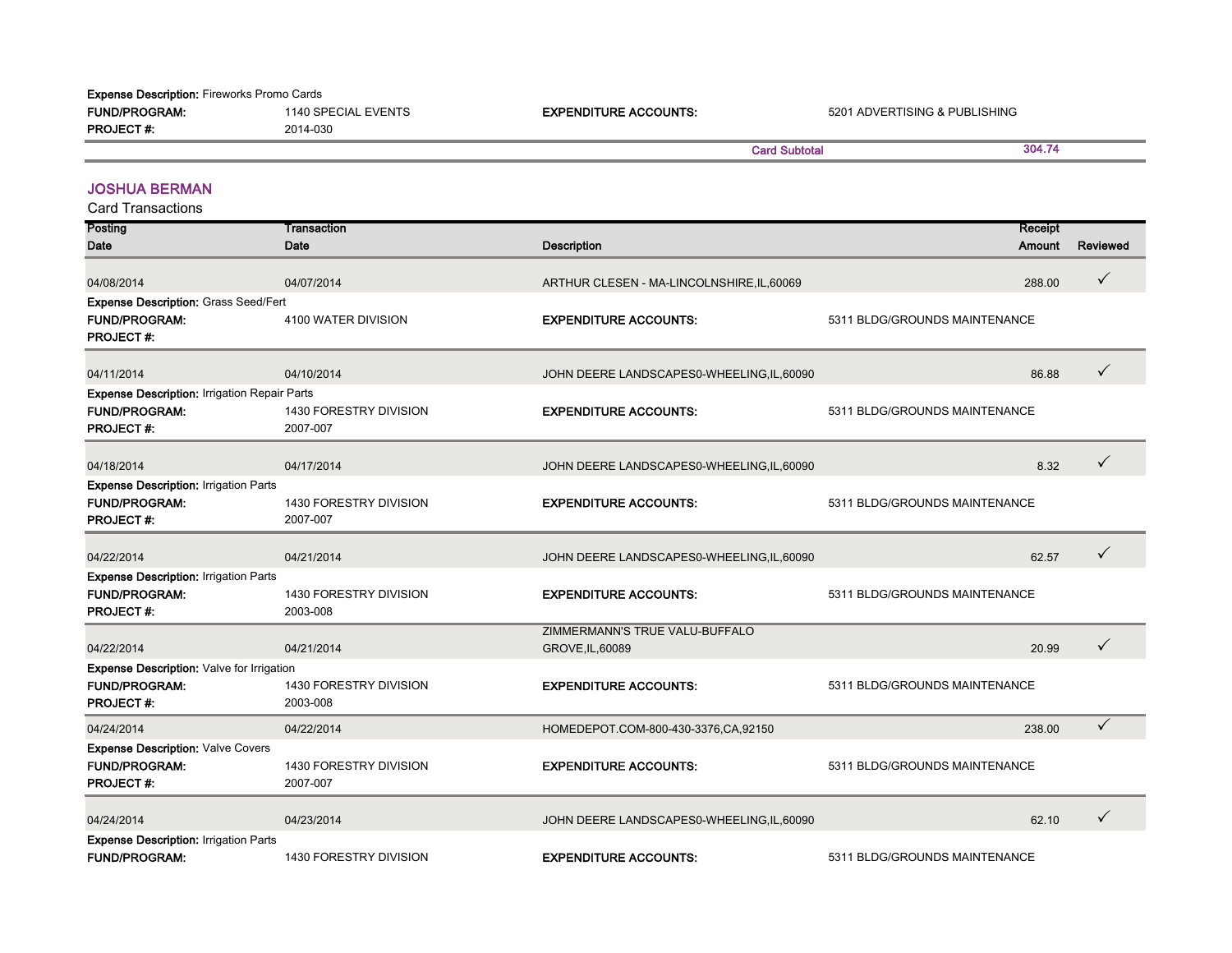**Expense Description:** Fireworks Promo Cards

**FUND/PROGRAM:** 1140 SPECIAL EVENTS **EXPENDITURE ACCOUNTS:** 5201 ADVERTISING & PUBLISHING

**PROJECT #:** 2014-030

**Card Subtotal** 304.74

## JOSHUA BERMAN

Card Transactions

| Posting Date | Transaction Date | Description | Receipt Amount | Reviewed |
|---|---|---|---|---|
| 04/08/2014 | 04/07/2014 | ARTHUR CLESEN - MA-LINCOLNSHIRE,IL,60069 | 288.00 | ✓ |
| **Expense Description:** Grass Seed/Fert | | | | |
| **FUND/PROGRAM:** | 4100 WATER DIVISION | **EXPENDITURE ACCOUNTS:** | 5311 BLDG/GROUNDS MAINTENANCE | |
| **PROJECT #:** | | | | |
| 04/11/2014 | 04/10/2014 | JOHN DEERE LANDSCAPES0-WHEELING,IL,60090 | 86.88 | ✓ |
| **Expense Description:** Irrigation Repair Parts | | | | |
| **FUND/PROGRAM:** | 1430 FORESTRY DIVISION | **EXPENDITURE ACCOUNTS:** | 5311 BLDG/GROUNDS MAINTENANCE | |
| **PROJECT #:** | 2007-007 | | | |
| 04/18/2014 | 04/17/2014 | JOHN DEERE LANDSCAPES0-WHEELING,IL,60090 | 8.32 | ✓ |
| **Expense Description:** Irrigation Parts | | | | |
| **FUND/PROGRAM:** | 1430 FORESTRY DIVISION | **EXPENDITURE ACCOUNTS:** | 5311 BLDG/GROUNDS MAINTENANCE | |
| **PROJECT #:** | 2007-007 | | | |
| 04/22/2014 | 04/21/2014 | JOHN DEERE LANDSCAPES0-WHEELING,IL,60090 | 62.57 | ✓ |
| **Expense Description:** Irrigation Parts | | | | |
| **FUND/PROGRAM:** | 1430 FORESTRY DIVISION | **EXPENDITURE ACCOUNTS:** | 5311 BLDG/GROUNDS MAINTENANCE | |
| **PROJECT #:** | 2003-008 | | | |
| 04/22/2014 | 04/21/2014 | ZIMMERMANN'S TRUE VALU-BUFFALO GROVE,IL,60089 | 20.99 | ✓ |
| **Expense Description:** Valve for Irrigation | | | | |
| **FUND/PROGRAM:** | 1430 FORESTRY DIVISION | **EXPENDITURE ACCOUNTS:** | 5311 BLDG/GROUNDS MAINTENANCE | |
| **PROJECT #:** | 2003-008 | | | |
| 04/24/2014 | 04/22/2014 | HOMEDEPOT.COM-800-430-3376,CA,92150 | 238.00 | ✓ |
| **Expense Description:** Valve Covers | | | | |
| **FUND/PROGRAM:** | 1430 FORESTRY DIVISION | **EXPENDITURE ACCOUNTS:** | 5311 BLDG/GROUNDS MAINTENANCE | |
| **PROJECT #:** | 2007-007 | | | |
| 04/24/2014 | 04/23/2014 | JOHN DEERE LANDSCAPES0-WHEELING,IL,60090 | 62.10 | ✓ |
| **Expense Description:** Irrigation Parts | | | | |
| **FUND/PROGRAM:** | 1430 FORESTRY DIVISION | **EXPENDITURE ACCOUNTS:** | 5311 BLDG/GROUNDS MAINTENANCE | |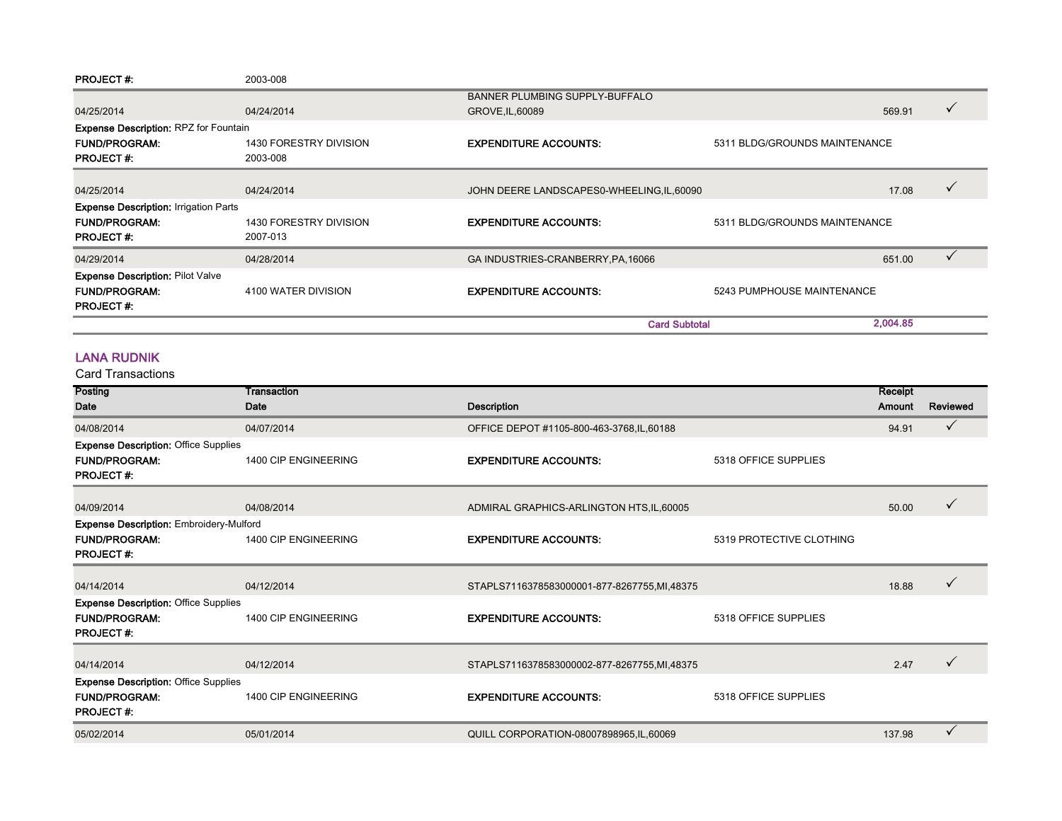PROJECT #: 2003-008

| 04/25/2014 | 04/24/2014 | BANNER PLUMBING SUPPLY-BUFFALO GROVE,IL,60089 | | 569.91 | ✓ |
|---|---|---|---|---|---|

**Expense Description:** RPZ for Fountain
**FUND/PROGRAM:** 1430 FORESTRY DIVISION **EXPENDITURE ACCOUNTS:** 5311 BLDG/GROUNDS MAINTENANCE
**PROJECT #:** 2003-008

| 04/25/2014 | 04/24/2014 | JOHN DEERE LANDSCAPES0-WHEELING,IL,60090 | | 17.08 | ✓ |
|---|---|---|---|---|---|

**Expense Description:** Irrigation Parts
**FUND/PROGRAM:** 1430 FORESTRY DIVISION **EXPENDITURE ACCOUNTS:** 5311 BLDG/GROUNDS MAINTENANCE
**PROJECT #:** 2007-013

| 04/29/2014 | 04/28/2014 | GA INDUSTRIES-CRANBERRY,PA,16066 | | 651.00 | ✓ |
|---|---|---|---|---|---|

**Expense Description:** Pilot Valve
**FUND/PROGRAM:** 4100 WATER DIVISION **EXPENDITURE ACCOUNTS:** 5243 PUMPHOUSE MAINTENANCE
**PROJECT #:**

**Card Subtotal** 2,004.85

## LANA RUDNIK

Card Transactions

| Posting Date | Transaction Date | Description | | Receipt Amount | Reviewed |
|---|---|---|---|---|---|
| 04/08/2014 | 04/07/2014 | OFFICE DEPOT #1105-800-463-3768,IL,60188 | | 94.91 | ✓ |

**Expense Description:** Office Supplies
**FUND/PROGRAM:** 1400 CIP ENGINEERING **EXPENDITURE ACCOUNTS:** 5318 OFFICE SUPPLIES
**PROJECT #:**

| 04/09/2014 | 04/08/2014 | ADMIRAL GRAPHICS-ARLINGTON HTS,IL,60005 | | 50.00 | ✓ |
|---|---|---|---|---|---|

**Expense Description:** Embroidery-Mulford
**FUND/PROGRAM:** 1400 CIP ENGINEERING **EXPENDITURE ACCOUNTS:** 5319 PROTECTIVE CLOTHING
**PROJECT #:**

| 04/14/2014 | 04/12/2014 | STAPLS7116378583000001-877-8267755,MI,48375 | | 18.88 | ✓ |
|---|---|---|---|---|---|

**Expense Description:** Office Supplies
**FUND/PROGRAM:** 1400 CIP ENGINEERING **EXPENDITURE ACCOUNTS:** 5318 OFFICE SUPPLIES
**PROJECT #:**

| 04/14/2014 | 04/12/2014 | STAPLS7116378583000002-877-8267755,MI,48375 | | 2.47 | ✓ |
|---|---|---|---|---|---|

**Expense Description:** Office Supplies
**FUND/PROGRAM:** 1400 CIP ENGINEERING **EXPENDITURE ACCOUNTS:** 5318 OFFICE SUPPLIES
**PROJECT #:**

| 05/02/2014 | 05/01/2014 | QUILL CORPORATION-08007898965,IL,60069 | | 137.98 | ✓ |
|---|---|---|---|---|---|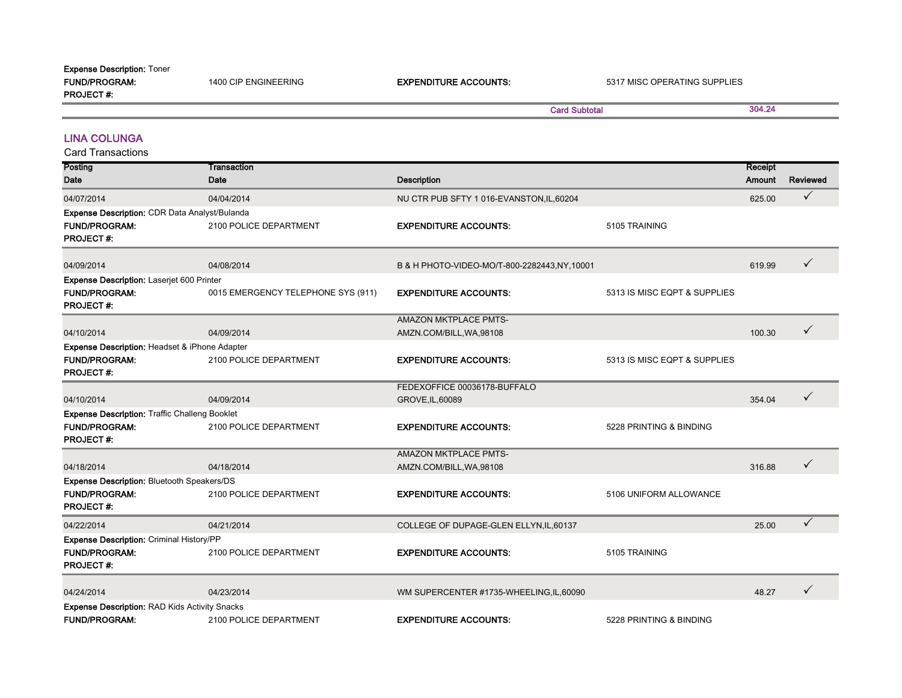**Expense Description:** Toner

**FUND/PROGRAM:** 1400 CIP ENGINEERING **EXPENDITURE ACCOUNTS:** 5317 MISC OPERATING SUPPLIES

**PROJECT #:**

**Card Subtotal** 304.24

## LINA COLUNGA

Card Transactions

| Posting Date | Transaction Date | Description | Receipt Amount | Reviewed |
|---|---|---|---|---|
| 04/07/2014 | 04/04/2014 | NU CTR PUB SFTY 1 016-EVANSTON,IL,60204 | 625.00 | ✓ |

**Expense Description:** CDR Data Analyst/Bulanda

**FUND/PROGRAM:** 2100 POLICE DEPARTMENT **EXPENDITURE ACCOUNTS:** 5105 TRAINING

**PROJECT #:**

| Posting Date | Transaction Date | Description | Receipt Amount | Reviewed |
|---|---|---|---|---|
| 04/09/2014 | 04/08/2014 | B & H PHOTO-VIDEO-MO/T-800-2282443,NY,10001 | 619.99 | ✓ |

**Expense Description:** Laserjet 600 Printer

**FUND/PROGRAM:** 0015 EMERGENCY TELEPHONE SYS (911) **EXPENDITURE ACCOUNTS:** 5313 IS MISC EQPT & SUPPLIES

**PROJECT #:**

| Posting Date | Transaction Date | Description | Receipt Amount | Reviewed |
|---|---|---|---|---|
| 04/10/2014 | 04/09/2014 | AMAZON MKTPLACE PMTS-AMZN.COM/BILL,WA,98108 | 100.30 | ✓ |

**Expense Description:** Headset & iPhone Adapter

**FUND/PROGRAM:** 2100 POLICE DEPARTMENT **EXPENDITURE ACCOUNTS:** 5313 IS MISC EQPT & SUPPLIES

**PROJECT #:**

| Posting Date | Transaction Date | Description | Receipt Amount | Reviewed |
|---|---|---|---|---|
| 04/10/2014 | 04/09/2014 | FEDEXOFFICE 00036178-BUFFALO GROVE,IL,60089 | 354.04 | ✓ |

**Expense Description:** Traffic Challeng Booklet

**FUND/PROGRAM:** 2100 POLICE DEPARTMENT **EXPENDITURE ACCOUNTS:** 5228 PRINTING & BINDING

**PROJECT #:**

| Posting Date | Transaction Date | Description | Receipt Amount | Reviewed |
|---|---|---|---|---|
| 04/18/2014 | 04/18/2014 | AMAZON MKTPLACE PMTS-AMZN.COM/BILL,WA,98108 | 316.88 | ✓ |

**Expense Description:** Bluetooth Speakers/DS

**FUND/PROGRAM:** 2100 POLICE DEPARTMENT **EXPENDITURE ACCOUNTS:** 5106 UNIFORM ALLOWANCE

**PROJECT #:**

| Posting Date | Transaction Date | Description | Receipt Amount | Reviewed |
|---|---|---|---|---|
| 04/22/2014 | 04/21/2014 | COLLEGE OF DUPAGE-GLEN ELLYN,IL,60137 | 25.00 | ✓ |

**Expense Description:** Criminal History/PP

**FUND/PROGRAM:** 2100 POLICE DEPARTMENT **EXPENDITURE ACCOUNTS:** 5105 TRAINING

**PROJECT #:**

| Posting Date | Transaction Date | Description | Receipt Amount | Reviewed |
|---|---|---|---|---|
| 04/24/2014 | 04/23/2014 | WM SUPERCENTER #1735-WHEELING,IL,60090 | 48.27 | ✓ |

**Expense Description:** RAD Kids Activity Snacks

**FUND/PROGRAM:** 2100 POLICE DEPARTMENT **EXPENDITURE ACCOUNTS:** 5228 PRINTING & BINDING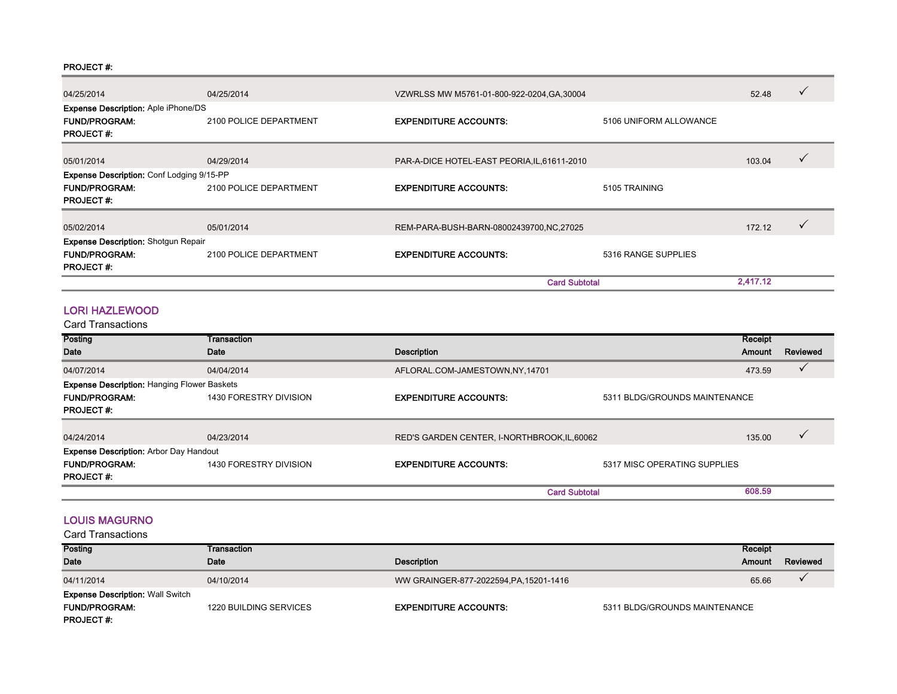PROJECT #:

| | | | | |
|---|---|---|---|---|
| 04/25/2014 | 04/25/2014 | VZWRLSS MW M5761-01-800-922-0204,GA,30004 | 52.48 | ✓ |

**Expense Description:** Aple iPhone/DS

**FUND/PROGRAM:** 2100 POLICE DEPARTMENT **EXPENDITURE ACCOUNTS:** 5106 UNIFORM ALLOWANCE

**PROJECT #:**

| | | | | |
|---|---|---|---|---|
| 05/01/2014 | 04/29/2014 | PAR-A-DICE HOTEL-EAST PEORIA,IL,61611-2010 | 103.04 | ✓ |

**Expense Description:** Conf Lodging 9/15-PP

**FUND/PROGRAM:** 2100 POLICE DEPARTMENT **EXPENDITURE ACCOUNTS:** 5105 TRAINING

**PROJECT #:**

| | | | | |
|---|---|---|---|---|
| 05/02/2014 | 05/01/2014 | REM-PARA-BUSH-BARN-08002439700,NC,27025 | 172.12 | ✓ |

**Expense Description:** Shotgun Repair

**FUND/PROGRAM:** 2100 POLICE DEPARTMENT **EXPENDITURE ACCOUNTS:** 5316 RANGE SUPPLIES

**PROJECT #:**

**Card Subtotal** 2,417.12

## LORI HAZLEWOOD

Card Transactions

| Posting Date | Transaction Date | Description | Receipt Amount | Reviewed |
|---|---|---|---|---|
| 04/07/2014 | 04/04/2014 | AFLORAL.COM-JAMESTOWN,NY,14701 | 473.59 | ✓ |

**Expense Description:** Hanging Flower Baskets

**FUND/PROGRAM:** 1430 FORESTRY DIVISION **EXPENDITURE ACCOUNTS:** 5311 BLDG/GROUNDS MAINTENANCE

**PROJECT #:**

| | | | | |
|---|---|---|---|---|
| 04/24/2014 | 04/23/2014 | RED'S GARDEN CENTER, I-NORTHBROOK,IL,60062 | 135.00 | ✓ |

**Expense Description:** Arbor Day Handout

**FUND/PROGRAM:** 1430 FORESTRY DIVISION **EXPENDITURE ACCOUNTS:** 5317 MISC OPERATING SUPPLIES

**PROJECT #:**

**Card Subtotal** 608.59

## LOUIS MAGURNO

Card Transactions

| Posting Date | Transaction Date | Description | Receipt Amount | Reviewed |
|---|---|---|---|---|
| 04/11/2014 | 04/10/2014 | WW GRAINGER-877-2022594,PA,15201-1416 | 65.66 | ✓ |

**Expense Description:** Wall Switch

**FUND/PROGRAM:** 1220 BUILDING SERVICES **EXPENDITURE ACCOUNTS:** 5311 BLDG/GROUNDS MAINTENANCE

**PROJECT #:**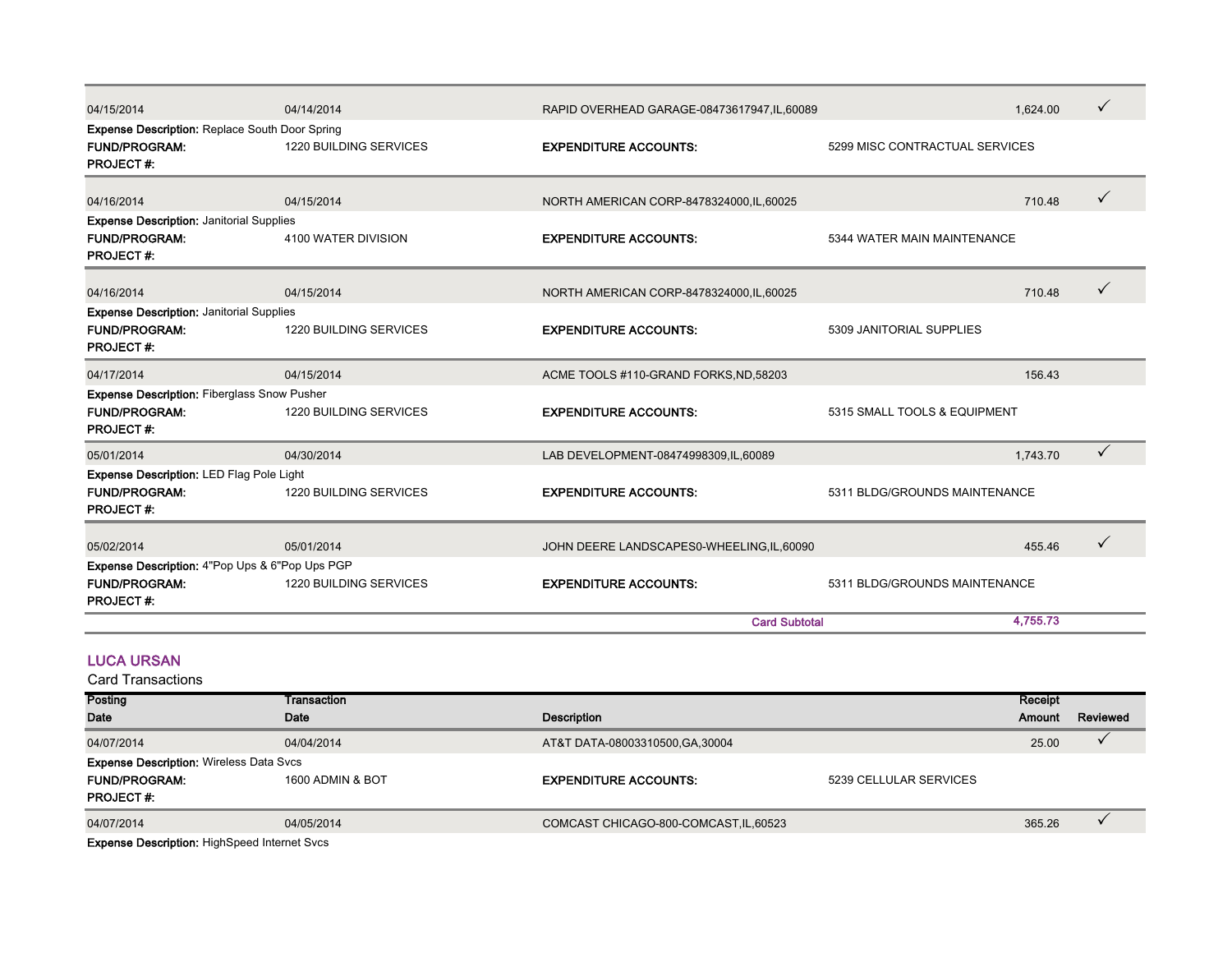| Posting Date | Transaction Date | Description | | Receipt Amount | Reviewed |
|---|---|---|---|---|---|
| 04/15/2014 | 04/14/2014 | RAPID OVERHEAD GARAGE-08473617947,IL,60089 | | 1,624.00 | ✓ |
| **Expense Description:** Replace South Door Spring | | | | | |
| **FUND/PROGRAM:** | 1220 BUILDING SERVICES | **EXPENDITURE ACCOUNTS:** | 5299 MISC CONTRACTUAL SERVICES | | |
| **PROJECT #:** | | | | | |
| 04/16/2014 | 04/15/2014 | NORTH AMERICAN CORP-8478324000,IL,60025 | | 710.48 | ✓ |
| **Expense Description:** Janitorial Supplies | | | | | |
| **FUND/PROGRAM:** | 4100 WATER DIVISION | **EXPENDITURE ACCOUNTS:** | 5344 WATER MAIN MAINTENANCE | | |
| **PROJECT #:** | | | | | |
| 04/16/2014 | 04/15/2014 | NORTH AMERICAN CORP-8478324000,IL,60025 | | 710.48 | ✓ |
| **Expense Description:** Janitorial Supplies | | | | | |
| **FUND/PROGRAM:** | 1220 BUILDING SERVICES | **EXPENDITURE ACCOUNTS:** | 5309 JANITORIAL SUPPLIES | | |
| **PROJECT #:** | | | | | |
| 04/17/2014 | 04/15/2014 | ACME TOOLS #110-GRAND FORKS,ND,58203 | | 156.43 | |
| **Expense Description:** Fiberglass Snow Pusher | | | | | |
| **FUND/PROGRAM:** | 1220 BUILDING SERVICES | **EXPENDITURE ACCOUNTS:** | 5315 SMALL TOOLS & EQUIPMENT | | |
| **PROJECT #:** | | | | | |
| 05/01/2014 | 04/30/2014 | LAB DEVELOPMENT-08474998309,IL,60089 | | 1,743.70 | ✓ |
| **Expense Description:** LED Flag Pole Light | | | | | |
| **FUND/PROGRAM:** | 1220 BUILDING SERVICES | **EXPENDITURE ACCOUNTS:** | 5311 BLDG/GROUNDS MAINTENANCE | | |
| **PROJECT #:** | | | | | |
| 05/02/2014 | 05/01/2014 | JOHN DEERE LANDSCAPES0-WHEELING,IL,60090 | | 455.46 | ✓ |
| **Expense Description:** 4"Pop Ups & 6"Pop Ups PGP | | | | | |
| **FUND/PROGRAM:** | 1220 BUILDING SERVICES | **EXPENDITURE ACCOUNTS:** | 5311 BLDG/GROUNDS MAINTENANCE | | |
| **PROJECT #:** | | | | | |
| | | | **Card Subtotal** | **4,755.73** | |

## LUCA URSAN

Card Transactions

| Posting Date | Transaction Date | Description | | Receipt Amount | Reviewed |
|---|---|---|---|---|---|
| 04/07/2014 | 04/04/2014 | AT&T DATA-08003310500,GA,30004 | | 25.00 | ✓ |
| **Expense Description:** Wireless Data Svcs | | | | | |
| **FUND/PROGRAM:** | 1600 ADMIN & BOT | **EXPENDITURE ACCOUNTS:** | 5239 CELLULAR SERVICES | | |
| **PROJECT #:** | | | | | |
| 04/07/2014 | 04/05/2014 | COMCAST CHICAGO-800-COMCAST,IL,60523 | | 365.26 | ✓ |
| **Expense Description:** HighSpeed Internet Svcs | | | | | |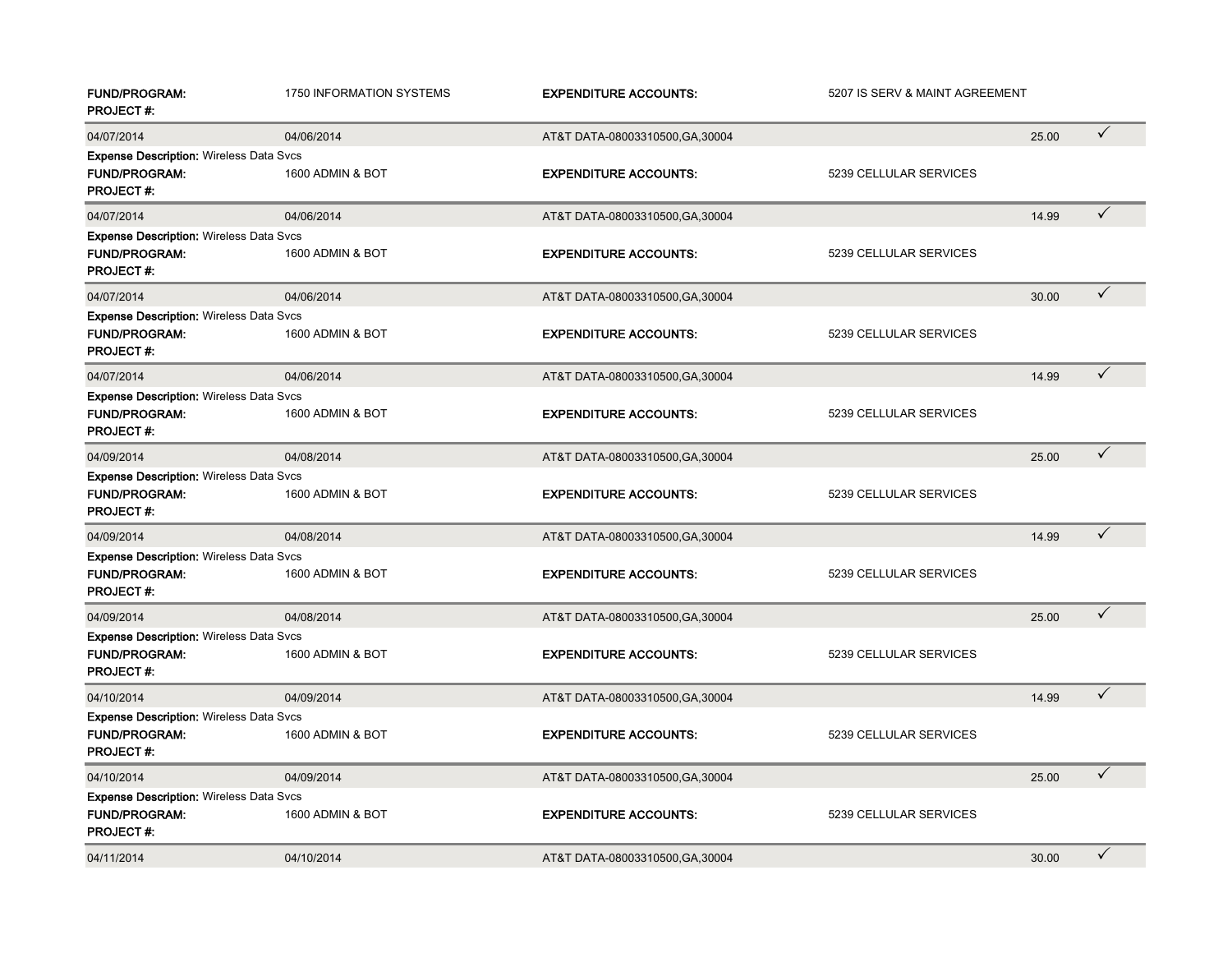| | | | | | |
|---|---|---|---|---|---|
| **FUND/PROGRAM:** | 1750 INFORMATION SYSTEMS | **EXPENDITURE ACCOUNTS:** | 5207 IS SERV & MAINT AGREEMENT | | |
| **PROJECT #:** | | | | | |
| 04/07/2014 | 04/06/2014 | AT&T DATA-08003310500,GA,30004 | | 25.00 | ✓ |
| **Expense Description:** Wireless Data Svcs | | | | | |
| **FUND/PROGRAM:** | 1600 ADMIN & BOT | **EXPENDITURE ACCOUNTS:** | 5239 CELLULAR SERVICES | | |
| **PROJECT #:** | | | | | |
| 04/07/2014 | 04/06/2014 | AT&T DATA-08003310500,GA,30004 | | 14.99 | ✓ |
| **Expense Description:** Wireless Data Svcs | | | | | |
| **FUND/PROGRAM:** | 1600 ADMIN & BOT | **EXPENDITURE ACCOUNTS:** | 5239 CELLULAR SERVICES | | |
| **PROJECT #:** | | | | | |
| 04/07/2014 | 04/06/2014 | AT&T DATA-08003310500,GA,30004 | | 30.00 | ✓ |
| **Expense Description:** Wireless Data Svcs | | | | | |
| **FUND/PROGRAM:** | 1600 ADMIN & BOT | **EXPENDITURE ACCOUNTS:** | 5239 CELLULAR SERVICES | | |
| **PROJECT #:** | | | | | |
| 04/07/2014 | 04/06/2014 | AT&T DATA-08003310500,GA,30004 | | 14.99 | ✓ |
| **Expense Description:** Wireless Data Svcs | | | | | |
| **FUND/PROGRAM:** | 1600 ADMIN & BOT | **EXPENDITURE ACCOUNTS:** | 5239 CELLULAR SERVICES | | |
| **PROJECT #:** | | | | | |
| 04/09/2014 | 04/08/2014 | AT&T DATA-08003310500,GA,30004 | | 25.00 | ✓ |
| **Expense Description:** Wireless Data Svcs | | | | | |
| **FUND/PROGRAM:** | 1600 ADMIN & BOT | **EXPENDITURE ACCOUNTS:** | 5239 CELLULAR SERVICES | | |
| **PROJECT #:** | | | | | |
| 04/09/2014 | 04/08/2014 | AT&T DATA-08003310500,GA,30004 | | 14.99 | ✓ |
| **Expense Description:** Wireless Data Svcs | | | | | |
| **FUND/PROGRAM:** | 1600 ADMIN & BOT | **EXPENDITURE ACCOUNTS:** | 5239 CELLULAR SERVICES | | |
| **PROJECT #:** | | | | | |
| 04/09/2014 | 04/08/2014 | AT&T DATA-08003310500,GA,30004 | | 25.00 | ✓ |
| **Expense Description:** Wireless Data Svcs | | | | | |
| **FUND/PROGRAM:** | 1600 ADMIN & BOT | **EXPENDITURE ACCOUNTS:** | 5239 CELLULAR SERVICES | | |
| **PROJECT #:** | | | | | |
| 04/10/2014 | 04/09/2014 | AT&T DATA-08003310500,GA,30004 | | 14.99 | ✓ |
| **Expense Description:** Wireless Data Svcs | | | | | |
| **FUND/PROGRAM:** | 1600 ADMIN & BOT | **EXPENDITURE ACCOUNTS:** | 5239 CELLULAR SERVICES | | |
| **PROJECT #:** | | | | | |
| 04/10/2014 | 04/09/2014 | AT&T DATA-08003310500,GA,30004 | | 25.00 | ✓ |
| **Expense Description:** Wireless Data Svcs | | | | | |
| **FUND/PROGRAM:** | 1600 ADMIN & BOT | **EXPENDITURE ACCOUNTS:** | 5239 CELLULAR SERVICES | | |
| **PROJECT #:** | | | | | |
| 04/11/2014 | 04/10/2014 | AT&T DATA-08003310500,GA,30004 | | 30.00 | ✓ |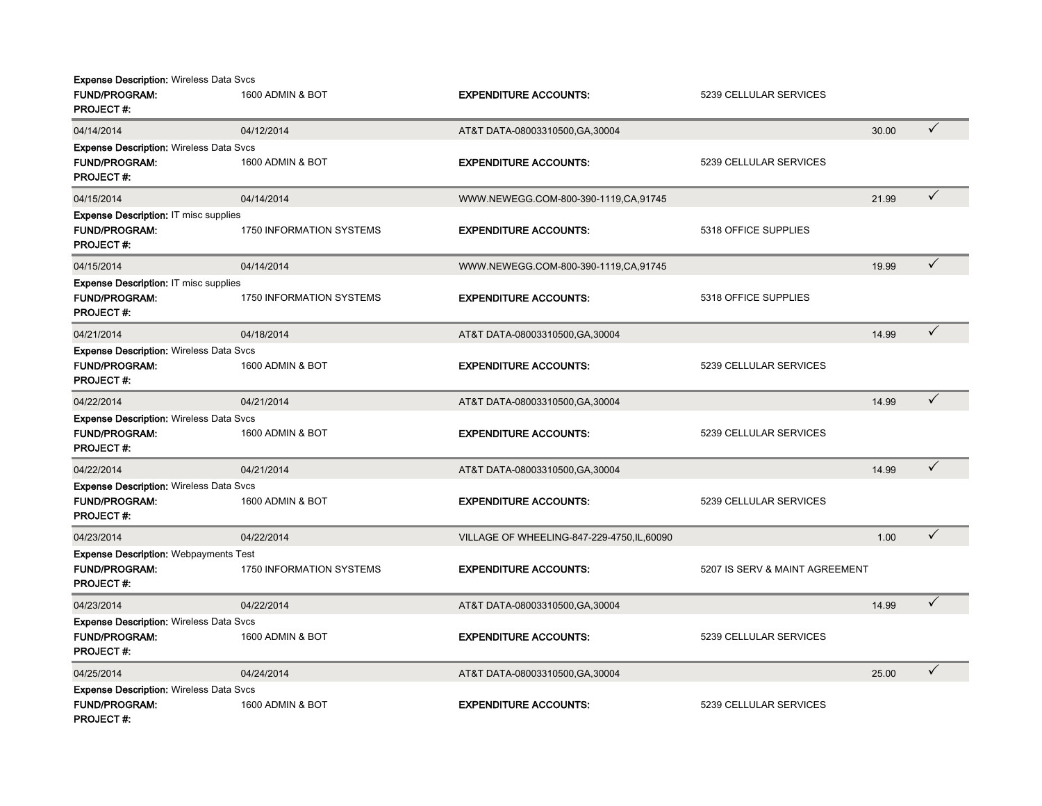**Expense Description:** Wireless Data Svcs

| | | | | | |
|---|---|---|---|---|---|
| **FUND/PROGRAM:** | 1600 ADMIN & BOT | **EXPENDITURE ACCOUNTS:** | 5239 CELLULAR SERVICES | | |
| **PROJECT #:** | | | | | |
| 04/14/2014 | 04/12/2014 | AT&T DATA-08003310500,GA,30004 | | 30.00 | ✓ |
| **Expense Description:** Wireless Data Svcs | | | | | |
| **FUND/PROGRAM:** | 1600 ADMIN & BOT | **EXPENDITURE ACCOUNTS:** | 5239 CELLULAR SERVICES | | |
| **PROJECT #:** | | | | | |
| 04/15/2014 | 04/14/2014 | WWW.NEWEGG.COM-800-390-1119,CA,91745 | | 21.99 | ✓ |
| **Expense Description:** IT misc supplies | | | | | |
| **FUND/PROGRAM:** | 1750 INFORMATION SYSTEMS | **EXPENDITURE ACCOUNTS:** | 5318 OFFICE SUPPLIES | | |
| **PROJECT #:** | | | | | |
| 04/15/2014 | 04/14/2014 | WWW.NEWEGG.COM-800-390-1119,CA,91745 | | 19.99 | ✓ |
| **Expense Description:** IT misc supplies | | | | | |
| **FUND/PROGRAM:** | 1750 INFORMATION SYSTEMS | **EXPENDITURE ACCOUNTS:** | 5318 OFFICE SUPPLIES | | |
| **PROJECT #:** | | | | | |
| 04/21/2014 | 04/18/2014 | AT&T DATA-08003310500,GA,30004 | | 14.99 | ✓ |
| **Expense Description:** Wireless Data Svcs | | | | | |
| **FUND/PROGRAM:** | 1600 ADMIN & BOT | **EXPENDITURE ACCOUNTS:** | 5239 CELLULAR SERVICES | | |
| **PROJECT #:** | | | | | |
| 04/22/2014 | 04/21/2014 | AT&T DATA-08003310500,GA,30004 | | 14.99 | ✓ |
| **Expense Description:** Wireless Data Svcs | | | | | |
| **FUND/PROGRAM:** | 1600 ADMIN & BOT | **EXPENDITURE ACCOUNTS:** | 5239 CELLULAR SERVICES | | |
| **PROJECT #:** | | | | | |
| 04/22/2014 | 04/21/2014 | AT&T DATA-08003310500,GA,30004 | | 14.99 | ✓ |
| **Expense Description:** Wireless Data Svcs | | | | | |
| **FUND/PROGRAM:** | 1600 ADMIN & BOT | **EXPENDITURE ACCOUNTS:** | 5239 CELLULAR SERVICES | | |
| **PROJECT #:** | | | | | |
| 04/23/2014 | 04/22/2014 | VILLAGE OF WHEELING-847-229-4750,IL,60090 | | 1.00 | ✓ |
| **Expense Description:** Webpayments Test | | | | | |
| **FUND/PROGRAM:** | 1750 INFORMATION SYSTEMS | **EXPENDITURE ACCOUNTS:** | 5207 IS SERV & MAINT AGREEMENT | | |
| **PROJECT #:** | | | | | |
| 04/23/2014 | 04/22/2014 | AT&T DATA-08003310500,GA,30004 | | 14.99 | ✓ |
| **Expense Description:** Wireless Data Svcs | | | | | |
| **FUND/PROGRAM:** | 1600 ADMIN & BOT | **EXPENDITURE ACCOUNTS:** | 5239 CELLULAR SERVICES | | |
| **PROJECT #:** | | | | | |
| 04/25/2014 | 04/24/2014 | AT&T DATA-08003310500,GA,30004 | | 25.00 | ✓ |
| **Expense Description:** Wireless Data Svcs | | | | | |
| **FUND/PROGRAM:** | 1600 ADMIN & BOT | **EXPENDITURE ACCOUNTS:** | 5239 CELLULAR SERVICES | | |
| **PROJECT #:** | | | | | |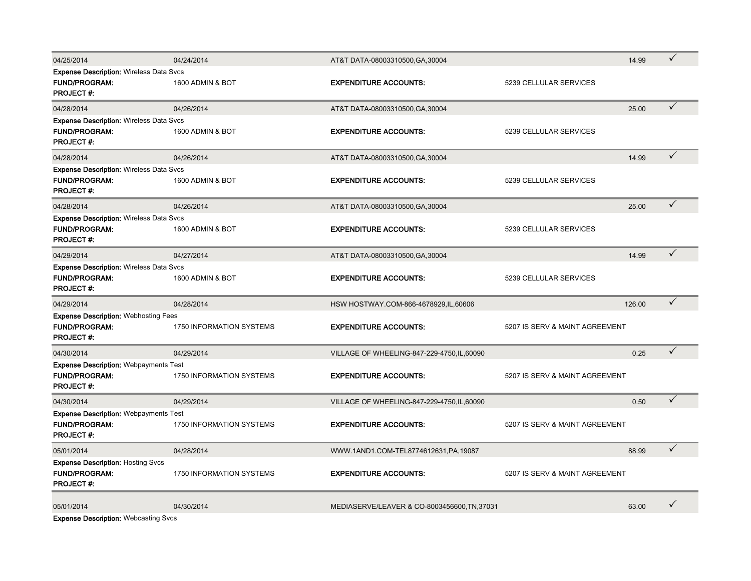| | | | | | |
|---|---|---|---|---|---|
| 04/25/2014 | 04/24/2014 | AT&T DATA-08003310500,GA,30004 | | 14.99 | ✓ |
| **Expense Description:** Wireless Data Svcs | | | | | |
| **FUND/PROGRAM:** | 1600 ADMIN & BOT | **EXPENDITURE ACCOUNTS:** | 5239 CELLULAR SERVICES | | |
| **PROJECT #:** | | | | | |
| 04/28/2014 | 04/26/2014 | AT&T DATA-08003310500,GA,30004 | | 25.00 | ✓ |
| **Expense Description:** Wireless Data Svcs | | | | | |
| **FUND/PROGRAM:** | 1600 ADMIN & BOT | **EXPENDITURE ACCOUNTS:** | 5239 CELLULAR SERVICES | | |
| **PROJECT #:** | | | | | |
| 04/28/2014 | 04/26/2014 | AT&T DATA-08003310500,GA,30004 | | 14.99 | ✓ |
| **Expense Description:** Wireless Data Svcs | | | | | |
| **FUND/PROGRAM:** | 1600 ADMIN & BOT | **EXPENDITURE ACCOUNTS:** | 5239 CELLULAR SERVICES | | |
| **PROJECT #:** | | | | | |
| 04/28/2014 | 04/26/2014 | AT&T DATA-08003310500,GA,30004 | | 25.00 | ✓ |
| **Expense Description:** Wireless Data Svcs | | | | | |
| **FUND/PROGRAM:** | 1600 ADMIN & BOT | **EXPENDITURE ACCOUNTS:** | 5239 CELLULAR SERVICES | | |
| **PROJECT #:** | | | | | |
| 04/29/2014 | 04/27/2014 | AT&T DATA-08003310500,GA,30004 | | 14.99 | ✓ |
| **Expense Description:** Wireless Data Svcs | | | | | |
| **FUND/PROGRAM:** | 1600 ADMIN & BOT | **EXPENDITURE ACCOUNTS:** | 5239 CELLULAR SERVICES | | |
| **PROJECT #:** | | | | | |
| 04/29/2014 | 04/28/2014 | HSW HOSTWAY.COM-866-4678929,IL,60606 | | 126.00 | ✓ |
| **Expense Description:** Webhosting Fees | | | | | |
| **FUND/PROGRAM:** | 1750 INFORMATION SYSTEMS | **EXPENDITURE ACCOUNTS:** | 5207 IS SERV & MAINT AGREEMENT | | |
| **PROJECT #:** | | | | | |
| 04/30/2014 | 04/29/2014 | VILLAGE OF WHEELING-847-229-4750,IL,60090 | | 0.25 | ✓ |
| **Expense Description:** Webpayments Test | | | | | |
| **FUND/PROGRAM:** | 1750 INFORMATION SYSTEMS | **EXPENDITURE ACCOUNTS:** | 5207 IS SERV & MAINT AGREEMENT | | |
| **PROJECT #:** | | | | | |
| 04/30/2014 | 04/29/2014 | VILLAGE OF WHEELING-847-229-4750,IL,60090 | | 0.50 | ✓ |
| **Expense Description:** Webpayments Test | | | | | |
| **FUND/PROGRAM:** | 1750 INFORMATION SYSTEMS | **EXPENDITURE ACCOUNTS:** | 5207 IS SERV & MAINT AGREEMENT | | |
| **PROJECT #:** | | | | | |
| 05/01/2014 | 04/28/2014 | WWW.1AND1.COM-TEL8774612631,PA,19087 | | 88.99 | ✓ |
| **Expense Description:** Hosting Svcs | | | | | |
| **FUND/PROGRAM:** | 1750 INFORMATION SYSTEMS | **EXPENDITURE ACCOUNTS:** | 5207 IS SERV & MAINT AGREEMENT | | |
| **PROJECT #:** | | | | | |
| 05/01/2014 | 04/30/2014 | MEDIASERVE/LEAVER & CO-8003456600,TN,37031 | | 63.00 | ✓ |
| **Expense Description:** Webcasting Svcs | | | | | |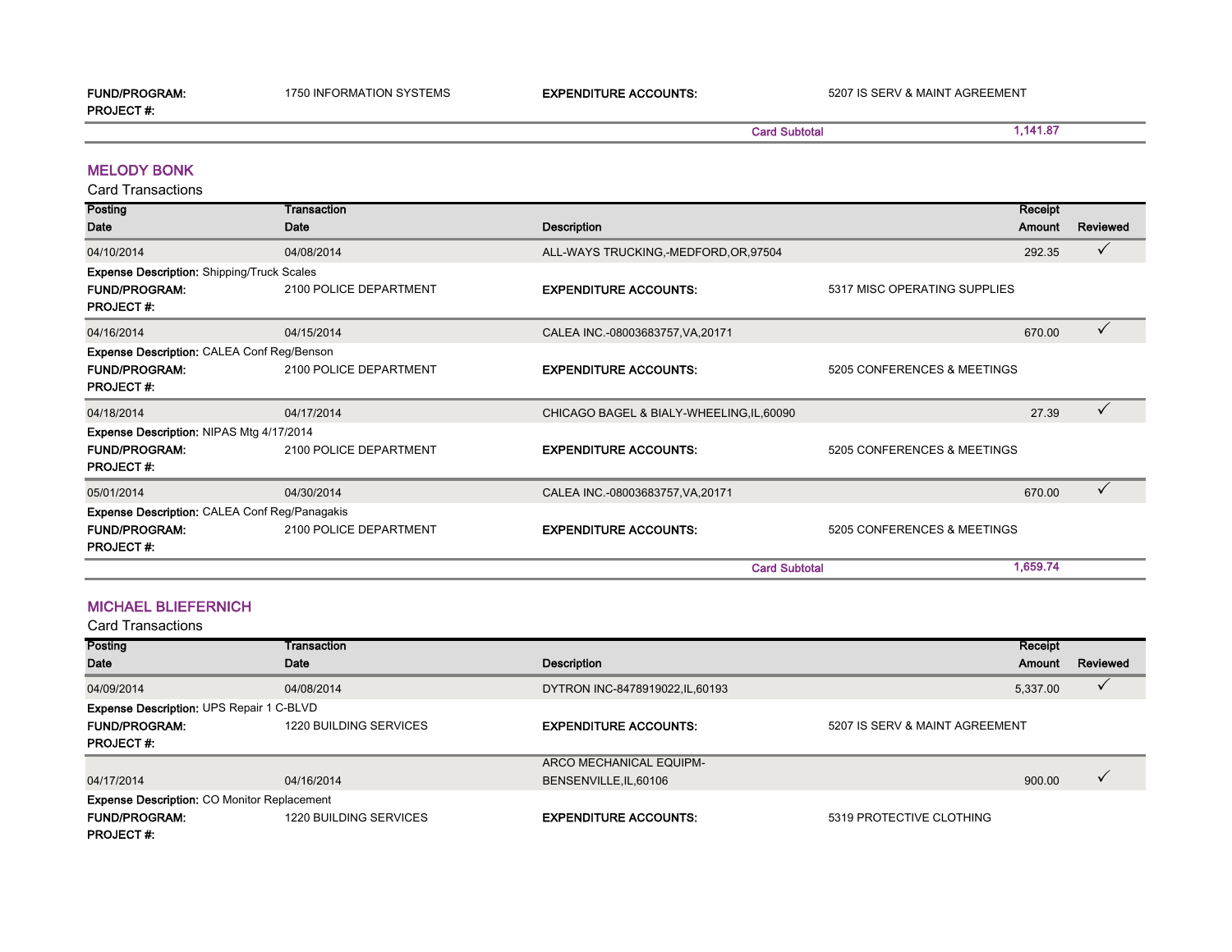| | | | | |
|---|---|---|---|---|
| **FUND/PROGRAM:** | 1750 INFORMATION SYSTEMS | **EXPENDITURE ACCOUNTS:** | 5207 IS SERV & MAINT AGREEMENT | |
| **PROJECT #:** | | | | |
| | | | **Card Subtotal** | **1,141.87** |

## MELODY BONK

Card Transactions

| Posting Date | Transaction Date | Description | Receipt Amount | Reviewed |
|---|---|---|---|---|
| 04/10/2014 | 04/08/2014 | ALL-WAYS TRUCKING,-MEDFORD,OR,97504 | 292.35 | ✓ |
| **Expense Description:** Shipping/Truck Scales | | | | |
| **FUND/PROGRAM:** | 2100 POLICE DEPARTMENT | **EXPENDITURE ACCOUNTS:** | 5317 MISC OPERATING SUPPLIES | |
| **PROJECT #:** | | | | |
| 04/16/2014 | 04/15/2014 | CALEA INC.-08003683757,VA,20171 | 670.00 | ✓ |
| **Expense Description:** CALEA Conf Reg/Benson | | | | |
| **FUND/PROGRAM:** | 2100 POLICE DEPARTMENT | **EXPENDITURE ACCOUNTS:** | 5205 CONFERENCES & MEETINGS | |
| **PROJECT #:** | | | | |
| 04/18/2014 | 04/17/2014 | CHICAGO BAGEL & BIALY-WHEELING,IL,60090 | 27.39 | ✓ |
| **Expense Description:** NIPAS Mtg 4/17/2014 | | | | |
| **FUND/PROGRAM:** | 2100 POLICE DEPARTMENT | **EXPENDITURE ACCOUNTS:** | 5205 CONFERENCES & MEETINGS | |
| **PROJECT #:** | | | | |
| 05/01/2014 | 04/30/2014 | CALEA INC.-08003683757,VA,20171 | 670.00 | ✓ |
| **Expense Description:** CALEA Conf Reg/Panagakis | | | | |
| **FUND/PROGRAM:** | 2100 POLICE DEPARTMENT | **EXPENDITURE ACCOUNTS:** | 5205 CONFERENCES & MEETINGS | |
| **PROJECT #:** | | | | |
| | | **Card Subtotal** | **1,659.74** | |

## MICHAEL BLIEFERNICH

Card Transactions

| Posting Date | Transaction Date | Description | Receipt Amount | Reviewed |
|---|---|---|---|---|
| 04/09/2014 | 04/08/2014 | DYTRON INC-8478919022,IL,60193 | 5,337.00 | ✓ |
| **Expense Description:** UPS Repair 1 C-BLVD | | | | |
| **FUND/PROGRAM:** | 1220 BUILDING SERVICES | **EXPENDITURE ACCOUNTS:** | 5207 IS SERV & MAINT AGREEMENT | |
| **PROJECT #:** | | | | |
| 04/17/2014 | 04/16/2014 | ARCO MECHANICAL EQUIPM-BENSENVILLE,IL,60106 | 900.00 | ✓ |
| **Expense Description:** CO Monitor Replacement | | | | |
| **FUND/PROGRAM:** | 1220 BUILDING SERVICES | **EXPENDITURE ACCOUNTS:** | 5319 PROTECTIVE CLOTHING | |
| **PROJECT #:** | | | | |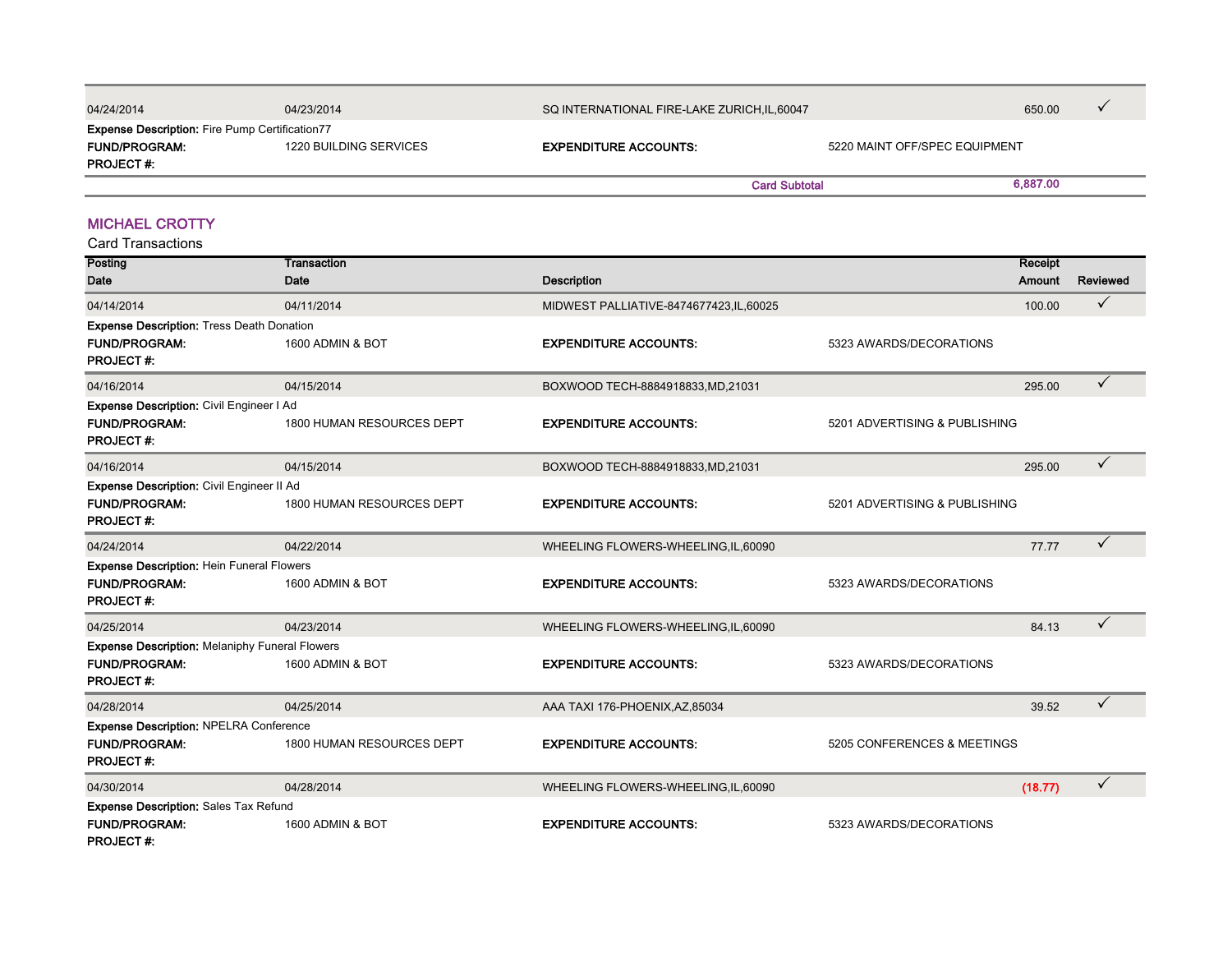| Posting Date | Transaction Date | Description | Receipt Amount | Reviewed |
|---|---|---|---|---|
| 04/24/2014 | 04/23/2014 | SQ INTERNATIONAL FIRE-LAKE ZURICH,IL,60047 | 650.00 | ✓ |

**Expense Description:** Fire Pump Certification77
**FUND/PROGRAM:** 1220 BUILDING SERVICES **EXPENDITURE ACCOUNTS:** 5220 MAINT OFF/SPEC EQUIPMENT
**PROJECT #:**

**Card Subtotal** 6,887.00

## MICHAEL CROTTY

Card Transactions

| Posting Date | Transaction Date | Description | Receipt Amount | Reviewed |
|---|---|---|---|---|
| 04/14/2014 | 04/11/2014 | MIDWEST PALLIATIVE-8474677423,IL,60025 | 100.00 | ✓ |

**Expense Description:** Tress Death Donation
**FUND/PROGRAM:** 1600 ADMIN & BOT **EXPENDITURE ACCOUNTS:** 5323 AWARDS/DECORATIONS
**PROJECT #:**

| Posting Date | Transaction Date | Description | Receipt Amount | Reviewed |
|---|---|---|---|---|
| 04/16/2014 | 04/15/2014 | BOXWOOD TECH-8884918833,MD,21031 | 295.00 | ✓ |

**Expense Description:** Civil Engineer I Ad
**FUND/PROGRAM:** 1800 HUMAN RESOURCES DEPT **EXPENDITURE ACCOUNTS:** 5201 ADVERTISING & PUBLISHING
**PROJECT #:**

| Posting Date | Transaction Date | Description | Receipt Amount | Reviewed |
|---|---|---|---|---|
| 04/16/2014 | 04/15/2014 | BOXWOOD TECH-8884918833,MD,21031 | 295.00 | ✓ |

**Expense Description:** Civil Engineer II Ad
**FUND/PROGRAM:** 1800 HUMAN RESOURCES DEPT **EXPENDITURE ACCOUNTS:** 5201 ADVERTISING & PUBLISHING
**PROJECT #:**

| Posting Date | Transaction Date | Description | Receipt Amount | Reviewed |
|---|---|---|---|---|
| 04/24/2014 | 04/22/2014 | WHEELING FLOWERS-WHEELING,IL,60090 | 77.77 | ✓ |

**Expense Description:** Hein Funeral Flowers
**FUND/PROGRAM:** 1600 ADMIN & BOT **EXPENDITURE ACCOUNTS:** 5323 AWARDS/DECORATIONS
**PROJECT #:**

| Posting Date | Transaction Date | Description | Receipt Amount | Reviewed |
|---|---|---|---|---|
| 04/25/2014 | 04/23/2014 | WHEELING FLOWERS-WHEELING,IL,60090 | 84.13 | ✓ |

**Expense Description:** Melaniphy Funeral Flowers
**FUND/PROGRAM:** 1600 ADMIN & BOT **EXPENDITURE ACCOUNTS:** 5323 AWARDS/DECORATIONS
**PROJECT #:**

| Posting Date | Transaction Date | Description | Receipt Amount | Reviewed |
|---|---|---|---|---|
| 04/28/2014 | 04/25/2014 | AAA TAXI 176-PHOENIX,AZ,85034 | 39.52 | ✓ |

**Expense Description:** NPELRA Conference
**FUND/PROGRAM:** 1800 HUMAN RESOURCES DEPT **EXPENDITURE ACCOUNTS:** 5205 CONFERENCES & MEETINGS
**PROJECT #:**

| Posting Date | Transaction Date | Description | Receipt Amount | Reviewed |
|---|---|---|---|---|
| 04/30/2014 | 04/28/2014 | WHEELING FLOWERS-WHEELING,IL,60090 | (18.77) | ✓ |

**Expense Description:** Sales Tax Refund
**FUND/PROGRAM:** 1600 ADMIN & BOT **EXPENDITURE ACCOUNTS:** 5323 AWARDS/DECORATIONS
**PROJECT #:**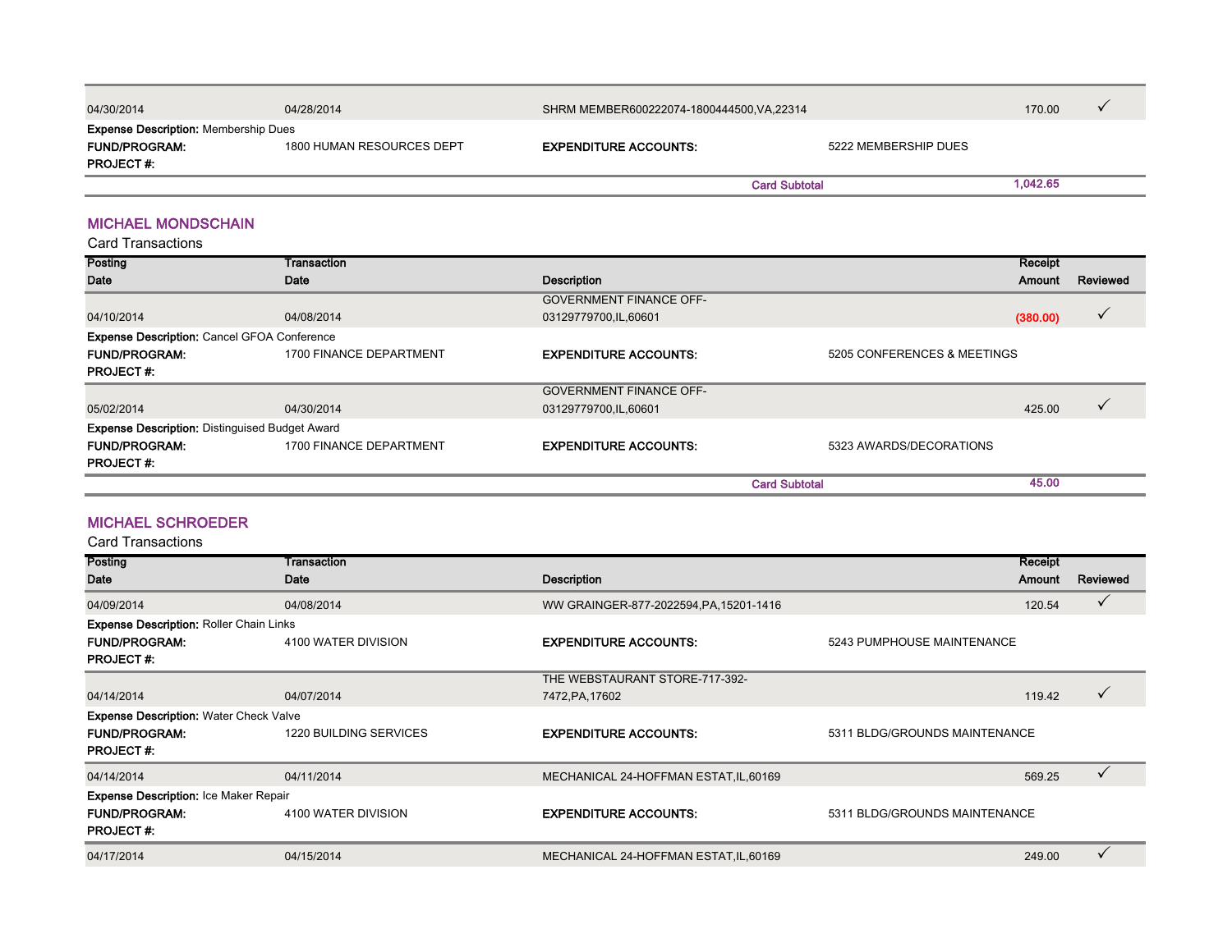| Posting Date | Transaction Date | Description | Receipt Amount | Reviewed |
|---|---|---|---|---|
| 04/30/2014 | 04/28/2014 | SHRM MEMBER600222074-1800444500,VA,22314 | 170.00 | ✓ |

**Expense Description:** Membership Dues
**FUND/PROGRAM:** 1800 HUMAN RESOURCES DEPT **EXPENDITURE ACCOUNTS:** 5222 MEMBERSHIP DUES
**PROJECT #:**

**Card Subtotal** 1,042.65

## MICHAEL MONDSCHAIN

Card Transactions

| Posting Date | Transaction Date | Description | Receipt Amount | Reviewed |
|---|---|---|---|---|
| 04/10/2014 | 04/08/2014 | GOVERNMENT FINANCE OFF-03129779700,IL,60601 | (380.00) | ✓ |

**Expense Description:** Cancel GFOA Conference
**FUND/PROGRAM:** 1700 FINANCE DEPARTMENT **EXPENDITURE ACCOUNTS:** 5205 CONFERENCES & MEETINGS
**PROJECT #:**

| Posting Date | Transaction Date | Description | Receipt Amount | Reviewed |
|---|---|---|---|---|
| 05/02/2014 | 04/30/2014 | GOVERNMENT FINANCE OFF-03129779700,IL,60601 | 425.00 | ✓ |

**Expense Description:** Distinguised Budget Award
**FUND/PROGRAM:** 1700 FINANCE DEPARTMENT **EXPENDITURE ACCOUNTS:** 5323 AWARDS/DECORATIONS
**PROJECT #:**

**Card Subtotal** 45.00

## MICHAEL SCHROEDER

Card Transactions

| Posting Date | Transaction Date | Description | Receipt Amount | Reviewed |
|---|---|---|---|---|
| 04/09/2014 | 04/08/2014 | WW GRAINGER-877-2022594,PA,15201-1416 | 120.54 | ✓ |

**Expense Description:** Roller Chain Links
**FUND/PROGRAM:** 4100 WATER DIVISION **EXPENDITURE ACCOUNTS:** 5243 PUMPHOUSE MAINTENANCE
**PROJECT #:**

| Posting Date | Transaction Date | Description | Receipt Amount | Reviewed |
|---|---|---|---|---|
| 04/14/2014 | 04/07/2014 | THE WEBSTAURANT STORE-717-392-7472,PA,17602 | 119.42 | ✓ |

**Expense Description:** Water Check Valve
**FUND/PROGRAM:** 1220 BUILDING SERVICES **EXPENDITURE ACCOUNTS:** 5311 BLDG/GROUNDS MAINTENANCE
**PROJECT #:**

| Posting Date | Transaction Date | Description | Receipt Amount | Reviewed |
|---|---|---|---|---|
| 04/14/2014 | 04/11/2014 | MECHANICAL 24-HOFFMAN ESTAT,IL,60169 | 569.25 | ✓ |

**Expense Description:** Ice Maker Repair
**FUND/PROGRAM:** 4100 WATER DIVISION **EXPENDITURE ACCOUNTS:** 5311 BLDG/GROUNDS MAINTENANCE
**PROJECT #:**

| Posting Date | Transaction Date | Description | Receipt Amount | Reviewed |
|---|---|---|---|---|
| 04/17/2014 | 04/15/2014 | MECHANICAL 24-HOFFMAN ESTAT,IL,60169 | 249.00 | ✓ |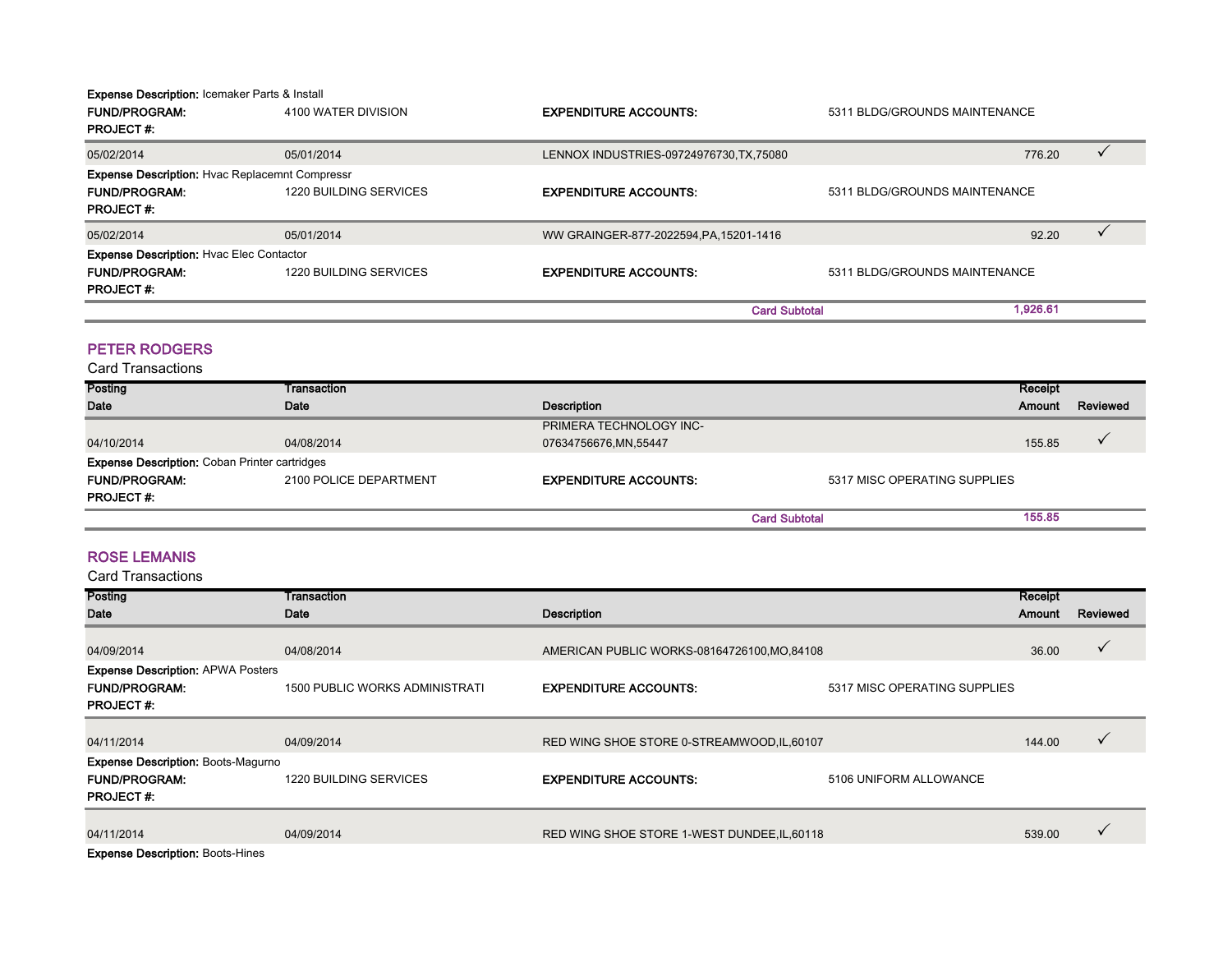**Expense Description:** Icemaker Parts & Install

| | | | |
|---|---|---|---|
| **FUND/PROGRAM:** | 4100 WATER DIVISION | **EXPENDITURE ACCOUNTS:** | 5311 BLDG/GROUNDS MAINTENANCE |
| **PROJECT #:** | | | |

| | | | | |
|---|---|---|---|---|
| 05/02/2014 | 05/01/2014 | LENNOX INDUSTRIES-09724976730,TX,75080 | 776.20 | ✓ |

**Expense Description:** Hvac Replacemnt Compressr

| | | | |
|---|---|---|---|
| **FUND/PROGRAM:** | 1220 BUILDING SERVICES | **EXPENDITURE ACCOUNTS:** | 5311 BLDG/GROUNDS MAINTENANCE |
| **PROJECT #:** | | | |

| | | | | |
|---|---|---|---|---|
| 05/02/2014 | 05/01/2014 | WW GRAINGER-877-2022594,PA,15201-1416 | 92.20 | ✓ |

**Expense Description:** Hvac Elec Contactor

| | | | |
|---|---|---|---|
| **FUND/PROGRAM:** | 1220 BUILDING SERVICES | **EXPENDITURE ACCOUNTS:** | 5311 BLDG/GROUNDS MAINTENANCE |
| **PROJECT #:** | | | |

**Card Subtotal** 1,926.61

## PETER RODGERS

Card Transactions

| Posting Date | Transaction Date | Description | Receipt Amount | Reviewed |
|---|---|---|---|---|
| 04/10/2014 | 04/08/2014 | PRIMERA TECHNOLOGY INC-07634756676,MN,55447 | 155.85 | ✓ |

**Expense Description:** Coban Printer cartridges

| | | | |
|---|---|---|---|
| **FUND/PROGRAM:** | 2100 POLICE DEPARTMENT | **EXPENDITURE ACCOUNTS:** | 5317 MISC OPERATING SUPPLIES |
| **PROJECT #:** | | | |

**Card Subtotal** 155.85

## ROSE LEMANIS

Card Transactions

| Posting Date | Transaction Date | Description | Receipt Amount | Reviewed |
|---|---|---|---|---|
| 04/09/2014 | 04/08/2014 | AMERICAN PUBLIC WORKS-08164726100,MO,84108 | 36.00 | ✓ |

**Expense Description:** APWA Posters

| | | | |
|---|---|---|---|
| **FUND/PROGRAM:** | 1500 PUBLIC WORKS ADMINISTRATI | **EXPENDITURE ACCOUNTS:** | 5317 MISC OPERATING SUPPLIES |
| **PROJECT #:** | | | |

| | | | | |
|---|---|---|---|---|
| 04/11/2014 | 04/09/2014 | RED WING SHOE STORE 0-STREAMWOOD,IL,60107 | 144.00 | ✓ |

**Expense Description:** Boots-Magurno

| | | | |
|---|---|---|---|
| **FUND/PROGRAM:** | 1220 BUILDING SERVICES | **EXPENDITURE ACCOUNTS:** | 5106 UNIFORM ALLOWANCE |
| **PROJECT #:** | | | |

| | | | | |
|---|---|---|---|---|
| 04/11/2014 | 04/09/2014 | RED WING SHOE STORE 1-WEST DUNDEE,IL,60118 | 539.00 | ✓ |

**Expense Description:** Boots-Hines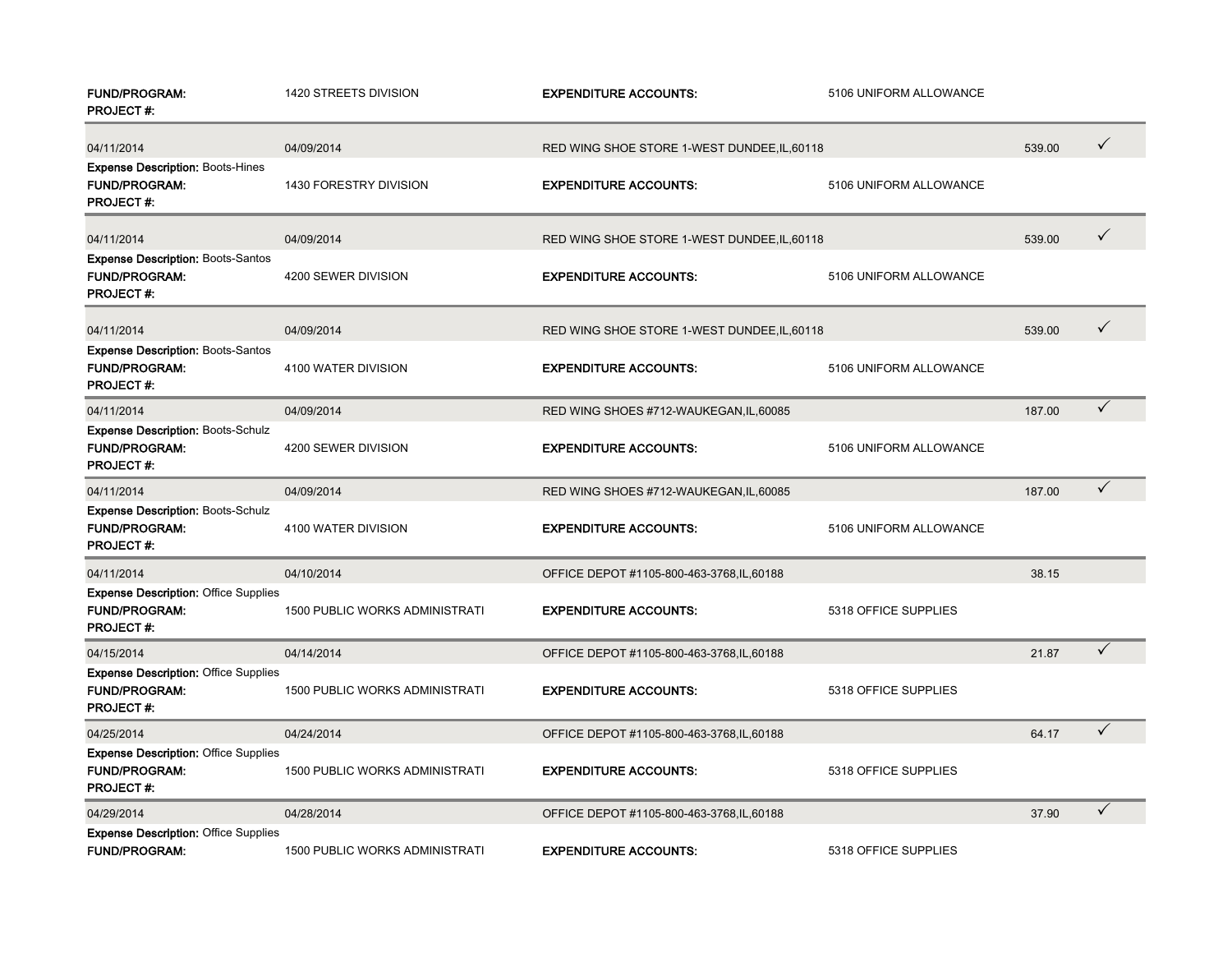| | | | | | |
|---|---|---|---|---|---|
| **FUND/PROGRAM:** | 1420 STREETS DIVISION | **EXPENDITURE ACCOUNTS:** | 5106 UNIFORM ALLOWANCE | | |
| **PROJECT #:** | | | | | |
| 04/11/2014 | 04/09/2014 | RED WING SHOE STORE 1-WEST DUNDEE,IL,60118 | | 539.00 | ✓ |
| **Expense Description:** Boots-Hines | | | | | |
| **FUND/PROGRAM:** | 1430 FORESTRY DIVISION | **EXPENDITURE ACCOUNTS:** | 5106 UNIFORM ALLOWANCE | | |
| **PROJECT #:** | | | | | |
| 04/11/2014 | 04/09/2014 | RED WING SHOE STORE 1-WEST DUNDEE,IL,60118 | | 539.00 | ✓ |
| **Expense Description:** Boots-Santos | | | | | |
| **FUND/PROGRAM:** | 4200 SEWER DIVISION | **EXPENDITURE ACCOUNTS:** | 5106 UNIFORM ALLOWANCE | | |
| **PROJECT #:** | | | | | |
| 04/11/2014 | 04/09/2014 | RED WING SHOE STORE 1-WEST DUNDEE,IL,60118 | | 539.00 | ✓ |
| **Expense Description:** Boots-Santos | | | | | |
| **FUND/PROGRAM:** | 4100 WATER DIVISION | **EXPENDITURE ACCOUNTS:** | 5106 UNIFORM ALLOWANCE | | |
| **PROJECT #:** | | | | | |
| 04/11/2014 | 04/09/2014 | RED WING SHOES #712-WAUKEGAN,IL,60085 | | 187.00 | ✓ |
| **Expense Description:** Boots-Schulz | | | | | |
| **FUND/PROGRAM:** | 4200 SEWER DIVISION | **EXPENDITURE ACCOUNTS:** | 5106 UNIFORM ALLOWANCE | | |
| **PROJECT #:** | | | | | |
| 04/11/2014 | 04/09/2014 | RED WING SHOES #712-WAUKEGAN,IL,60085 | | 187.00 | ✓ |
| **Expense Description:** Boots-Schulz | | | | | |
| **FUND/PROGRAM:** | 4100 WATER DIVISION | **EXPENDITURE ACCOUNTS:** | 5106 UNIFORM ALLOWANCE | | |
| **PROJECT #:** | | | | | |
| 04/11/2014 | 04/10/2014 | OFFICE DEPOT #1105-800-463-3768,IL,60188 | | 38.15 | |
| **Expense Description:** Office Supplies | | | | | |
| **FUND/PROGRAM:** | 1500 PUBLIC WORKS ADMINISTRATI | **EXPENDITURE ACCOUNTS:** | 5318 OFFICE SUPPLIES | | |
| **PROJECT #:** | | | | | |
| 04/15/2014 | 04/14/2014 | OFFICE DEPOT #1105-800-463-3768,IL,60188 | | 21.87 | ✓ |
| **Expense Description:** Office Supplies | | | | | |
| **FUND/PROGRAM:** | 1500 PUBLIC WORKS ADMINISTRATI | **EXPENDITURE ACCOUNTS:** | 5318 OFFICE SUPPLIES | | |
| **PROJECT #:** | | | | | |
| 04/25/2014 | 04/24/2014 | OFFICE DEPOT #1105-800-463-3768,IL,60188 | | 64.17 | ✓ |
| **Expense Description:** Office Supplies | | | | | |
| **FUND/PROGRAM:** | 1500 PUBLIC WORKS ADMINISTRATI | **EXPENDITURE ACCOUNTS:** | 5318 OFFICE SUPPLIES | | |
| **PROJECT #:** | | | | | |
| 04/29/2014 | 04/28/2014 | OFFICE DEPOT #1105-800-463-3768,IL,60188 | | 37.90 | ✓ |
| **Expense Description:** Office Supplies | | | | | |
| **FUND/PROGRAM:** | 1500 PUBLIC WORKS ADMINISTRATI | **EXPENDITURE ACCOUNTS:** | 5318 OFFICE SUPPLIES | | |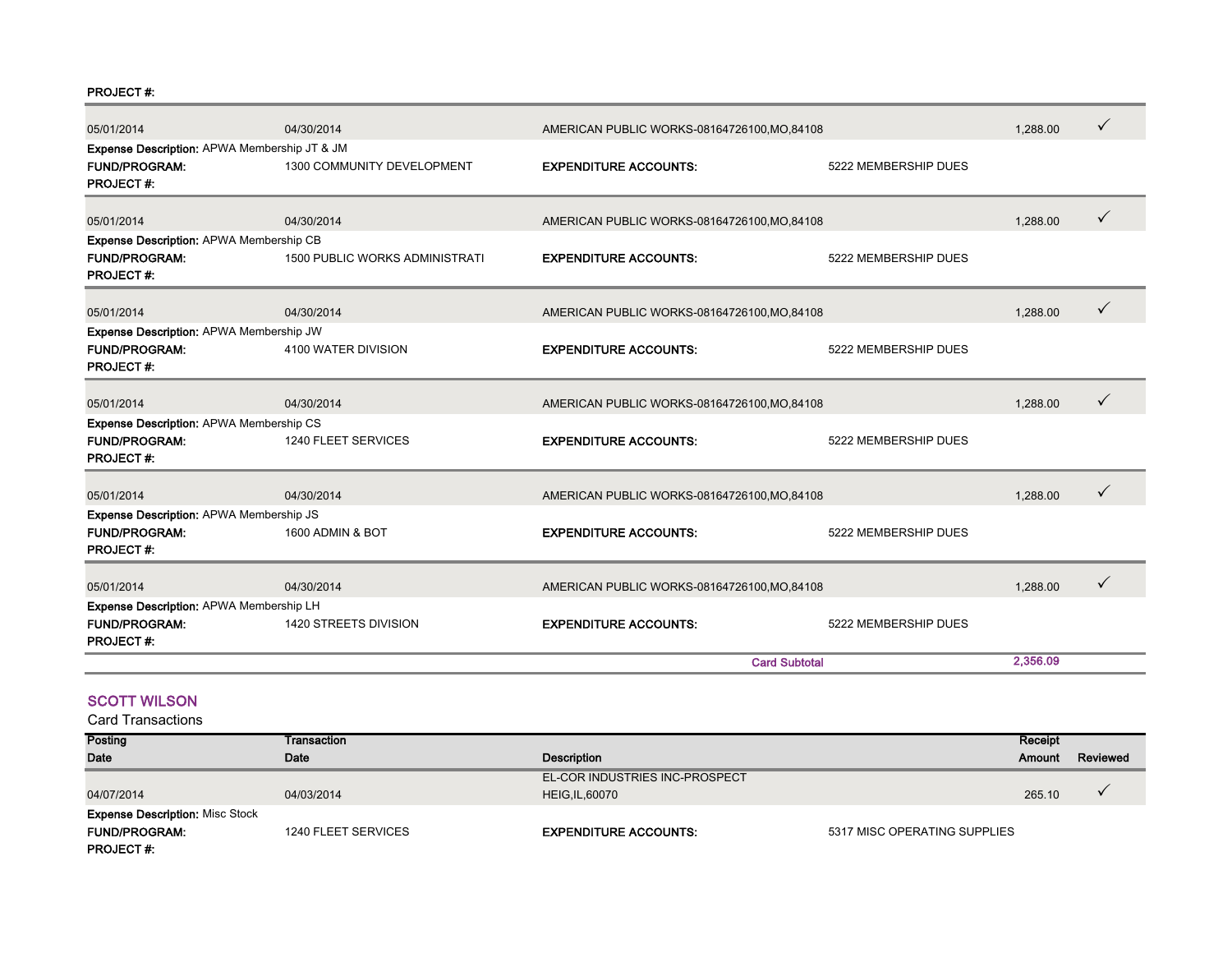**PROJECT #:**

| Posting Date | Transaction Date | Description | Receipt Amount | Reviewed |
|---|---|---|---|---|
| 05/01/2014 | 04/30/2014 | AMERICAN PUBLIC WORKS-08164726100,MO,84108 | 1,288.00 | ✓ |

**Expense Description:** APWA Membership JT & JM
**FUND/PROGRAM:** 1300 COMMUNITY DEVELOPMENT **EXPENDITURE ACCOUNTS:** 5222 MEMBERSHIP DUES
**PROJECT #:**

| Posting Date | Transaction Date | Description | Receipt Amount | Reviewed |
|---|---|---|---|---|
| 05/01/2014 | 04/30/2014 | AMERICAN PUBLIC WORKS-08164726100,MO,84108 | 1,288.00 | ✓ |

**Expense Description:** APWA Membership CB
**FUND/PROGRAM:** 1500 PUBLIC WORKS ADMINISTRATI **EXPENDITURE ACCOUNTS:** 5222 MEMBERSHIP DUES
**PROJECT #:**

| Posting Date | Transaction Date | Description | Receipt Amount | Reviewed |
|---|---|---|---|---|
| 05/01/2014 | 04/30/2014 | AMERICAN PUBLIC WORKS-08164726100,MO,84108 | 1,288.00 | ✓ |

**Expense Description:** APWA Membership JW
**FUND/PROGRAM:** 4100 WATER DIVISION **EXPENDITURE ACCOUNTS:** 5222 MEMBERSHIP DUES
**PROJECT #:**

| Posting Date | Transaction Date | Description | Receipt Amount | Reviewed |
|---|---|---|---|---|
| 05/01/2014 | 04/30/2014 | AMERICAN PUBLIC WORKS-08164726100,MO,84108 | 1,288.00 | ✓ |

**Expense Description:** APWA Membership CS
**FUND/PROGRAM:** 1240 FLEET SERVICES **EXPENDITURE ACCOUNTS:** 5222 MEMBERSHIP DUES
**PROJECT #:**

| Posting Date | Transaction Date | Description | Receipt Amount | Reviewed |
|---|---|---|---|---|
| 05/01/2014 | 04/30/2014 | AMERICAN PUBLIC WORKS-08164726100,MO,84108 | 1,288.00 | ✓ |

**Expense Description:** APWA Membership JS
**FUND/PROGRAM:** 1600 ADMIN & BOT **EXPENDITURE ACCOUNTS:** 5222 MEMBERSHIP DUES
**PROJECT #:**

| Posting Date | Transaction Date | Description | Receipt Amount | Reviewed |
|---|---|---|---|---|
| 05/01/2014 | 04/30/2014 | AMERICAN PUBLIC WORKS-08164726100,MO,84108 | 1,288.00 | ✓ |

**Expense Description:** APWA Membership LH
**FUND/PROGRAM:** 1420 STREETS DIVISION **EXPENDITURE ACCOUNTS:** 5222 MEMBERSHIP DUES
**PROJECT #:**

**Card Subtotal** 2,356.09

## SCOTT WILSON

Card Transactions

| Posting Date | Transaction Date | Description | Receipt Amount | Reviewed |
|---|---|---|---|---|
| 04/07/2014 | 04/03/2014 | EL-COR INDUSTRIES INC-PROSPECT HEIG,IL,60070 | 265.10 | ✓ |

**Expense Description:** Misc Stock
**FUND/PROGRAM:** 1240 FLEET SERVICES **EXPENDITURE ACCOUNTS:** 5317 MISC OPERATING SUPPLIES
**PROJECT #:**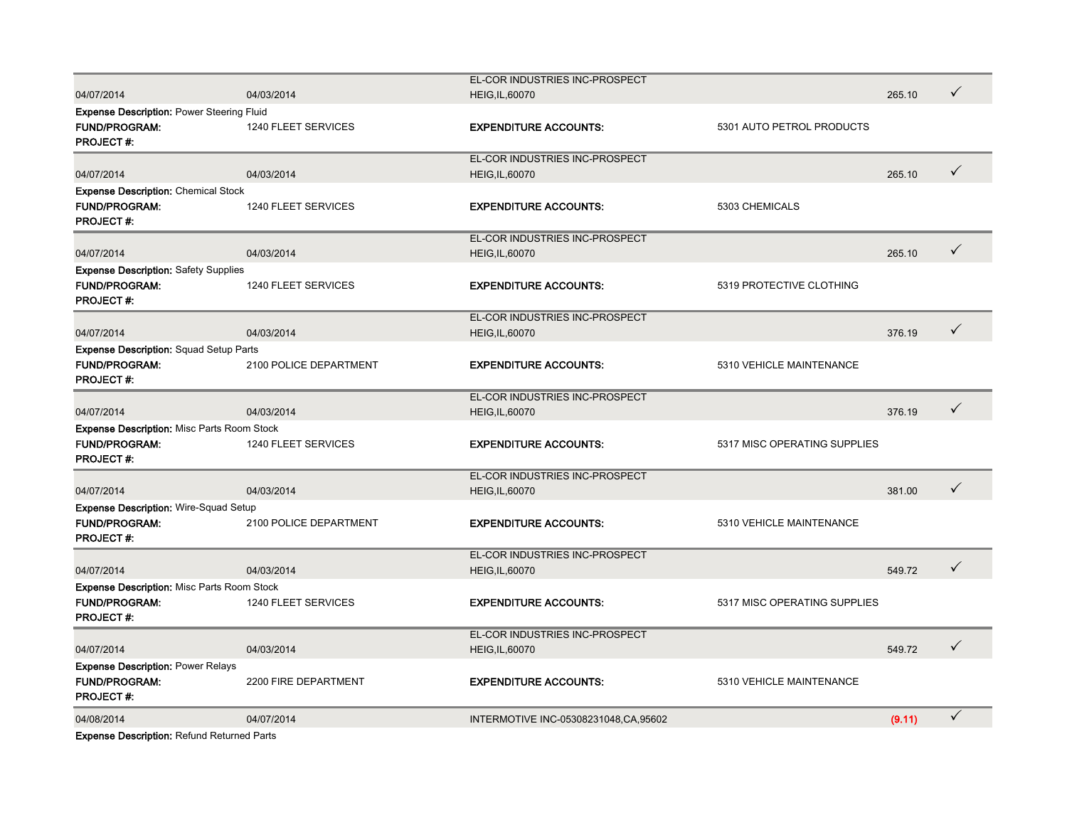| | | | | | |
|---|---|---|---|---|---|
| 04/07/2014 | 04/03/2014 | EL-COR INDUSTRIES INC-PROSPECT HEIG,IL,60070 | | 265.10 | ✓ |

**Expense Description:** Power Steering Fluid
**FUND/PROGRAM:** 1240 FLEET SERVICES **EXPENDITURE ACCOUNTS:** 5301 AUTO PETROL PRODUCTS
**PROJECT #:**

| | | | | | |
|---|---|---|---|---|---|
| 04/07/2014 | 04/03/2014 | EL-COR INDUSTRIES INC-PROSPECT HEIG,IL,60070 | | 265.10 | ✓ |

**Expense Description:** Chemical Stock
**FUND/PROGRAM:** 1240 FLEET SERVICES **EXPENDITURE ACCOUNTS:** 5303 CHEMICALS
**PROJECT #:**

| | | | | | |
|---|---|---|---|---|---|
| 04/07/2014 | 04/03/2014 | EL-COR INDUSTRIES INC-PROSPECT HEIG,IL,60070 | | 265.10 | ✓ |

**Expense Description:** Safety Supplies
**FUND/PROGRAM:** 1240 FLEET SERVICES **EXPENDITURE ACCOUNTS:** 5319 PROTECTIVE CLOTHING
**PROJECT #:**

| | | | | | |
|---|---|---|---|---|---|
| 04/07/2014 | 04/03/2014 | EL-COR INDUSTRIES INC-PROSPECT HEIG,IL,60070 | | 376.19 | ✓ |

**Expense Description:** Squad Setup Parts
**FUND/PROGRAM:** 2100 POLICE DEPARTMENT **EXPENDITURE ACCOUNTS:** 5310 VEHICLE MAINTENANCE
**PROJECT #:**

| | | | | | |
|---|---|---|---|---|---|
| 04/07/2014 | 04/03/2014 | EL-COR INDUSTRIES INC-PROSPECT HEIG,IL,60070 | | 376.19 | ✓ |

**Expense Description:** Misc Parts Room Stock
**FUND/PROGRAM:** 1240 FLEET SERVICES **EXPENDITURE ACCOUNTS:** 5317 MISC OPERATING SUPPLIES
**PROJECT #:**

| | | | | | |
|---|---|---|---|---|---|
| 04/07/2014 | 04/03/2014 | EL-COR INDUSTRIES INC-PROSPECT HEIG,IL,60070 | | 381.00 | ✓ |

**Expense Description:** Wire-Squad Setup
**FUND/PROGRAM:** 2100 POLICE DEPARTMENT **EXPENDITURE ACCOUNTS:** 5310 VEHICLE MAINTENANCE
**PROJECT #:**

| | | | | | |
|---|---|---|---|---|---|
| 04/07/2014 | 04/03/2014 | EL-COR INDUSTRIES INC-PROSPECT HEIG,IL,60070 | | 549.72 | ✓ |

**Expense Description:** Misc Parts Room Stock
**FUND/PROGRAM:** 1240 FLEET SERVICES **EXPENDITURE ACCOUNTS:** 5317 MISC OPERATING SUPPLIES
**PROJECT #:**

| | | | | | |
|---|---|---|---|---|---|
| 04/07/2014 | 04/03/2014 | EL-COR INDUSTRIES INC-PROSPECT HEIG,IL,60070 | | 549.72 | ✓ |

**Expense Description:** Power Relays
**FUND/PROGRAM:** 2200 FIRE DEPARTMENT **EXPENDITURE ACCOUNTS:** 5310 VEHICLE MAINTENANCE
**PROJECT #:**

| | | | | | |
|---|---|---|---|---|---|
| 04/08/2014 | 04/07/2014 | INTERMOTIVE INC-05308231048,CA,95602 | | (9.11) | ✓ |

**Expense Description:** Refund Returned Parts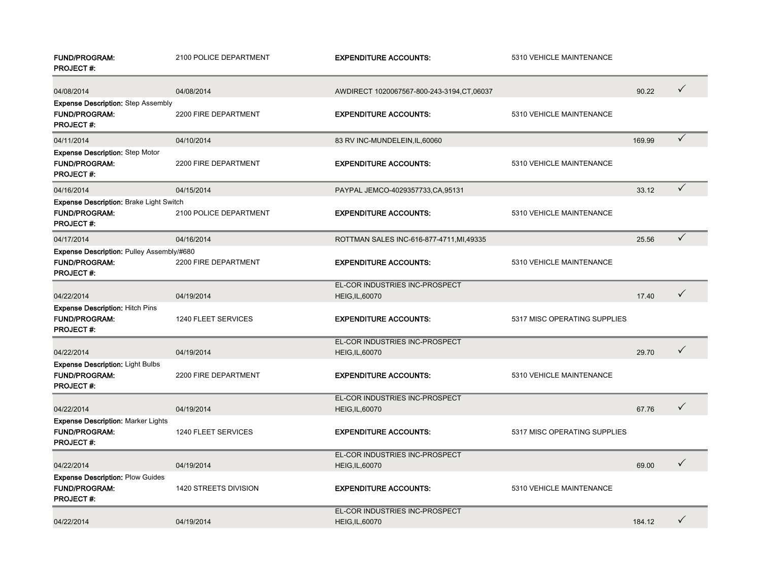**FUND/PROGRAM:** 2100 POLICE DEPARTMENT **EXPENDITURE ACCOUNTS:** 5310 VEHICLE MAINTENANCE
**PROJECT #:**

| 04/08/2014 | 04/08/2014 | AWDIRECT 1020067567-800-243-3194,CT,06037 | 90.22 | ✓ |
|---|---|---|---|---|

**Expense Description:** Step Assembly
**FUND/PROGRAM:** 2200 FIRE DEPARTMENT **EXPENDITURE ACCOUNTS:** 5310 VEHICLE MAINTENANCE
**PROJECT #:**

| 04/11/2014 | 04/10/2014 | 83 RV INC-MUNDELEIN,IL,60060 | 169.99 | ✓ |
|---|---|---|---|---|

**Expense Description:** Step Motor
**FUND/PROGRAM:** 2200 FIRE DEPARTMENT **EXPENDITURE ACCOUNTS:** 5310 VEHICLE MAINTENANCE
**PROJECT #:**

| 04/16/2014 | 04/15/2014 | PAYPAL JEMCO-4029357733,CA,95131 | 33.12 | ✓ |
|---|---|---|---|---|

**Expense Description:** Brake Light Switch
**FUND/PROGRAM:** 2100 POLICE DEPARTMENT **EXPENDITURE ACCOUNTS:** 5310 VEHICLE MAINTENANCE
**PROJECT #:**

| 04/17/2014 | 04/16/2014 | ROTTMAN SALES INC-616-877-4711,MI,49335 | 25.56 | ✓ |
|---|---|---|---|---|

**Expense Description:** Pulley Assembly/#680
**FUND/PROGRAM:** 2200 FIRE DEPARTMENT **EXPENDITURE ACCOUNTS:** 5310 VEHICLE MAINTENANCE
**PROJECT #:**

| 04/22/2014 | 04/19/2014 | EL-COR INDUSTRIES INC-PROSPECT HEIG,IL,60070 | 17.40 | ✓ |
|---|---|---|---|---|

**Expense Description:** Hitch Pins
**FUND/PROGRAM:** 1240 FLEET SERVICES **EXPENDITURE ACCOUNTS:** 5317 MISC OPERATING SUPPLIES
**PROJECT #:**

| 04/22/2014 | 04/19/2014 | EL-COR INDUSTRIES INC-PROSPECT HEIG,IL,60070 | 29.70 | ✓ |
|---|---|---|---|---|

**Expense Description:** Light Bulbs
**FUND/PROGRAM:** 2200 FIRE DEPARTMENT **EXPENDITURE ACCOUNTS:** 5310 VEHICLE MAINTENANCE
**PROJECT #:**

| 04/22/2014 | 04/19/2014 | EL-COR INDUSTRIES INC-PROSPECT HEIG,IL,60070 | 67.76 | ✓ |
|---|---|---|---|---|

**Expense Description:** Marker Lights
**FUND/PROGRAM:** 1240 FLEET SERVICES **EXPENDITURE ACCOUNTS:** 5317 MISC OPERATING SUPPLIES
**PROJECT #:**

| 04/22/2014 | 04/19/2014 | EL-COR INDUSTRIES INC-PROSPECT HEIG,IL,60070 | 69.00 | ✓ |
|---|---|---|---|---|

**Expense Description:** Plow Guides
**FUND/PROGRAM:** 1420 STREETS DIVISION **EXPENDITURE ACCOUNTS:** 5310 VEHICLE MAINTENANCE
**PROJECT #:**

| 04/22/2014 | 04/19/2014 | EL-COR INDUSTRIES INC-PROSPECT HEIG,IL,60070 | 184.12 | ✓ |
|---|---|---|---|---|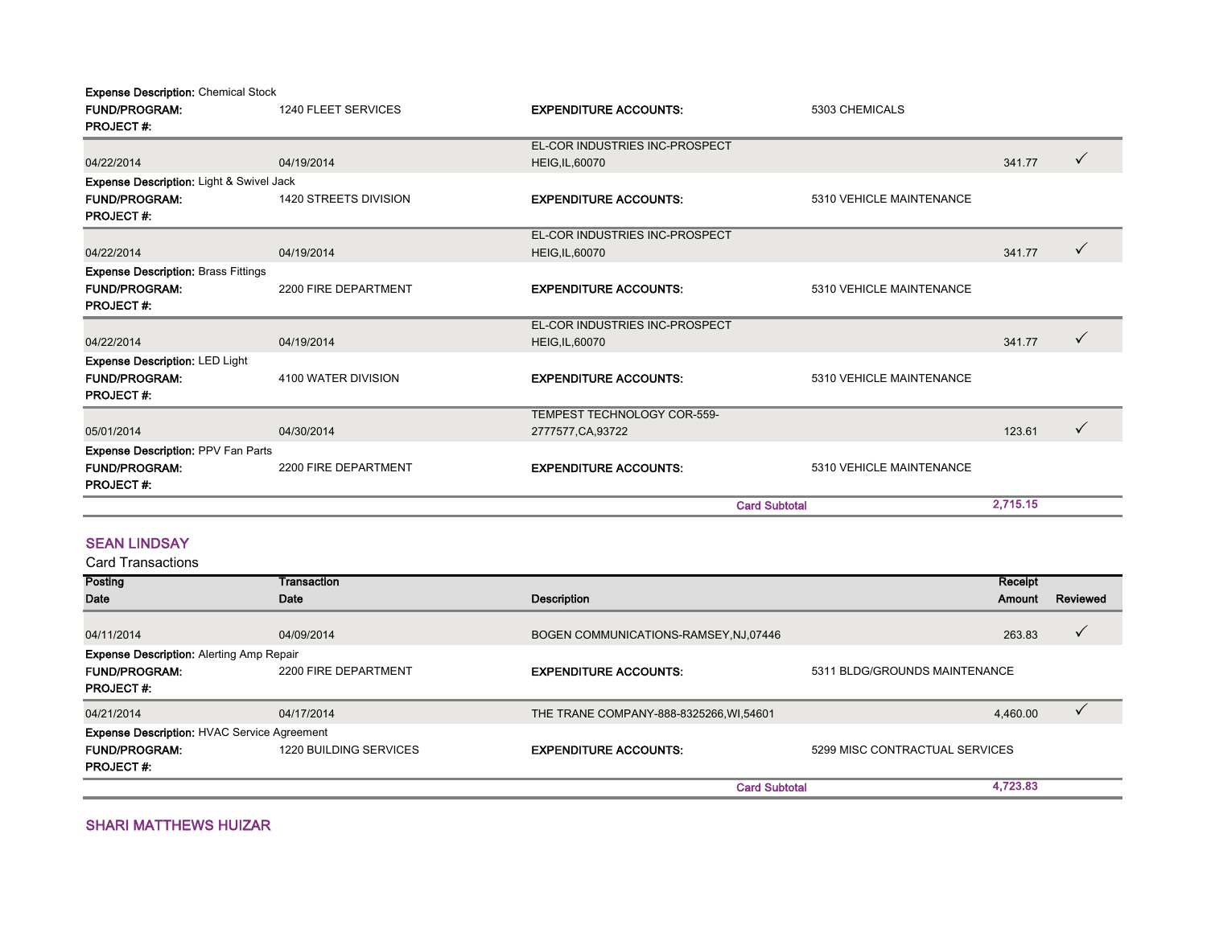**Expense Description:** Chemical Stock

| | | | | | |
|---|---|---|---|---|---|
| **FUND/PROGRAM:** | 1240 FLEET SERVICES | **EXPENDITURE ACCOUNTS:** | 5303 CHEMICALS | | |
| **PROJECT #:** | | | | | |
| 04/22/2014 | 04/19/2014 | EL-COR INDUSTRIES INC-PROSPECT HEIG,IL,60070 | | 341.77 | ✓ |

**Expense Description:** Light & Swivel Jack

| | | | | | |
|---|---|---|---|---|---|
| **FUND/PROGRAM:** | 1420 STREETS DIVISION | **EXPENDITURE ACCOUNTS:** | 5310 VEHICLE MAINTENANCE | | |
| **PROJECT #:** | | | | | |
| 04/22/2014 | 04/19/2014 | EL-COR INDUSTRIES INC-PROSPECT HEIG,IL,60070 | | 341.77 | ✓ |

**Expense Description:** Brass Fittings

| | | | | | |
|---|---|---|---|---|---|
| **FUND/PROGRAM:** | 2200 FIRE DEPARTMENT | **EXPENDITURE ACCOUNTS:** | 5310 VEHICLE MAINTENANCE | | |
| **PROJECT #:** | | | | | |
| 04/22/2014 | 04/19/2014 | EL-COR INDUSTRIES INC-PROSPECT HEIG,IL,60070 | | 341.77 | ✓ |

**Expense Description:** LED Light

| | | | | | |
|---|---|---|---|---|---|
| **FUND/PROGRAM:** | 4100 WATER DIVISION | **EXPENDITURE ACCOUNTS:** | 5310 VEHICLE MAINTENANCE | | |
| **PROJECT #:** | | | | | |
| 05/01/2014 | 04/30/2014 | TEMPEST TECHNOLOGY COR-559-2777577,CA,93722 | | 123.61 | ✓ |

**Expense Description:** PPV Fan Parts

| | | | | | |
|---|---|---|---|---|---|
| **FUND/PROGRAM:** | 2200 FIRE DEPARTMENT | **EXPENDITURE ACCOUNTS:** | 5310 VEHICLE MAINTENANCE | | |
| **PROJECT #:** | | | | | |
| | | | **Card Subtotal** | **2,715.15** | |

## SEAN LINDSAY

Card Transactions

| Posting Date | Transaction Date | Description | | Receipt Amount | Reviewed |
|---|---|---|---|---|---|
| 04/11/2014 | 04/09/2014 | BOGEN COMMUNICATIONS-RAMSEY,NJ,07446 | | 263.83 | ✓ |
| **Expense Description:** Alerting Amp Repair | | | | | |
| **FUND/PROGRAM:** | 2200 FIRE DEPARTMENT | **EXPENDITURE ACCOUNTS:** | 5311 BLDG/GROUNDS MAINTENANCE | | |
| **PROJECT #:** | | | | | |
| 04/21/2014 | 04/17/2014 | THE TRANE COMPANY-888-8325266,WI,54601 | | 4,460.00 | ✓ |
| **Expense Description:** HVAC Service Agreement | | | | | |
| **FUND/PROGRAM:** | 1220 BUILDING SERVICES | **EXPENDITURE ACCOUNTS:** | 5299 MISC CONTRACTUAL SERVICES | | |
| **PROJECT #:** | | | | | |
| | | | **Card Subtotal** | **4,723.83** | |

## SHARI MATTHEWS HUIZAR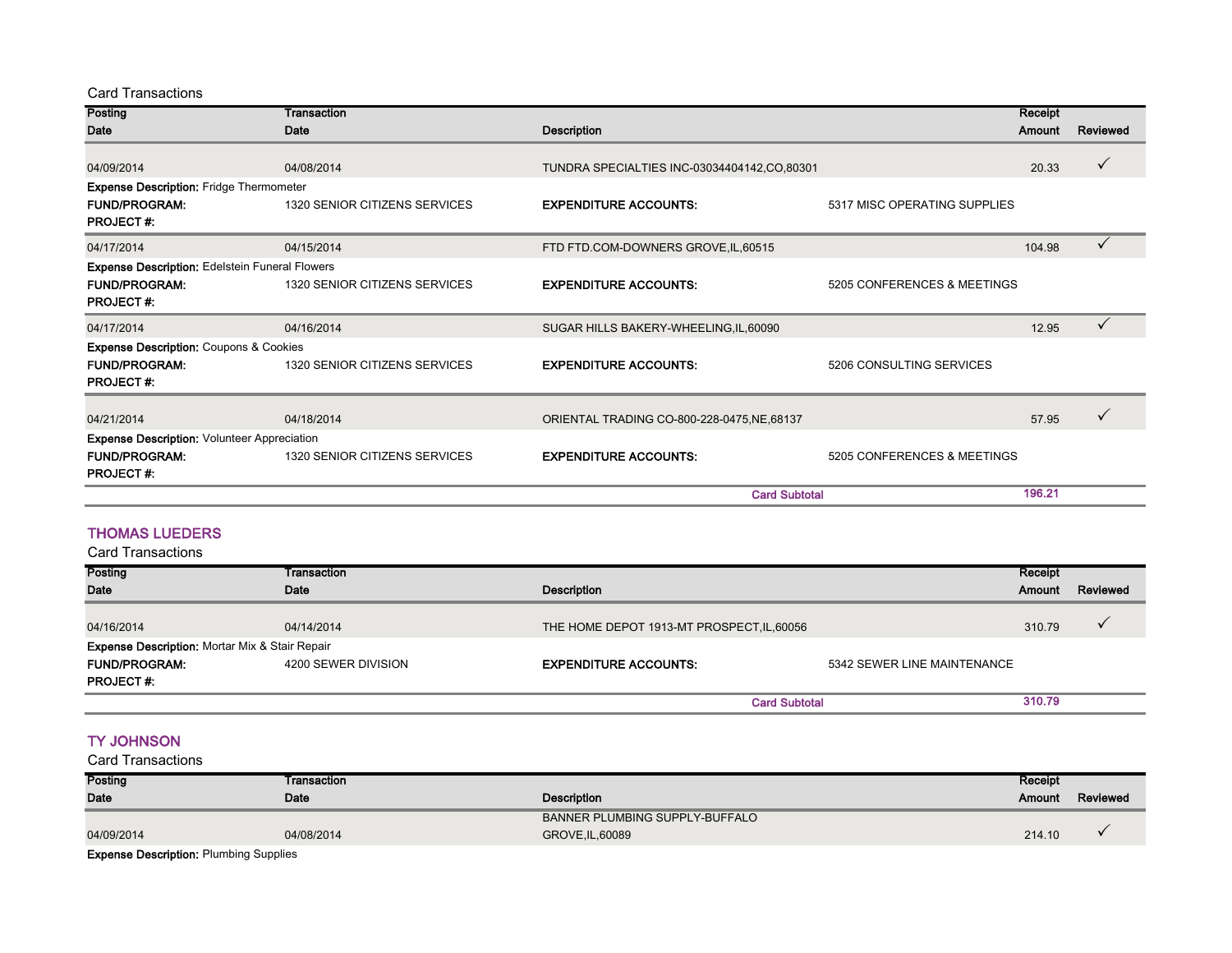Card Transactions

| Posting Date | Transaction Date | Description | | Receipt Amount | Reviewed |
|---|---|---|---|---|---|
| 04/09/2014 | 04/08/2014 | TUNDRA SPECIALTIES INC-03034404142,CO,80301 | | 20.33 | ✓ |
| **Expense Description:** Fridge Thermometer | | | | | |
| **FUND/PROGRAM:** | 1320 SENIOR CITIZENS SERVICES | **EXPENDITURE ACCOUNTS:** | 5317 MISC OPERATING SUPPLIES | | |
| **PROJECT #:** | | | | | |
| 04/17/2014 | 04/15/2014 | FTD FTD.COM-DOWNERS GROVE,IL,60515 | | 104.98 | ✓ |
| **Expense Description:** Edelstein Funeral Flowers | | | | | |
| **FUND/PROGRAM:** | 1320 SENIOR CITIZENS SERVICES | **EXPENDITURE ACCOUNTS:** | 5205 CONFERENCES & MEETINGS | | |
| **PROJECT #:** | | | | | |
| 04/17/2014 | 04/16/2014 | SUGAR HILLS BAKERY-WHEELING,IL,60090 | | 12.95 | ✓ |
| **Expense Description:** Coupons & Cookies | | | | | |
| **FUND/PROGRAM:** | 1320 SENIOR CITIZENS SERVICES | **EXPENDITURE ACCOUNTS:** | 5206 CONSULTING SERVICES | | |
| **PROJECT #:** | | | | | |
| 04/21/2014 | 04/18/2014 | ORIENTAL TRADING CO-800-228-0475,NE,68137 | | 57.95 | ✓ |
| **Expense Description:** Volunteer Appreciation | | | | | |
| **FUND/PROGRAM:** | 1320 SENIOR CITIZENS SERVICES | **EXPENDITURE ACCOUNTS:** | 5205 CONFERENCES & MEETINGS | | |
| **PROJECT #:** | | | | | |
| | | | **Card Subtotal** | **196.21** | |

## THOMAS LUEDERS

Card Transactions

| Posting Date | Transaction Date | Description | | Receipt Amount | Reviewed |
|---|---|---|---|---|---|
| 04/16/2014 | 04/14/2014 | THE HOME DEPOT 1913-MT PROSPECT,IL,60056 | | 310.79 | ✓ |
| **Expense Description:** Mortar Mix & Stair Repair | | | | | |
| **FUND/PROGRAM:** | 4200 SEWER DIVISION | **EXPENDITURE ACCOUNTS:** | 5342 SEWER LINE MAINTENANCE | | |
| **PROJECT #:** | | | | | |
| | | | **Card Subtotal** | **310.79** | |

## TY JOHNSON

Card Transactions

| Posting Date | Transaction Date | Description | | Receipt Amount | Reviewed |
|---|---|---|---|---|---|
| 04/09/2014 | 04/08/2014 | BANNER PLUMBING SUPPLY-BUFFALO GROVE,IL,60089 | | 214.10 | ✓ |
| **Expense Description:** Plumbing Supplies | | | | | |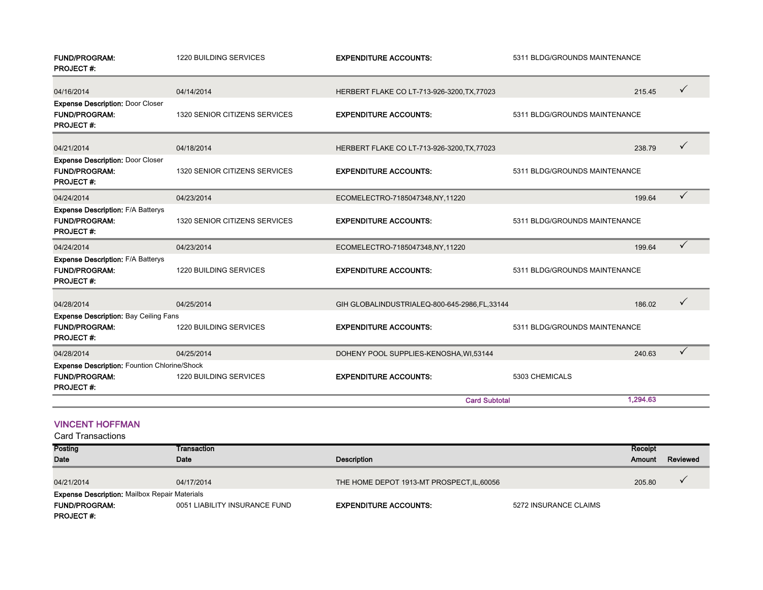**FUND/PROGRAM:** 1220 BUILDING SERVICES **EXPENDITURE ACCOUNTS:** 5311 BLDG/GROUNDS MAINTENANCE
**PROJECT #:**

| Posting Date | Transaction Date | Description | Receipt Amount | Reviewed |
|---|---|---|---|---|
| 04/16/2014 | 04/14/2014 | HERBERT FLAKE CO LT-713-926-3200,TX,77023 | 215.45 | ✓ |

**Expense Description:** Door Closer
**FUND/PROGRAM:** 1320 SENIOR CITIZENS SERVICES **EXPENDITURE ACCOUNTS:** 5311 BLDG/GROUNDS MAINTENANCE
**PROJECT #:**

| Posting Date | Transaction Date | Description | Receipt Amount | Reviewed |
|---|---|---|---|---|
| 04/21/2014 | 04/18/2014 | HERBERT FLAKE CO LT-713-926-3200,TX,77023 | 238.79 | ✓ |

**Expense Description:** Door Closer
**FUND/PROGRAM:** 1320 SENIOR CITIZENS SERVICES **EXPENDITURE ACCOUNTS:** 5311 BLDG/GROUNDS MAINTENANCE
**PROJECT #:**

| Posting Date | Transaction Date | Description | Receipt Amount | Reviewed |
|---|---|---|---|---|
| 04/24/2014 | 04/23/2014 | ECOMELECTRO-7185047348,NY,11220 | 199.64 | ✓ |

**Expense Description:** F/A Batterys
**FUND/PROGRAM:** 1320 SENIOR CITIZENS SERVICES **EXPENDITURE ACCOUNTS:** 5311 BLDG/GROUNDS MAINTENANCE
**PROJECT #:**

| Posting Date | Transaction Date | Description | Receipt Amount | Reviewed |
|---|---|---|---|---|
| 04/24/2014 | 04/23/2014 | ECOMELECTRO-7185047348,NY,11220 | 199.64 | ✓ |

**Expense Description:** F/A Batterys
**FUND/PROGRAM:** 1220 BUILDING SERVICES **EXPENDITURE ACCOUNTS:** 5311 BLDG/GROUNDS MAINTENANCE
**PROJECT #:**

| Posting Date | Transaction Date | Description | Receipt Amount | Reviewed |
|---|---|---|---|---|
| 04/28/2014 | 04/25/2014 | GIH GLOBALINDUSTRIALEQ-800-645-2986,FL,33144 | 186.02 | ✓ |

**Expense Description:** Bay Ceiling Fans
**FUND/PROGRAM:** 1220 BUILDING SERVICES **EXPENDITURE ACCOUNTS:** 5311 BLDG/GROUNDS MAINTENANCE
**PROJECT #:**

| Posting Date | Transaction Date | Description | Receipt Amount | Reviewed |
|---|---|---|---|---|
| 04/28/2014 | 04/25/2014 | DOHENY POOL SUPPLIES-KENOSHA,WI,53144 | 240.63 | ✓ |

**Expense Description:** Fountion Chlorine/Shock
**FUND/PROGRAM:** 1220 BUILDING SERVICES **EXPENDITURE ACCOUNTS:** 5303 CHEMICALS
**PROJECT #:**

**Card Subtotal** 1,294.63

## VINCENT HOFFMAN

Card Transactions

| Posting Date | Transaction Date | Description | Receipt Amount | Reviewed |
|---|---|---|---|---|
| 04/21/2014 | 04/17/2014 | THE HOME DEPOT 1913-MT PROSPECT,IL,60056 | 205.80 | ✓ |

**Expense Description:** Mailbox Repair Materials
**FUND/PROGRAM:** 0051 LIABILITY INSURANCE FUND **EXPENDITURE ACCOUNTS:** 5272 INSURANCE CLAIMS
**PROJECT #:**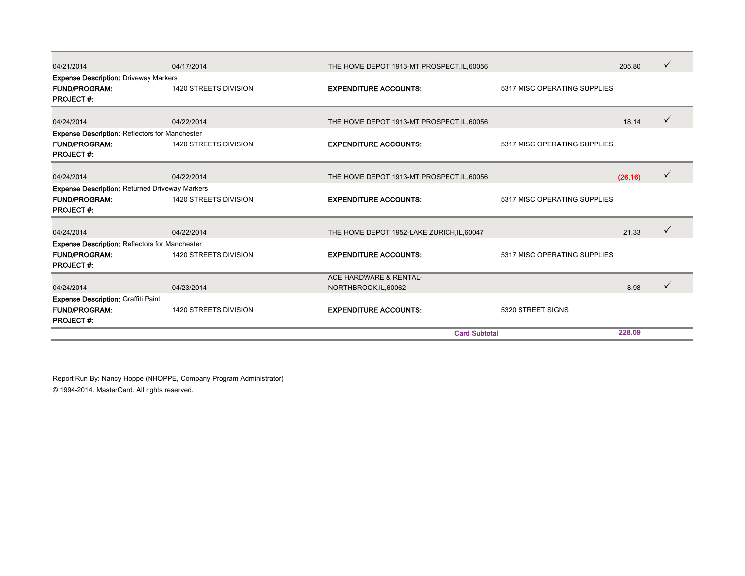| | | | | | |
|---|---|---|---|---|---|
| 04/21/2014 | 04/17/2014 | THE HOME DEPOT 1913-MT PROSPECT,IL,60056 | | 205.80 | ✓ |
| **Expense Description:** Driveway Markers | | | | | |
| **FUND/PROGRAM:** | 1420 STREETS DIVISION | **EXPENDITURE ACCOUNTS:** | 5317 MISC OPERATING SUPPLIES | | |
| **PROJECT #:** | | | | | |
| 04/24/2014 | 04/22/2014 | THE HOME DEPOT 1913-MT PROSPECT,IL,60056 | | 18.14 | ✓ |
| **Expense Description:** Reflectors for Manchester | | | | | |
| **FUND/PROGRAM:** | 1420 STREETS DIVISION | **EXPENDITURE ACCOUNTS:** | 5317 MISC OPERATING SUPPLIES | | |
| **PROJECT #:** | | | | | |
| 04/24/2014 | 04/22/2014 | THE HOME DEPOT 1913-MT PROSPECT,IL,60056 | | **(26.16)** | ✓ |
| **Expense Description:** Returned Driveway Markers | | | | | |
| **FUND/PROGRAM:** | 1420 STREETS DIVISION | **EXPENDITURE ACCOUNTS:** | 5317 MISC OPERATING SUPPLIES | | |
| **PROJECT #:** | | | | | |
| 04/24/2014 | 04/22/2014 | THE HOME DEPOT 1952-LAKE ZURICH,IL,60047 | | 21.33 | ✓ |
| **Expense Description:** Reflectors for Manchester | | | | | |
| **FUND/PROGRAM:** | 1420 STREETS DIVISION | **EXPENDITURE ACCOUNTS:** | 5317 MISC OPERATING SUPPLIES | | |
| **PROJECT #:** | | | | | |
| 04/24/2014 | 04/23/2014 | ACE HARDWARE & RENTAL-NORTHBROOK,IL,60062 | | 8.98 | ✓ |
| **Expense Description:** Graffiti Paint | | | | | |
| **FUND/PROGRAM:** | 1420 STREETS DIVISION | **EXPENDITURE ACCOUNTS:** | 5320 STREET SIGNS | | |
| **PROJECT #:** | | | | | |
| | | | **Card Subtotal** | **228.09** | |

Report Run By: Nancy Hoppe (NHOPPE, Company Program Administrator)

© 1994-2014. MasterCard. All rights reserved.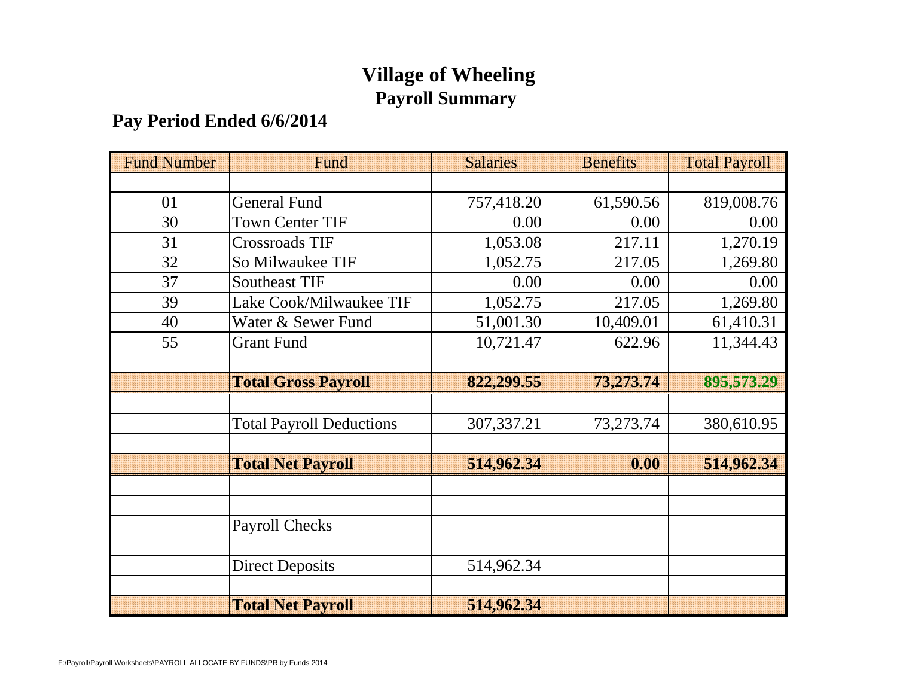# Village of Wheeling

## Payroll Summary

### Pay Period Ended 6/6/2014

| Fund Number | Fund | Salaries | Benefits | Total Payroll |
|---|---|---|---|---|
| | | | | |
| 01 | General Fund | 757,418.20 | 61,590.56 | 819,008.76 |
| 30 | Town Center TIF | 0.00 | 0.00 | 0.00 |
| 31 | Crossroads TIF | 1,053.08 | 217.11 | 1,270.19 |
| 32 | So Milwaukee TIF | 1,052.75 | 217.05 | 1,269.80 |
| 37 | Southeast TIF | 0.00 | 0.00 | 0.00 |
| 39 | Lake Cook/Milwaukee TIF | 1,052.75 | 217.05 | 1,269.80 |
| 40 | Water & Sewer Fund | 51,001.30 | 10,409.01 | 61,410.31 |
| 55 | Grant Fund | 10,721.47 | 622.96 | 11,344.43 |
| | | | | |
| | **Total Gross Payroll** | **822,299.55** | **73,273.74** | **895,573.29** |
| | | | | |
| | Total Payroll Deductions | 307,337.21 | 73,273.74 | 380,610.95 |
| | | | | |
| | **Total Net Payroll** | **514,962.34** | **0.00** | **514,962.34** |
| | | | | |
| | | | | |
| | Payroll Checks | | | |
| | | | | |
| | Direct Deposits | 514,962.34 | | |
| | | | | |
| | **Total Net Payroll** | **514,962.34** | | |

F:\Payroll\Payroll Worksheets\PAYROLL ALLOCATE BY FUNDS\PR by Funds 2014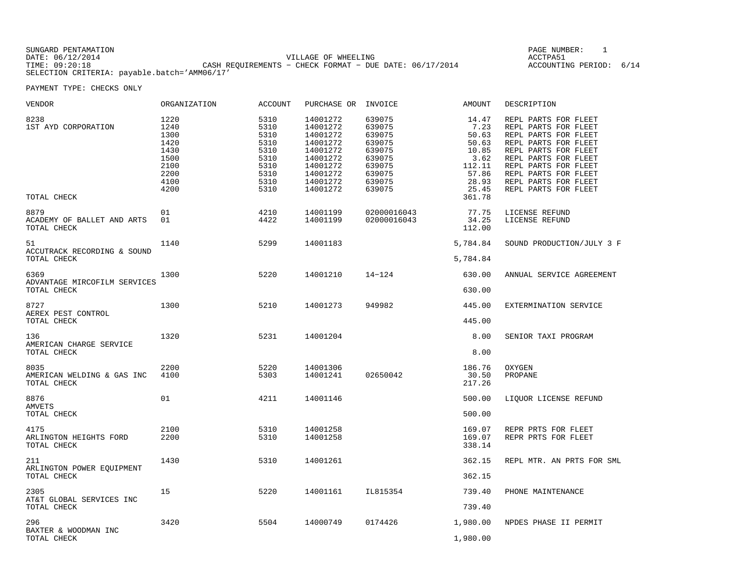SUNGARD PENTAMATION
DATE: 06/12/2014
TIME: 09:20:18
SELECTION CRITERIA: payable.batch='AMM06/17'

VILLAGE OF WHEELING
CASH REQUIREMENTS - CHECK FORMAT - DUE DATE: 06/17/2014

PAGE NUMBER: 1
ACCTPA51
ACCOUNTING PERIOD: 6/14

PAYMENT TYPE: CHECKS ONLY

| VENDOR | ORGANIZATION | ACCOUNT | PURCHASE OR | INVOICE | AMOUNT | DESCRIPTION |
|---|---|---|---|---|---|---|
| 8238 | 1220 | 5310 | 14001272 | 639075 | 14.47 | REPL PARTS FOR FLEET |
| 1ST AYD CORPORATION | 1240 | 5310 | 14001272 | 639075 | 7.23 | REPL PARTS FOR FLEET |
| | 1300 | 5310 | 14001272 | 639075 | 50.63 | REPL PARTS FOR FLEET |
| | 1420 | 5310 | 14001272 | 639075 | 50.63 | REPL PARTS FOR FLEET |
| | 1430 | 5310 | 14001272 | 639075 | 10.85 | REPL PARTS FOR FLEET |
| | 1500 | 5310 | 14001272 | 639075 | 3.62 | REPL PARTS FOR FLEET |
| | 2100 | 5310 | 14001272 | 639075 | 112.11 | REPL PARTS FOR FLEET |
| | 2200 | 5310 | 14001272 | 639075 | 57.86 | REPL PARTS FOR FLEET |
| | 4100 | 5310 | 14001272 | 639075 | 28.93 | REPL PARTS FOR FLEET |
| | 4200 | 5310 | 14001272 | 639075 | 25.45 | REPL PARTS FOR FLEET |
| TOTAL CHECK | | | | | 361.78 | |
| 8879 | 01 | 4210 | 14001199 | 02000016043 | 77.75 | LICENSE REFUND |
| ACADEMY OF BALLET AND ARTS | 01 | 4422 | 14001199 | 02000016043 | 34.25 | LICENSE REFUND |
| TOTAL CHECK | | | | | 112.00 | |
| 51 | 1140 | 5299 | 14001183 | | 5,784.84 | SOUND PRODUCTION/JULY 3 F |
| ACCUTRACK RECORDING & SOUND | | | | | | |
| TOTAL CHECK | | | | | 5,784.84 | |
| 6369 | 1300 | 5220 | 14001210 | 14-124 | 630.00 | ANNUAL SERVICE AGREEMENT |
| ADVANTAGE MIRCOFILM SERVICES | | | | | | |
| TOTAL CHECK | | | | | 630.00 | |
| 8727 | 1300 | 5210 | 14001273 | 949982 | 445.00 | EXTERMINATION SERVICE |
| AEREX PEST CONTROL | | | | | | |
| TOTAL CHECK | | | | | 445.00 | |
| 136 | 1320 | 5231 | 14001204 | | 8.00 | SENIOR TAXI PROGRAM |
| AMERICAN CHARGE SERVICE | | | | | | |
| TOTAL CHECK | | | | | 8.00 | |
| 8035 | 2200 | 5220 | 14001306 | | 186.76 | OXYGEN |
| AMERICAN WELDING & GAS INC | 4100 | 5303 | 14001241 | 02650042 | 30.50 | PROPANE |
| TOTAL CHECK | | | | | 217.26 | |
| 8876 | 01 | 4211 | 14001146 | | 500.00 | LIQUOR LICENSE REFUND |
| AMVETS | | | | | | |
| TOTAL CHECK | | | | | 500.00 | |
| 4175 | 2100 | 5310 | 14001258 | | 169.07 | REPR PRTS FOR FLEET |
| ARLINGTON HEIGHTS FORD | 2200 | 5310 | 14001258 | | 169.07 | REPR PRTS FOR FLEET |
| TOTAL CHECK | | | | | 338.14 | |
| 211 | 1430 | 5310 | 14001261 | | 362.15 | REPL MTR. AN PRTS FOR SML |
| ARLINGTON POWER EQUIPMENT | | | | | | |
| TOTAL CHECK | | | | | 362.15 | |
| 2305 | 15 | 5220 | 14001161 | IL815354 | 739.40 | PHONE MAINTENANCE |
| AT&T GLOBAL SERVICES INC | | | | | | |
| TOTAL CHECK | | | | | 739.40 | |
| 296 | 3420 | 5504 | 14000749 | 0174426 | 1,980.00 | NPDES PHASE II PERMIT |
| BAXTER & WOODMAN INC | | | | | | |
| TOTAL CHECK | | | | | 1,980.00 | |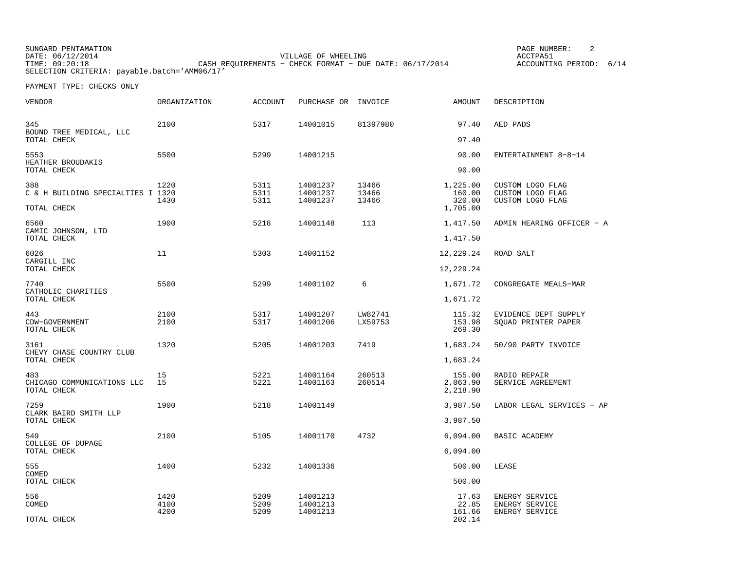SUNGARD PENTAMATION
DATE: 06/12/2014
TIME: 09:20:18

VILLAGE OF WHEELING
CASH REQUIREMENTS - CHECK FORMAT - DUE DATE: 06/17/2014

PAGE NUMBER: 2
ACCTPA51
ACCOUNTING PERIOD: 6/14

SELECTION CRITERIA: payable.batch='AMM06/17'

PAYMENT TYPE: CHECKS ONLY

| VENDOR | ORGANIZATION | ACCOUNT | PURCHASE OR | INVOICE | AMOUNT | DESCRIPTION |
|---|---|---|---|---|---|---|
| 345 | 2100 | 5317 | 14001015 | 81397980 | 97.40 | AED PADS |
| BOUND TREE MEDICAL, LLC | | | | | | |
| TOTAL CHECK | | | | | 97.40 | |
| 5553 | 5500 | 5299 | 14001215 | | 90.00 | ENTERTAINMENT 8-8-14 |
| HEATHER BROUDAKIS | | | | | | |
| TOTAL CHECK | | | | | 90.00 | |
| 388 | 1220 | 5311 | 14001237 | 13466 | 1,225.00 | CUSTOM LOGO FLAG |
| C & H BUILDING SPECIALTIES I | 1320 | 5311 | 14001237 | 13466 | 160.00 | CUSTOM LOGO FLAG |
| | 1430 | 5311 | 14001237 | 13466 | 320.00 | CUSTOM LOGO FLAG |
| TOTAL CHECK | | | | | 1,705.00 | |
| 6560 | 1900 | 5218 | 14001148 | 113 | 1,417.50 | ADMIN HEARING OFFICER - A |
| CAMIC JOHNSON, LTD | | | | | | |
| TOTAL CHECK | | | | | 1,417.50 | |
| 6026 | 11 | 5303 | 14001152 | | 12,229.24 | ROAD SALT |
| CARGILL INC | | | | | | |
| TOTAL CHECK | | | | | 12,229.24 | |
| 7740 | 5500 | 5299 | 14001102 | 6 | 1,671.72 | CONGREGATE MEALS-MAR |
| CATHOLIC CHARITIES | | | | | | |
| TOTAL CHECK | | | | | 1,671.72 | |
| 443 | 2100 | 5317 | 14001207 | LW82741 | 115.32 | EVIDENCE DEPT SUPPLY |
| CDW-GOVERNMENT | 2100 | 5317 | 14001206 | LX59753 | 153.98 | SQUAD PRINTER PAPER |
| TOTAL CHECK | | | | | 269.30 | |
| 3161 | 1320 | 5205 | 14001203 | 7419 | 1,683.24 | 50/90 PARTY INVOICE |
| CHEVY CHASE COUNTRY CLUB | | | | | | |
| TOTAL CHECK | | | | | 1,683.24 | |
| 483 | 15 | 5221 | 14001164 | 260513 | 155.00 | RADIO REPAIR |
| CHICAGO COMMUNICATIONS LLC | 15 | 5221 | 14001163 | 260514 | 2,063.90 | SERVICE AGREEMENT |
| TOTAL CHECK | | | | | 2,218.90 | |
| 7259 | 1900 | 5218 | 14001149 | | 3,987.50 | LABOR LEGAL SERVICES - AP |
| CLARK BAIRD SMITH LLP | | | | | | |
| TOTAL CHECK | | | | | 3,987.50 | |
| 549 | 2100 | 5105 | 14001170 | 4732 | 6,094.00 | BASIC ACADEMY |
| COLLEGE OF DUPAGE | | | | | | |
| TOTAL CHECK | | | | | 6,094.00 | |
| 555 | 1400 | 5232 | 14001336 | | 500.00 | LEASE |
| COMED | | | | | | |
| TOTAL CHECK | | | | | 500.00 | |
| 556 | 1420 | 5209 | 14001213 | | 17.63 | ENERGY SERVICE |
| COMED | 4100 | 5209 | 14001213 | | 22.85 | ENERGY SERVICE |
| | 4200 | 5209 | 14001213 | | 161.66 | ENERGY SERVICE |
| TOTAL CHECK | | | | | 202.14 | |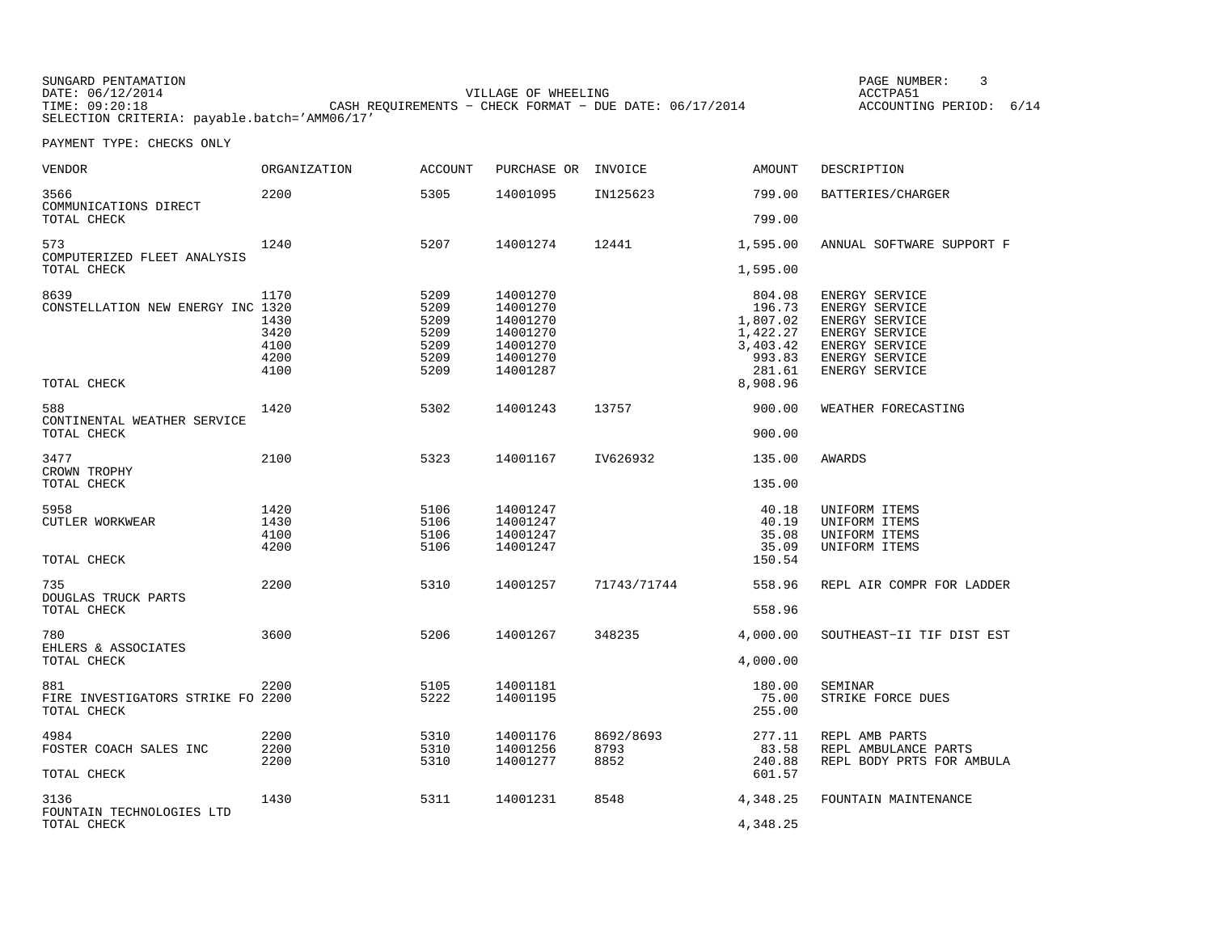SUNGARD PENTAMATION
DATE: 06/12/2014
TIME: 09:20:18

VILLAGE OF WHEELING
CASH REQUIREMENTS - CHECK FORMAT - DUE DATE: 06/17/2014

ACCTPA51
ACCOUNTING PERIOD: 6/14

SELECTION CRITERIA: payable.batch='AMM06/17'

PAYMENT TYPE: CHECKS ONLY

| VENDOR | ORGANIZATION | ACCOUNT | PURCHASE OR | INVOICE | AMOUNT | DESCRIPTION |
|---|---|---|---|---|---|---|
| 3566 COMMUNICATIONS DIRECT | 2200 | 5305 | 14001095 | IN125623 | 799.00 | BATTERIES/CHARGER |
| TOTAL CHECK | | | | | 799.00 | |
| 573 COMPUTERIZED FLEET ANALYSIS | 1240 | 5207 | 14001274 | 12441 | 1,595.00 | ANNUAL SOFTWARE SUPPORT F |
| TOTAL CHECK | | | | | 1,595.00 | |
| 8639 CONSTELLATION NEW ENERGY INC | 1170 | 5209 | 14001270 | | 804.08 | ENERGY SERVICE |
| | 1320 | 5209 | 14001270 | | 196.73 | ENERGY SERVICE |
| | 1430 | 5209 | 14001270 | | 1,807.02 | ENERGY SERVICE |
| | 3420 | 5209 | 14001270 | | 1,422.27 | ENERGY SERVICE |
| | 4100 | 5209 | 14001270 | | 3,403.42 | ENERGY SERVICE |
| | 4200 | 5209 | 14001270 | | 993.83 | ENERGY SERVICE |
| | 4100 | 5209 | 14001287 | | 281.61 | ENERGY SERVICE |
| TOTAL CHECK | | | | | 8,908.96 | |
| 588 CONTINENTAL WEATHER SERVICE | 1420 | 5302 | 14001243 | 13757 | 900.00 | WEATHER FORECASTING |
| TOTAL CHECK | | | | | 900.00 | |
| 3477 CROWN TROPHY | 2100 | 5323 | 14001167 | IV626932 | 135.00 | AWARDS |
| TOTAL CHECK | | | | | 135.00 | |
| 5958 CUTLER WORKWEAR | 1420 | 5106 | 14001247 | | 40.18 | UNIFORM ITEMS |
| | 1430 | 5106 | 14001247 | | 40.19 | UNIFORM ITEMS |
| | 4100 | 5106 | 14001247 | | 35.08 | UNIFORM ITEMS |
| | 4200 | 5106 | 14001247 | | 35.09 | UNIFORM ITEMS |
| TOTAL CHECK | | | | | 150.54 | |
| 735 DOUGLAS TRUCK PARTS | 2200 | 5310 | 14001257 | 71743/71744 | 558.96 | REPL AIR COMPR FOR LADDER |
| TOTAL CHECK | | | | | 558.96 | |
| 780 EHLERS & ASSOCIATES | 3600 | 5206 | 14001267 | 348235 | 4,000.00 | SOUTHEAST-II TIF DIST EST |
| TOTAL CHECK | | | | | 4,000.00 | |
| 881 FIRE INVESTIGATORS STRIKE FO | 2200 | 5105 | 14001181 | | 180.00 | SEMINAR |
| | 2200 | 5222 | 14001195 | | 75.00 | STRIKE FORCE DUES |
| TOTAL CHECK | | | | | 255.00 | |
| 4984 FOSTER COACH SALES INC | 2200 | 5310 | 14001176 | 8692/8693 | 277.11 | REPL AMB PARTS |
| | 2200 | 5310 | 14001256 | 8793 | 83.58 | REPL AMBULANCE PARTS |
| | 2200 | 5310 | 14001277 | 8852 | 240.88 | REPL BODY PRTS FOR AMBULA |
| TOTAL CHECK | | | | | 601.57 | |
| 3136 FOUNTAIN TECHNOLOGIES LTD | 1430 | 5311 | 14001231 | 8548 | 4,348.25 | FOUNTAIN MAINTENANCE |
| TOTAL CHECK | | | | | 4,348.25 | |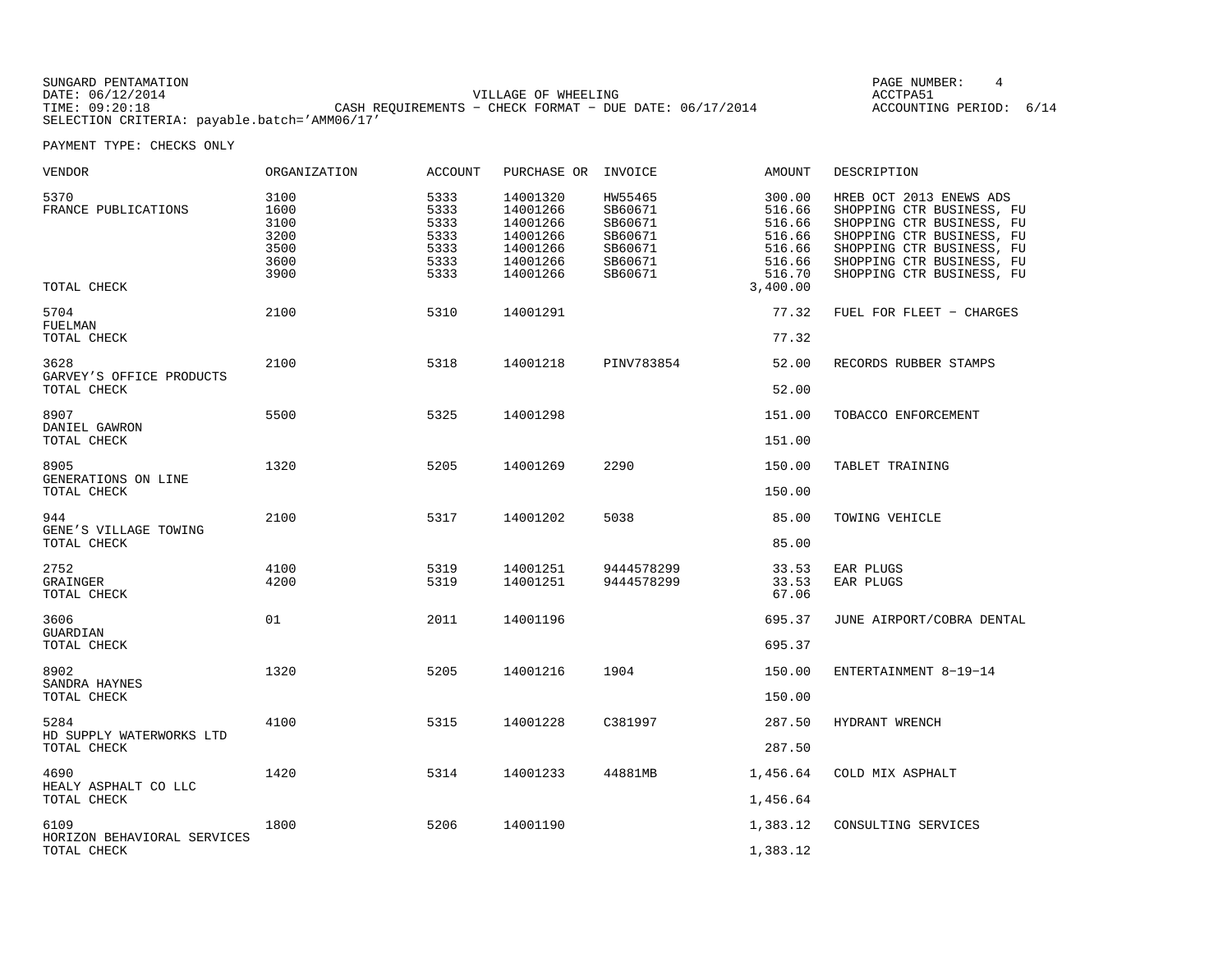SUNGARD PENTAMATION
DATE: 06/12/2014
TIME: 09:20:18
SELECTION CRITERIA: payable.batch='AMM06/17'

VILLAGE OF WHEELING
CASH REQUIREMENTS - CHECK FORMAT - DUE DATE: 06/17/2014

PAGE NUMBER: 4
ACCTPA51
ACCOUNTING PERIOD: 6/14

PAYMENT TYPE: CHECKS ONLY

| VENDOR | ORGANIZATION | ACCOUNT | PURCHASE OR | INVOICE | AMOUNT | DESCRIPTION |
|---|---|---|---|---|---|---|
| 5370 | 3100 | 5333 | 14001320 | HW55465 | 300.00 | HREB OCT 2013 ENEWS ADS |
| FRANCE PUBLICATIONS | 1600 | 5333 | 14001266 | SB60671 | 516.66 | SHOPPING CTR BUSINESS, FU |
| | 3100 | 5333 | 14001266 | SB60671 | 516.66 | SHOPPING CTR BUSINESS, FU |
| | 3200 | 5333 | 14001266 | SB60671 | 516.66 | SHOPPING CTR BUSINESS, FU |
| | 3500 | 5333 | 14001266 | SB60671 | 516.66 | SHOPPING CTR BUSINESS, FU |
| | 3600 | 5333 | 14001266 | SB60671 | 516.66 | SHOPPING CTR BUSINESS, FU |
| | 3900 | 5333 | 14001266 | SB60671 | 516.70 | SHOPPING CTR BUSINESS, FU |
| TOTAL CHECK | | | | | 3,400.00 | |
| 5704 | 2100 | 5310 | 14001291 | | 77.32 | FUEL FOR FLEET - CHARGES |
| FUELMAN | | | | | | |
| TOTAL CHECK | | | | | 77.32 | |
| 3628 | 2100 | 5318 | 14001218 | PINV783854 | 52.00 | RECORDS RUBBER STAMPS |
| GARVEY'S OFFICE PRODUCTS | | | | | | |
| TOTAL CHECK | | | | | 52.00 | |
| 8907 | 5500 | 5325 | 14001298 | | 151.00 | TOBACCO ENFORCEMENT |
| DANIEL GAWRON | | | | | | |
| TOTAL CHECK | | | | | 151.00 | |
| 8905 | 1320 | 5205 | 14001269 | 2290 | 150.00 | TABLET TRAINING |
| GENERATIONS ON LINE | | | | | | |
| TOTAL CHECK | | | | | 150.00 | |
| 944 | 2100 | 5317 | 14001202 | 5038 | 85.00 | TOWING VEHICLE |
| GENE'S VILLAGE TOWING | | | | | | |
| TOTAL CHECK | | | | | 85.00 | |
| 2752 | 4100 | 5319 | 14001251 | 9444578299 | 33.53 | EAR PLUGS |
| GRAINGER | 4200 | 5319 | 14001251 | 9444578299 | 33.53 | EAR PLUGS |
| TOTAL CHECK | | | | | 67.06 | |
| 3606 | 01 | 2011 | 14001196 | | 695.37 | JUNE AIRPORT/COBRA DENTAL |
| GUARDIAN | | | | | | |
| TOTAL CHECK | | | | | 695.37 | |
| 8902 | 1320 | 5205 | 14001216 | 1904 | 150.00 | ENTERTAINMENT 8-19-14 |
| SANDRA HAYNES | | | | | | |
| TOTAL CHECK | | | | | 150.00 | |
| 5284 | 4100 | 5315 | 14001228 | C381997 | 287.50 | HYDRANT WRENCH |
| HD SUPPLY WATERWORKS LTD | | | | | | |
| TOTAL CHECK | | | | | 287.50 | |
| 4690 | 1420 | 5314 | 14001233 | 44881MB | 1,456.64 | COLD MIX ASPHALT |
| HEALY ASPHALT CO LLC | | | | | | |
| TOTAL CHECK | | | | | 1,456.64 | |
| 6109 | 1800 | 5206 | 14001190 | | 1,383.12 | CONSULTING SERVICES |
| HORIZON BEHAVIORAL SERVICES | | | | | | |
| TOTAL CHECK | | | | | 1,383.12 | |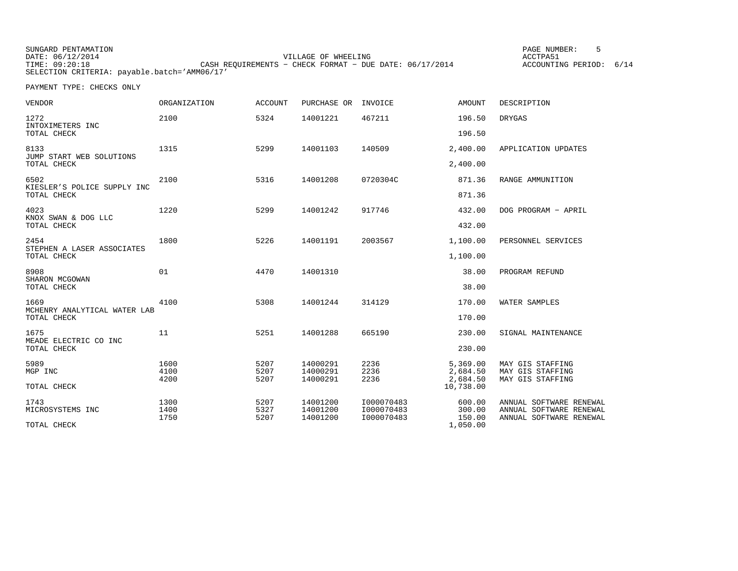SUNGARD PENTAMATION
DATE: 06/12/2014
TIME: 09:20:18

VILLAGE OF WHEELING
CASH REQUIREMENTS - CHECK FORMAT - DUE DATE: 06/17/2014

ACCTPA51
ACCOUNTING PERIOD: 6/14

SELECTION CRITERIA: payable.batch='AMM06/17'

PAYMENT TYPE: CHECKS ONLY

| VENDOR | ORGANIZATION | ACCOUNT | PURCHASE OR | INVOICE | AMOUNT | DESCRIPTION |
|---|---|---|---|---|---|---|
| 1272 | 2100 | 5324 | 14001221 | 467211 | 196.50 | DRYGAS |
| INTOXIMETERS INC | | | | | | |
| TOTAL CHECK | | | | | 196.50 | |
| 8133 | 1315 | 5299 | 14001103 | 140509 | 2,400.00 | APPLICATION UPDATES |
| JUMP START WEB SOLUTIONS | | | | | | |
| TOTAL CHECK | | | | | 2,400.00 | |
| 6502 | 2100 | 5316 | 14001208 | 0720304C | 871.36 | RANGE AMMUNITION |
| KIESLER'S POLICE SUPPLY INC | | | | | | |
| TOTAL CHECK | | | | | 871.36 | |
| 4023 | 1220 | 5299 | 14001242 | 917746 | 432.00 | DOG PROGRAM - APRIL |
| KNOX SWAN & DOG LLC | | | | | | |
| TOTAL CHECK | | | | | 432.00 | |
| 2454 | 1800 | 5226 | 14001191 | 2003567 | 1,100.00 | PERSONNEL SERVICES |
| STEPHEN A LASER ASSOCIATES | | | | | | |
| TOTAL CHECK | | | | | 1,100.00 | |
| 8908 | 01 | 4470 | 14001310 | | 38.00 | PROGRAM REFUND |
| SHARON MCGOWAN | | | | | | |
| TOTAL CHECK | | | | | 38.00 | |
| 1669 | 4100 | 5308 | 14001244 | 314129 | 170.00 | WATER SAMPLES |
| MCHENRY ANALYTICAL WATER LAB | | | | | | |
| TOTAL CHECK | | | | | 170.00 | |
| 1675 | 11 | 5251 | 14001288 | 665190 | 230.00 | SIGNAL MAINTENANCE |
| MEADE ELECTRIC CO INC | | | | | | |
| TOTAL CHECK | | | | | 230.00 | |
| 5989 | 1600 | 5207 | 14000291 | 2236 | 5,369.00 | MAY GIS STAFFING |
| MGP INC | 4100 | 5207 | 14000291 | 2236 | 2,684.50 | MAY GIS STAFFING |
| | 4200 | 5207 | 14000291 | 2236 | 2,684.50 | MAY GIS STAFFING |
| TOTAL CHECK | | | | | 10,738.00 | |
| 1743 | 1300 | 5207 | 14001200 | I000070483 | 600.00 | ANNUAL SOFTWARE RENEWAL |
| MICROSYSTEMS INC | 1400 | 5327 | 14001200 | I000070483 | 300.00 | ANNUAL SOFTWARE RENEWAL |
| | 1750 | 5207 | 14001200 | I000070483 | 150.00 | ANNUAL SOFTWARE RENEWAL |
| TOTAL CHECK | | | | | 1,050.00 | |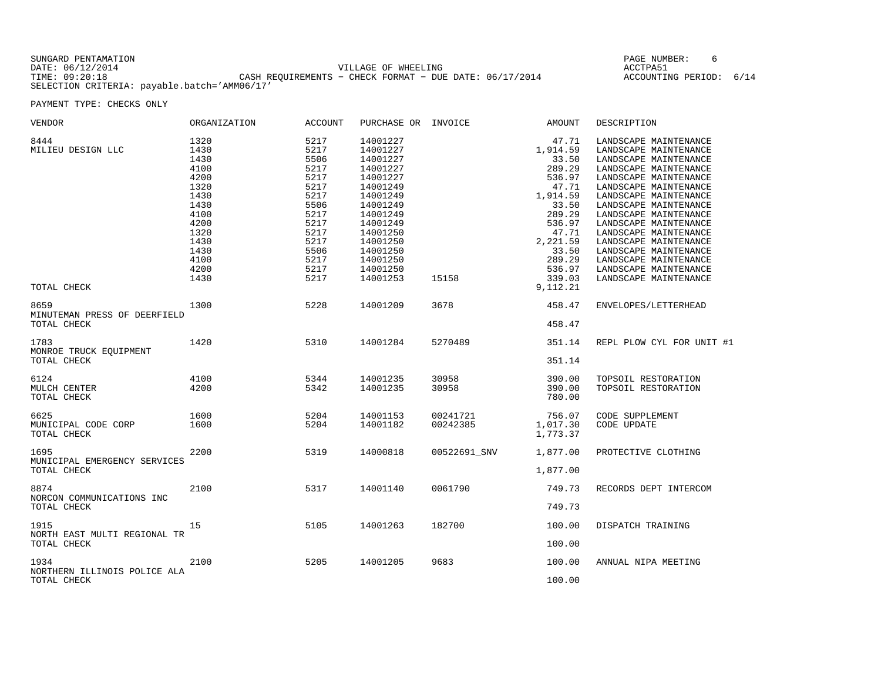SUNGARD PENTAMATION
DATE: 06/12/2014
TIME: 09:20:18

VILLAGE OF WHEELING
CASH REQUIREMENTS - CHECK FORMAT - DUE DATE: 06/17/2014

ACCTPA51
ACCOUNTING PERIOD: 6/14

SELECTION CRITERIA: payable.batch='AMM06/17'

PAYMENT TYPE: CHECKS ONLY

| VENDOR | ORGANIZATION | ACCOUNT | PURCHASE OR | INVOICE | AMOUNT | DESCRIPTION |
|---|---|---|---|---|---|---|
| 8444 | 1320 | 5217 | 14001227 | | 47.71 | LANDSCAPE MAINTENANCE |
| MILIEU DESIGN LLC | 1430 | 5217 | 14001227 | | 1,914.59 | LANDSCAPE MAINTENANCE |
| | 1430 | 5506 | 14001227 | | 33.50 | LANDSCAPE MAINTENANCE |
| | 4100 | 5217 | 14001227 | | 289.29 | LANDSCAPE MAINTENANCE |
| | 4200 | 5217 | 14001227 | | 536.97 | LANDSCAPE MAINTENANCE |
| | 1320 | 5217 | 14001249 | | 47.71 | LANDSCAPE MAINTENANCE |
| | 1430 | 5217 | 14001249 | | 1,914.59 | LANDSCAPE MAINTENANCE |
| | 1430 | 5506 | 14001249 | | 33.50 | LANDSCAPE MAINTENANCE |
| | 4100 | 5217 | 14001249 | | 289.29 | LANDSCAPE MAINTENANCE |
| | 4200 | 5217 | 14001249 | | 536.97 | LANDSCAPE MAINTENANCE |
| | 1320 | 5217 | 14001250 | | 47.71 | LANDSCAPE MAINTENANCE |
| | 1430 | 5217 | 14001250 | | 2,221.59 | LANDSCAPE MAINTENANCE |
| | 1430 | 5506 | 14001250 | | 33.50 | LANDSCAPE MAINTENANCE |
| | 4100 | 5217 | 14001250 | | 289.29 | LANDSCAPE MAINTENANCE |
| | 4200 | 5217 | 14001250 | | 536.97 | LANDSCAPE MAINTENANCE |
| | 1430 | 5217 | 14001253 | 15158 | 339.03 | LANDSCAPE MAINTENANCE |
| TOTAL CHECK | | | | | 9,112.21 | |
| 8659 | 1300 | 5228 | 14001209 | 3678 | 458.47 | ENVELOPES/LETTERHEAD |
| MINUTEMAN PRESS OF DEERFIELD | | | | | | |
| TOTAL CHECK | | | | | 458.47 | |
| 1783 | 1420 | 5310 | 14001284 | 5270489 | 351.14 | REPL PLOW CYL FOR UNIT #1 |
| MONROE TRUCK EQUIPMENT | | | | | | |
| TOTAL CHECK | | | | | 351.14 | |
| 6124 | 4100 | 5344 | 14001235 | 30958 | 390.00 | TOPSOIL RESTORATION |
| MULCH CENTER | 4200 | 5342 | 14001235 | 30958 | 390.00 | TOPSOIL RESTORATION |
| TOTAL CHECK | | | | | 780.00 | |
| 6625 | 1600 | 5204 | 14001153 | 00241721 | 756.07 | CODE SUPPLEMENT |
| MUNICIPAL CODE CORP | 1600 | 5204 | 14001182 | 00242385 | 1,017.30 | CODE UPDATE |
| TOTAL CHECK | | | | | 1,773.37 | |
| 1695 | 2200 | 5319 | 14000818 | 00522691_SNV | 1,877.00 | PROTECTIVE CLOTHING |
| MUNICIPAL EMERGENCY SERVICES | | | | | | |
| TOTAL CHECK | | | | | 1,877.00 | |
| 8874 | 2100 | 5317 | 14001140 | 0061790 | 749.73 | RECORDS DEPT INTERCOM |
| NORCON COMMUNICATIONS INC | | | | | | |
| TOTAL CHECK | | | | | 749.73 | |
| 1915 | 15 | 5105 | 14001263 | 182700 | 100.00 | DISPATCH TRAINING |
| NORTH EAST MULTI REGIONAL TR | | | | | | |
| TOTAL CHECK | | | | | 100.00 | |
| 1934 | 2100 | 5205 | 14001205 | 9683 | 100.00 | ANNUAL NIPA MEETING |
| NORTHERN ILLINOIS POLICE ALA | | | | | | |
| TOTAL CHECK | | | | | 100.00 | |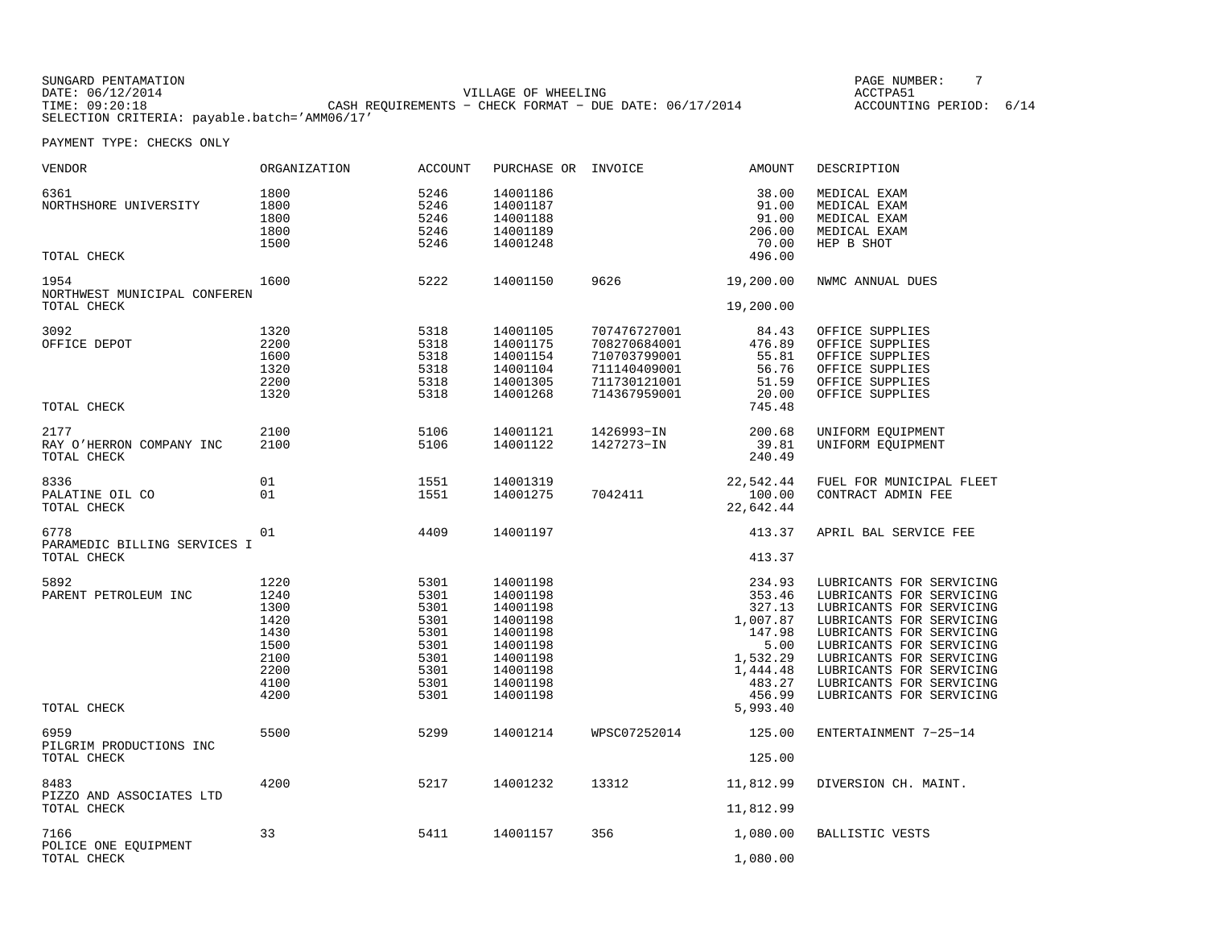SUNGARD PENTAMATION
DATE: 06/12/2014
TIME: 09:20:18

VILLAGE OF WHEELING
CASH REQUIREMENTS - CHECK FORMAT - DUE DATE: 06/17/2014

ACCTPA51
ACCOUNTING PERIOD: 6/14

SELECTION CRITERIA: payable.batch='AMM06/17'

PAYMENT TYPE: CHECKS ONLY

| VENDOR | ORGANIZATION | ACCOUNT | PURCHASE OR | INVOICE | AMOUNT | DESCRIPTION |
|---|---|---|---|---|---|---|
| 6361 | 1800 | 5246 | 14001186 | | 38.00 | MEDICAL EXAM |
| NORTHSHORE UNIVERSITY | 1800 | 5246 | 14001187 | | 91.00 | MEDICAL EXAM |
| | 1800 | 5246 | 14001188 | | 91.00 | MEDICAL EXAM |
| | 1800 | 5246 | 14001189 | | 206.00 | MEDICAL EXAM |
| | 1500 | 5246 | 14001248 | | 70.00 | HEP B SHOT |
| TOTAL CHECK | | | | | 496.00 | |
| 1954 | 1600 | 5222 | 14001150 | 9626 | 19,200.00 | NWMC ANNUAL DUES |
| NORTHWEST MUNICIPAL CONFEREN | | | | | | |
| TOTAL CHECK | | | | | 19,200.00 | |
| 3092 | 1320 | 5318 | 14001105 | 707476727001 | 84.43 | OFFICE SUPPLIES |
| OFFICE DEPOT | 2200 | 5318 | 14001175 | 708270684001 | 476.89 | OFFICE SUPPLIES |
| | 1600 | 5318 | 14001154 | 710703799001 | 55.81 | OFFICE SUPPLIES |
| | 1320 | 5318 | 14001104 | 711140409001 | 56.76 | OFFICE SUPPLIES |
| | 2200 | 5318 | 14001305 | 711730121001 | 51.59 | OFFICE SUPPLIES |
| | 1320 | 5318 | 14001268 | 714367959001 | 20.00 | OFFICE SUPPLIES |
| TOTAL CHECK | | | | | 745.48 | |
| 2177 | 2100 | 5106 | 14001121 | 1426993-IN | 200.68 | UNIFORM EQUIPMENT |
| RAY O'HERRON COMPANY INC | 2100 | 5106 | 14001122 | 1427273-IN | 39.81 | UNIFORM EQUIPMENT |
| TOTAL CHECK | | | | | 240.49 | |
| 8336 | 01 | 1551 | 14001319 | | 22,542.44 | FUEL FOR MUNICIPAL FLEET |
| PALATINE OIL CO | 01 | 1551 | 14001275 | 7042411 | 100.00 | CONTRACT ADMIN FEE |
| TOTAL CHECK | | | | | 22,642.44 | |
| 6778 | 01 | 4409 | 14001197 | | 413.37 | APRIL BAL SERVICE FEE |
| PARAMEDIC BILLING SERVICES I | | | | | | |
| TOTAL CHECK | | | | | 413.37 | |
| 5892 | 1220 | 5301 | 14001198 | | 234.93 | LUBRICANTS FOR SERVICING |
| PARENT PETROLEUM INC | 1240 | 5301 | 14001198 | | 353.46 | LUBRICANTS FOR SERVICING |
| | 1300 | 5301 | 14001198 | | 327.13 | LUBRICANTS FOR SERVICING |
| | 1420 | 5301 | 14001198 | | 1,007.87 | LUBRICANTS FOR SERVICING |
| | 1430 | 5301 | 14001198 | | 147.98 | LUBRICANTS FOR SERVICING |
| | 1500 | 5301 | 14001198 | | 5.00 | LUBRICANTS FOR SERVICING |
| | 2100 | 5301 | 14001198 | | 1,532.29 | LUBRICANTS FOR SERVICING |
| | 2200 | 5301 | 14001198 | | 1,444.48 | LUBRICANTS FOR SERVICING |
| | 4100 | 5301 | 14001198 | | 483.27 | LUBRICANTS FOR SERVICING |
| | 4200 | 5301 | 14001198 | | 456.99 | LUBRICANTS FOR SERVICING |
| TOTAL CHECK | | | | | 5,993.40 | |
| 6959 | 5500 | 5299 | 14001214 | WPSC07252014 | 125.00 | ENTERTAINMENT 7-25-14 |
| PILGRIM PRODUCTIONS INC | | | | | | |
| TOTAL CHECK | | | | | 125.00 | |
| 8483 | 4200 | 5217 | 14001232 | 13312 | 11,812.99 | DIVERSION CH. MAINT. |
| PIZZO AND ASSOCIATES LTD | | | | | | |
| TOTAL CHECK | | | | | 11,812.99 | |
| 7166 | 33 | 5411 | 14001157 | 356 | 1,080.00 | BALLISTIC VESTS |
| POLICE ONE EQUIPMENT | | | | | | |
| TOTAL CHECK | | | | | 1,080.00 | |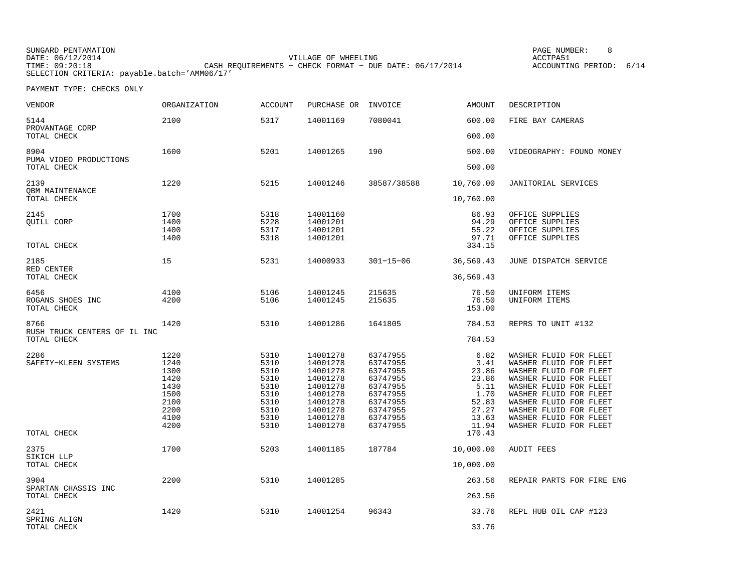SUNGARD PENTAMATION
DATE: 06/12/2014
TIME: 09:20:18
SELECTION CRITERIA: payable.batch='AMM06/17'

VILLAGE OF WHEELING
CASH REQUIREMENTS - CHECK FORMAT - DUE DATE: 06/17/2014

PAGE NUMBER: 8
ACCTPA51
ACCOUNTING PERIOD: 6/14

PAYMENT TYPE: CHECKS ONLY

| VENDOR | ORGANIZATION | ACCOUNT | PURCHASE OR | INVOICE | AMOUNT | DESCRIPTION |
|---|---|---|---|---|---|---|
| 5144 | 2100 | 5317 | 14001169 | 7080041 | 600.00 | FIRE BAY CAMERAS |
| PROVANTAGE CORP | | | | | | |
| TOTAL CHECK | | | | | 600.00 | |
| 8904 | 1600 | 5201 | 14001265 | 190 | 500.00 | VIDEOGRAPHY: FOUND MONEY |
| PUMA VIDEO PRODUCTIONS | | | | | | |
| TOTAL CHECK | | | | | 500.00 | |
| 2139 | 1220 | 5215 | 14001246 | 38587/38588 | 10,760.00 | JANITORIAL SERVICES |
| QBM MAINTENANCE | | | | | | |
| TOTAL CHECK | | | | | 10,760.00 | |
| 2145 | 1700 | 5318 | 14001160 | | 86.93 | OFFICE SUPPLIES |
| QUILL CORP | 1400 | 5228 | 14001201 | | 94.29 | OFFICE SUPPLIES |
| | 1400 | 5317 | 14001201 | | 55.22 | OFFICE SUPPLIES |
| | 1400 | 5318 | 14001201 | | 97.71 | OFFICE SUPPLIES |
| TOTAL CHECK | | | | | 334.15 | |
| 2185 | 15 | 5231 | 14000933 | 301-15-06 | 36,569.43 | JUNE DISPATCH SERVICE |
| RED CENTER | | | | | | |
| TOTAL CHECK | | | | | 36,569.43 | |
| 6456 | 4100 | 5106 | 14001245 | 215635 | 76.50 | UNIFORM ITEMS |
| ROGANS SHOES INC | 4200 | 5106 | 14001245 | 215635 | 76.50 | UNIFORM ITEMS |
| TOTAL CHECK | | | | | 153.00 | |
| 8766 | 1420 | 5310 | 14001286 | 1641805 | 784.53 | REPRS TO UNIT #132 |
| RUSH TRUCK CENTERS OF IL INC | | | | | | |
| TOTAL CHECK | | | | | 784.53 | |
| 2286 | 1220 | 5310 | 14001278 | 63747955 | 6.82 | WASHER FLUID FOR FLEET |
| SAFETY-KLEEN SYSTEMS | 1240 | 5310 | 14001278 | 63747955 | 3.41 | WASHER FLUID FOR FLEET |
| | 1300 | 5310 | 14001278 | 63747955 | 23.86 | WASHER FLUID FOR FLEET |
| | 1420 | 5310 | 14001278 | 63747955 | 23.86 | WASHER FLUID FOR FLEET |
| | 1430 | 5310 | 14001278 | 63747955 | 5.11 | WASHER FLUID FOR FLEET |
| | 1500 | 5310 | 14001278 | 63747955 | 1.70 | WASHER FLUID FOR FLEET |
| | 2100 | 5310 | 14001278 | 63747955 | 52.83 | WASHER FLUID FOR FLEET |
| | 2200 | 5310 | 14001278 | 63747955 | 27.27 | WASHER FLUID FOR FLEET |
| | 4100 | 5310 | 14001278 | 63747955 | 13.63 | WASHER FLUID FOR FLEET |
| | 4200 | 5310 | 14001278 | 63747955 | 11.94 | WASHER FLUID FOR FLEET |
| TOTAL CHECK | | | | | 170.43 | |
| 2375 | 1700 | 5203 | 14001185 | 187784 | 10,000.00 | AUDIT FEES |
| SIKICH LLP | | | | | | |
| TOTAL CHECK | | | | | 10,000.00 | |
| 3904 | 2200 | 5310 | 14001285 | | 263.56 | REPAIR PARTS FOR FIRE ENG |
| SPARTAN CHASSIS INC | | | | | | |
| TOTAL CHECK | | | | | 263.56 | |
| 2421 | 1420 | 5310 | 14001254 | 96343 | 33.76 | REPL HUB OIL CAP #123 |
| SPRING ALIGN | | | | | | |
| TOTAL CHECK | | | | | 33.76 | |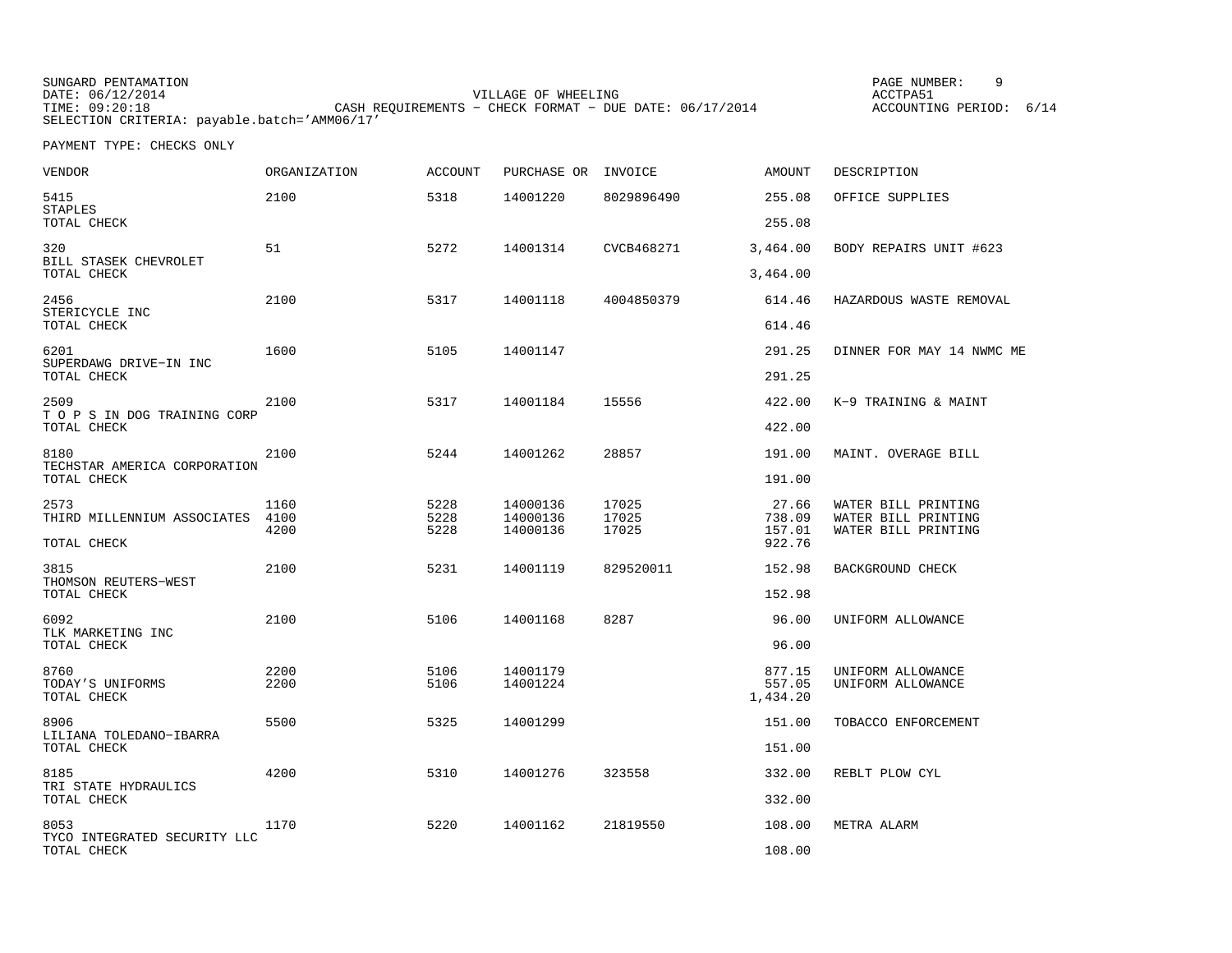SUNGARD PENTAMATION
DATE: 06/12/2014
TIME: 09:20:18
SELECTION CRITERIA: payable.batch='AMM06/17'

VILLAGE OF WHEELING
CASH REQUIREMENTS - CHECK FORMAT - DUE DATE: 06/17/2014

PAGE NUMBER: 9
ACCTPA51
ACCOUNTING PERIOD: 6/14

PAYMENT TYPE: CHECKS ONLY

| VENDOR | ORGANIZATION | ACCOUNT | PURCHASE OR | INVOICE | AMOUNT | DESCRIPTION |
|---|---|---|---|---|---|---|
| 5415 | 2100 | 5318 | 14001220 | 8029896490 | 255.08 | OFFICE SUPPLIES |
| STAPLES | | | | | | |
| TOTAL CHECK | | | | | 255.08 | |
| 320 | 51 | 5272 | 14001314 | CVCB468271 | 3,464.00 | BODY REPAIRS UNIT #623 |
| BILL STASEK CHEVROLET | | | | | | |
| TOTAL CHECK | | | | | 3,464.00 | |
| 2456 | 2100 | 5317 | 14001118 | 4004850379 | 614.46 | HAZARDOUS WASTE REMOVAL |
| STERICYCLE INC | | | | | | |
| TOTAL CHECK | | | | | 614.46 | |
| 6201 | 1600 | 5105 | 14001147 | | 291.25 | DINNER FOR MAY 14 NWMC ME |
| SUPERDAWG DRIVE-IN INC | | | | | | |
| TOTAL CHECK | | | | | 291.25 | |
| 2509 | 2100 | 5317 | 14001184 | 15556 | 422.00 | K-9 TRAINING & MAINT |
| T O P S IN DOG TRAINING CORP | | | | | | |
| TOTAL CHECK | | | | | 422.00 | |
| 8180 | 2100 | 5244 | 14001262 | 28857 | 191.00 | MAINT. OVERAGE BILL |
| TECHSTAR AMERICA CORPORATION | | | | | | |
| TOTAL CHECK | | | | | 191.00 | |
| 2573 | 1160 | 5228 | 14000136 | 17025 | 27.66 | WATER BILL PRINTING |
| THIRD MILLENNIUM ASSOCIATES | 4100 | 5228 | 14000136 | 17025 | 738.09 | WATER BILL PRINTING |
| | 4200 | 5228 | 14000136 | 17025 | 157.01 | WATER BILL PRINTING |
| TOTAL CHECK | | | | | 922.76 | |
| 3815 | 2100 | 5231 | 14001119 | 829520011 | 152.98 | BACKGROUND CHECK |
| THOMSON REUTERS-WEST | | | | | | |
| TOTAL CHECK | | | | | 152.98 | |
| 6092 | 2100 | 5106 | 14001168 | 8287 | 96.00 | UNIFORM ALLOWANCE |
| TLK MARKETING INC | | | | | | |
| TOTAL CHECK | | | | | 96.00 | |
| 8760 | 2200 | 5106 | 14001179 | | 877.15 | UNIFORM ALLOWANCE |
| TODAY'S UNIFORMS | 2200 | 5106 | 14001224 | | 557.05 | UNIFORM ALLOWANCE |
| TOTAL CHECK | | | | | 1,434.20 | |
| 8906 | 5500 | 5325 | 14001299 | | 151.00 | TOBACCO ENFORCEMENT |
| LILIANA TOLEDANO-IBARRA | | | | | | |
| TOTAL CHECK | | | | | 151.00 | |
| 8185 | 4200 | 5310 | 14001276 | 323558 | 332.00 | REBLT PLOW CYL |
| TRI STATE HYDRAULICS | | | | | | |
| TOTAL CHECK | | | | | 332.00 | |
| 8053 | 1170 | 5220 | 14001162 | 21819550 | 108.00 | METRA ALARM |
| TYCO INTEGRATED SECURITY LLC | | | | | | |
| TOTAL CHECK | | | | | 108.00 | |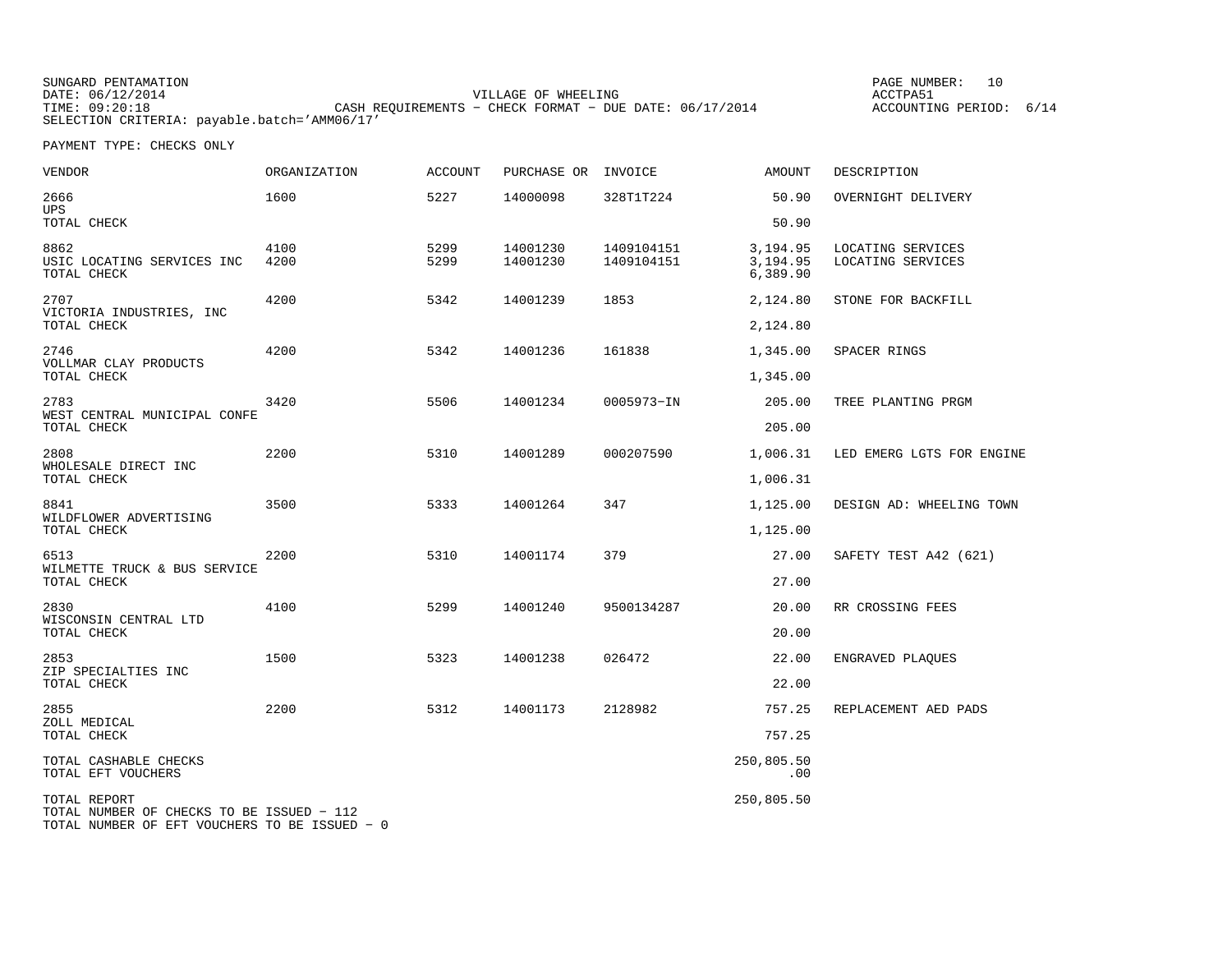SUNGARD PENTAMATION
DATE: 06/12/2014
TIME: 09:20:18
SELECTION CRITERIA: payable.batch='AMM06/17'

VILLAGE OF WHEELING
CASH REQUIREMENTS - CHECK FORMAT - DUE DATE: 06/17/2014

ACCTPA51
ACCOUNTING PERIOD: 6/14

PAYMENT TYPE: CHECKS ONLY

| VENDOR | ORGANIZATION | ACCOUNT | PURCHASE OR | INVOICE | AMOUNT | DESCRIPTION |
|---|---|---|---|---|---|---|
| 2666 | 1600 | 5227 | 14000098 | 328T1T224 | 50.90 | OVERNIGHT DELIVERY |
| UPS | | | | | | |
| TOTAL CHECK | | | | | 50.90 | |
| 8862 | 4100 | 5299 | 14001230 | 1409104151 | 3,194.95 | LOCATING SERVICES |
| USIC LOCATING SERVICES INC | 4200 | 5299 | 14001230 | 1409104151 | 3,194.95 | LOCATING SERVICES |
| TOTAL CHECK | | | | | 6,389.90 | |
| 2707 | 4200 | 5342 | 14001239 | 1853 | 2,124.80 | STONE FOR BACKFILL |
| VICTORIA INDUSTRIES, INC | | | | | | |
| TOTAL CHECK | | | | | 2,124.80 | |
| 2746 | 4200 | 5342 | 14001236 | 161838 | 1,345.00 | SPACER RINGS |
| VOLLMAR CLAY PRODUCTS | | | | | | |
| TOTAL CHECK | | | | | 1,345.00 | |
| 2783 | 3420 | 5506 | 14001234 | 0005973-IN | 205.00 | TREE PLANTING PRGM |
| WEST CENTRAL MUNICIPAL CONFE | | | | | | |
| TOTAL CHECK | | | | | 205.00 | |
| 2808 | 2200 | 5310 | 14001289 | 000207590 | 1,006.31 | LED EMERG LGTS FOR ENGINE |
| WHOLESALE DIRECT INC | | | | | | |
| TOTAL CHECK | | | | | 1,006.31 | |
| 8841 | 3500 | 5333 | 14001264 | 347 | 1,125.00 | DESIGN AD: WHEELING TOWN |
| WILDFLOWER ADVERTISING | | | | | | |
| TOTAL CHECK | | | | | 1,125.00 | |
| 6513 | 2200 | 5310 | 14001174 | 379 | 27.00 | SAFETY TEST A42 (621) |
| WILMETTE TRUCK & BUS SERVICE | | | | | | |
| TOTAL CHECK | | | | | 27.00 | |
| 2830 | 4100 | 5299 | 14001240 | 9500134287 | 20.00 | RR CROSSING FEES |
| WISCONSIN CENTRAL LTD | | | | | | |
| TOTAL CHECK | | | | | 20.00 | |
| 2853 | 1500 | 5323 | 14001238 | 026472 | 22.00 | ENGRAVED PLAQUES |
| ZIP SPECIALTIES INC | | | | | | |
| TOTAL CHECK | | | | | 22.00 | |
| 2855 | 2200 | 5312 | 14001173 | 2128982 | 757.25 | REPLACEMENT AED PADS |
| ZOLL MEDICAL | | | | | | |
| TOTAL CHECK | | | | | 757.25 | |
| TOTAL CASHABLE CHECKS | | | | | 250,805.50 | |
| TOTAL EFT VOUCHERS | | | | | .00 | |
| TOTAL REPORT | | | | | 250,805.50 | |

TOTAL NUMBER OF CHECKS TO BE ISSUED - 112
TOTAL NUMBER OF EFT VOUCHERS TO BE ISSUED - 0